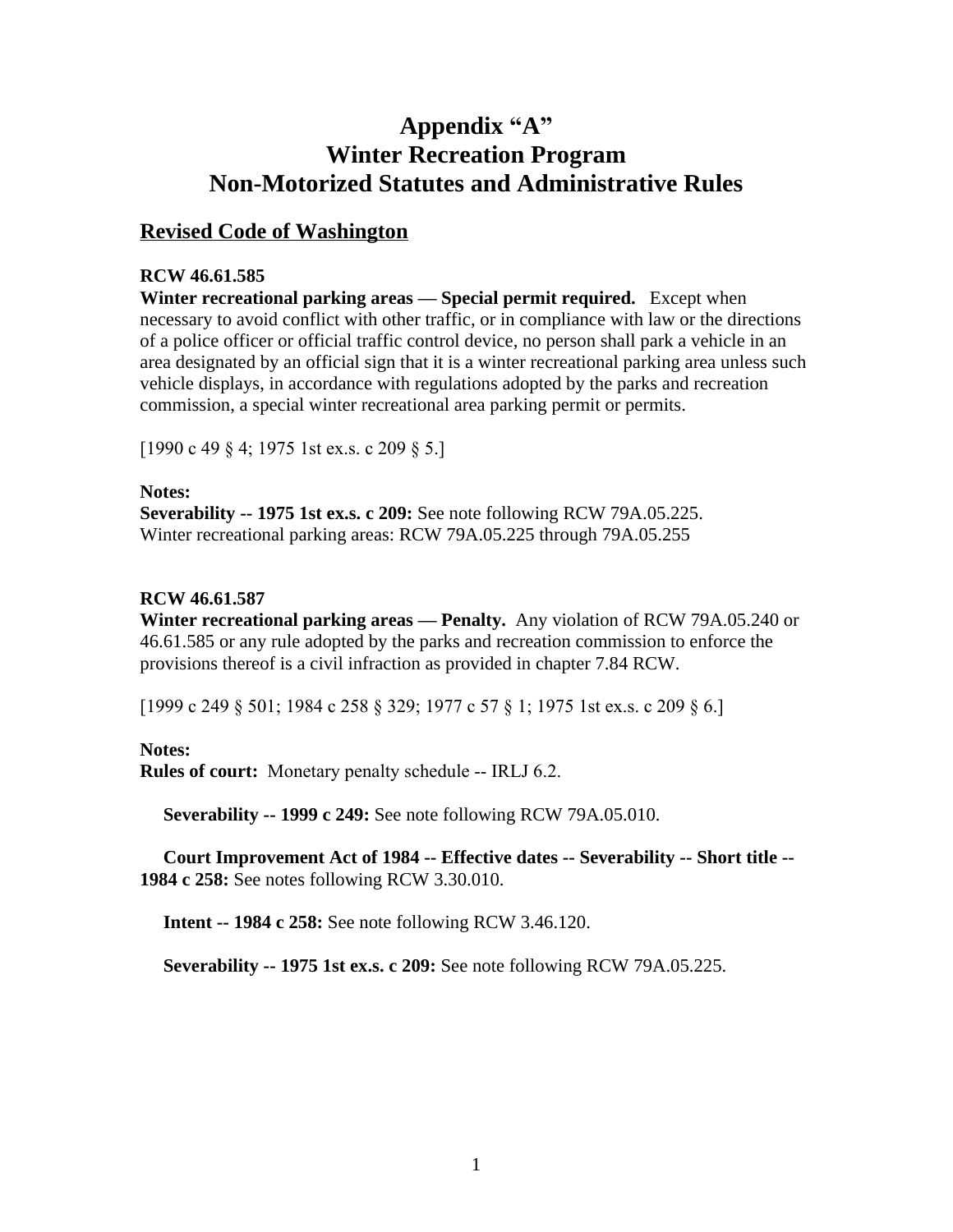# Appendix "A"
# Winter Recreation Program
# Non-Motorized Statutes and Administrative Rules

## Revised Code of Washington

**RCW 46.61.585**
**Winter recreational parking areas — Special permit required.** Except when necessary to avoid conflict with other traffic, or in compliance with law or the directions of a police officer or official traffic control device, no person shall park a vehicle in an area designated by an official sign that it is a winter recreational parking area unless such vehicle displays, in accordance with regulations adopted by the parks and recreation commission, a special winter recreational area parking permit or permits.

[1990 c 49 § 4; 1975 1st ex.s. c 209 § 5.]

**Notes:**
**Severability -- 1975 1st ex.s. c 209:** See note following RCW 79A.05.225.
Winter recreational parking areas: RCW 79A.05.225 through 79A.05.255

**RCW 46.61.587**
**Winter recreational parking areas — Penalty.** Any violation of RCW 79A.05.240 or 46.61.585 or any rule adopted by the parks and recreation commission to enforce the provisions thereof is a civil infraction as provided in chapter 7.84 RCW.

[1999 c 249 § 501; 1984 c 258 § 329; 1977 c 57 § 1; 1975 1st ex.s. c 209 § 6.]

**Notes:**
**Rules of court:** Monetary penalty schedule -- IRLJ 6.2.

**Severability -- 1999 c 249:** See note following RCW 79A.05.010.

**Court Improvement Act of 1984 -- Effective dates -- Severability -- Short title -- 1984 c 258:** See notes following RCW 3.30.010.

**Intent -- 1984 c 258:** See note following RCW 3.46.120.

**Severability -- 1975 1st ex.s. c 209:** See note following RCW 79A.05.225.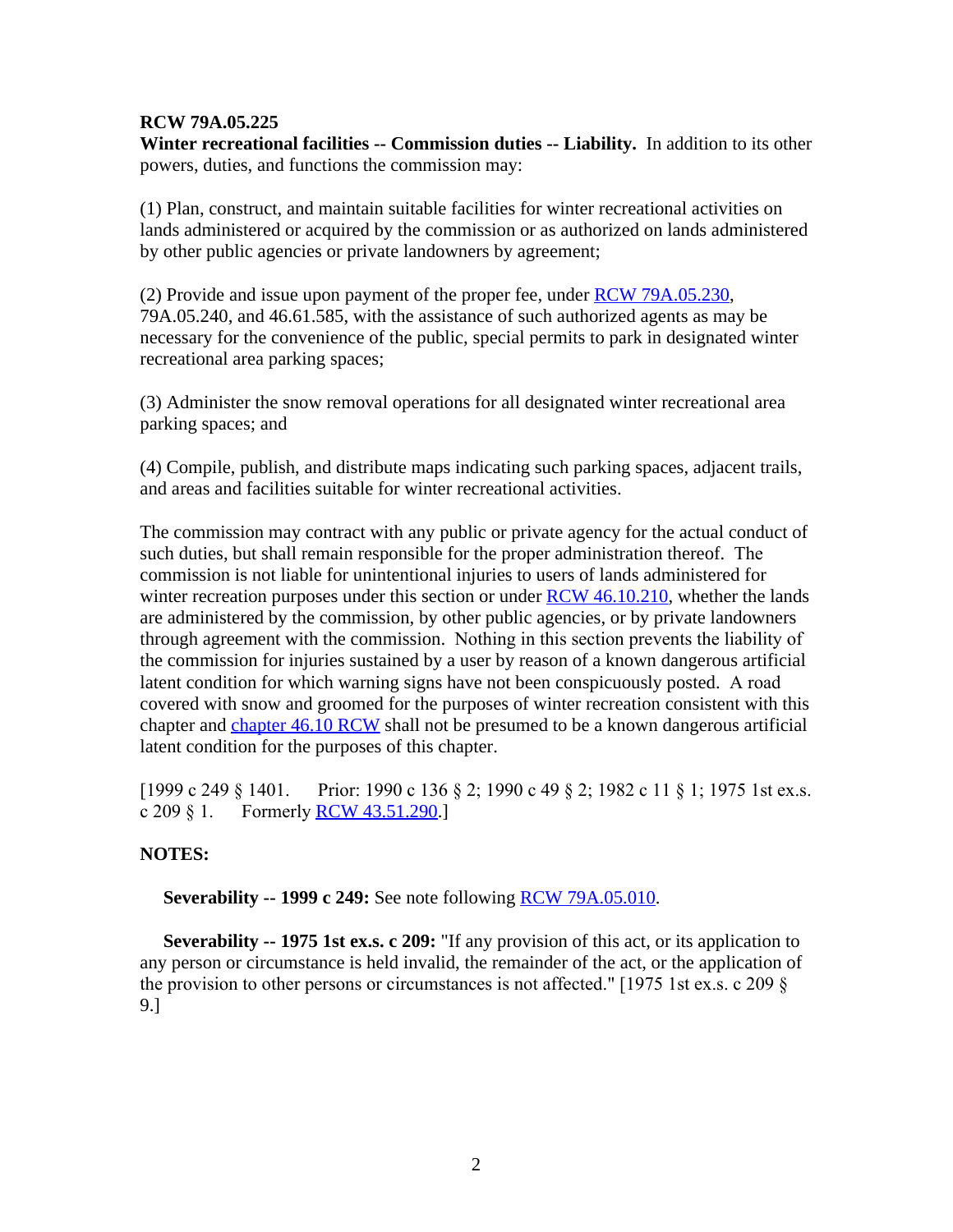**RCW 79A.05.225**
**Winter recreational facilities -- Commission duties -- Liability.** In addition to its other powers, duties, and functions the commission may:

(1) Plan, construct, and maintain suitable facilities for winter recreational activities on lands administered or acquired by the commission or as authorized on lands administered by other public agencies or private landowners by agreement;

(2) Provide and issue upon payment of the proper fee, under RCW 79A.05.230, 79A.05.240, and 46.61.585, with the assistance of such authorized agents as may be necessary for the convenience of the public, special permits to park in designated winter recreational area parking spaces;

(3) Administer the snow removal operations for all designated winter recreational area parking spaces; and

(4) Compile, publish, and distribute maps indicating such parking spaces, adjacent trails, and areas and facilities suitable for winter recreational activities.

The commission may contract with any public or private agency for the actual conduct of such duties, but shall remain responsible for the proper administration thereof. The commission is not liable for unintentional injuries to users of lands administered for winter recreation purposes under this section or under RCW 46.10.210, whether the lands are administered by the commission, by other public agencies, or by private landowners through agreement with the commission. Nothing in this section prevents the liability of the commission for injuries sustained by a user by reason of a known dangerous artificial latent condition for which warning signs have not been conspicuously posted. A road covered with snow and groomed for the purposes of winter recreation consistent with this chapter and chapter 46.10 RCW shall not be presumed to be a known dangerous artificial latent condition for the purposes of this chapter.

[1999 c 249 § 1401. Prior: 1990 c 136 § 2; 1990 c 49 § 2; 1982 c 11 § 1; 1975 1st ex.s. c 209 § 1. Formerly RCW 43.51.290.]

**NOTES:**

**Severability -- 1999 c 249:** See note following RCW 79A.05.010.

**Severability -- 1975 1st ex.s. c 209:** "If any provision of this act, or its application to any person or circumstance is held invalid, the remainder of the act, or the application of the provision to other persons or circumstances is not affected." [1975 1st ex.s. c 209 § 9.]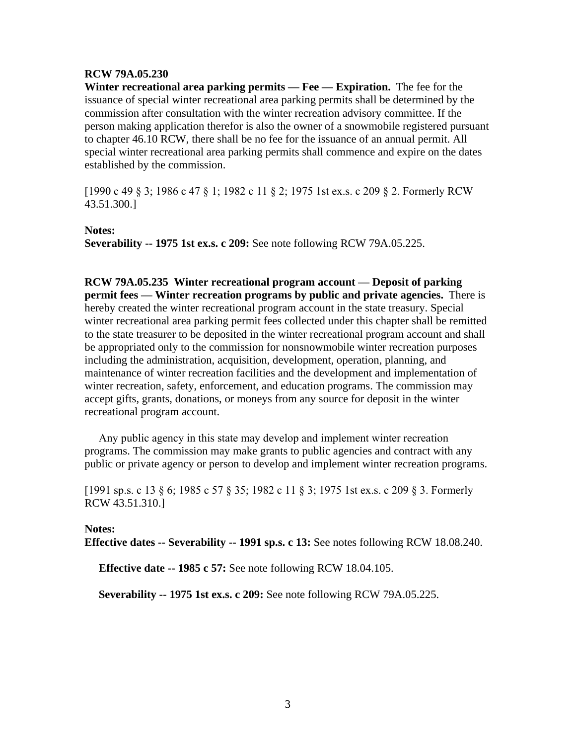**RCW 79A.05.230**
**Winter recreational area parking permits — Fee — Expiration.** The fee for the issuance of special winter recreational area parking permits shall be determined by the commission after consultation with the winter recreation advisory committee. If the person making application therefor is also the owner of a snowmobile registered pursuant to chapter 46.10 RCW, there shall be no fee for the issuance of an annual permit. All special winter recreational area parking permits shall commence and expire on the dates established by the commission.

[1990 c 49 § 3; 1986 c 47 § 1; 1982 c 11 § 2; 1975 1st ex.s. c 209 § 2. Formerly RCW 43.51.300.]

**Notes:**
**Severability -- 1975 1st ex.s. c 209:** See note following RCW 79A.05.225.

**RCW 79A.05.235 Winter recreational program account — Deposit of parking permit fees — Winter recreation programs by public and private agencies.** There is hereby created the winter recreational program account in the state treasury. Special winter recreational area parking permit fees collected under this chapter shall be remitted to the state treasurer to be deposited in the winter recreational program account and shall be appropriated only to the commission for nonsnowmobile winter recreation purposes including the administration, acquisition, development, operation, planning, and maintenance of winter recreation facilities and the development and implementation of winter recreation, safety, enforcement, and education programs. The commission may accept gifts, grants, donations, or moneys from any source for deposit in the winter recreational program account.

Any public agency in this state may develop and implement winter recreation programs. The commission may make grants to public agencies and contract with any public or private agency or person to develop and implement winter recreation programs.

[1991 sp.s. c 13 § 6; 1985 c 57 § 35; 1982 c 11 § 3; 1975 1st ex.s. c 209 § 3. Formerly RCW 43.51.310.]

**Notes:**
**Effective dates -- Severability -- 1991 sp.s. c 13:** See notes following RCW 18.08.240.

**Effective date -- 1985 c 57:** See note following RCW 18.04.105.

**Severability -- 1975 1st ex.s. c 209:** See note following RCW 79A.05.225.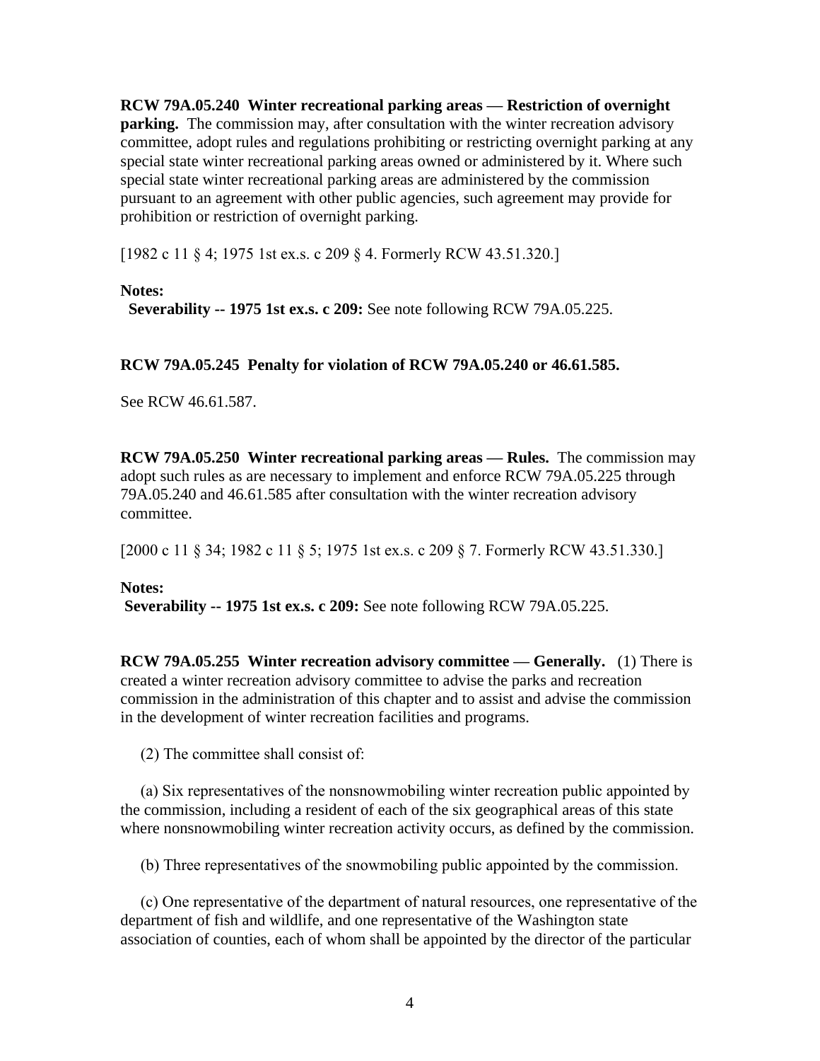**RCW 79A.05.240 Winter recreational parking areas — Restriction of overnight parking.** The commission may, after consultation with the winter recreation advisory committee, adopt rules and regulations prohibiting or restricting overnight parking at any special state winter recreational parking areas owned or administered by it. Where such special state winter recreational parking areas are administered by the commission pursuant to an agreement with other public agencies, such agreement may provide for prohibition or restriction of overnight parking.

[1982 c 11 § 4; 1975 1st ex.s. c 209 § 4. Formerly RCW 43.51.320.]

**Notes:**
**Severability -- 1975 1st ex.s. c 209:** See note following RCW 79A.05.225.

**RCW 79A.05.245 Penalty for violation of RCW 79A.05.240 or 46.61.585.**

See RCW 46.61.587.

**RCW 79A.05.250 Winter recreational parking areas — Rules.** The commission may adopt such rules as are necessary to implement and enforce RCW 79A.05.225 through 79A.05.240 and 46.61.585 after consultation with the winter recreation advisory committee.

[2000 c 11 § 34; 1982 c 11 § 5; 1975 1st ex.s. c 209 § 7. Formerly RCW 43.51.330.]

**Notes:**
**Severability -- 1975 1st ex.s. c 209:** See note following RCW 79A.05.225.

**RCW 79A.05.255 Winter recreation advisory committee — Generally.** (1) There is created a winter recreation advisory committee to advise the parks and recreation commission in the administration of this chapter and to assist and advise the commission in the development of winter recreation facilities and programs.

(2) The committee shall consist of:

(a) Six representatives of the nonsnowmobiling winter recreation public appointed by the commission, including a resident of each of the six geographical areas of this state where nonsnowmobiling winter recreation activity occurs, as defined by the commission.

(b) Three representatives of the snowmobiling public appointed by the commission.

(c) One representative of the department of natural resources, one representative of the department of fish and wildlife, and one representative of the Washington state association of counties, each of whom shall be appointed by the director of the particular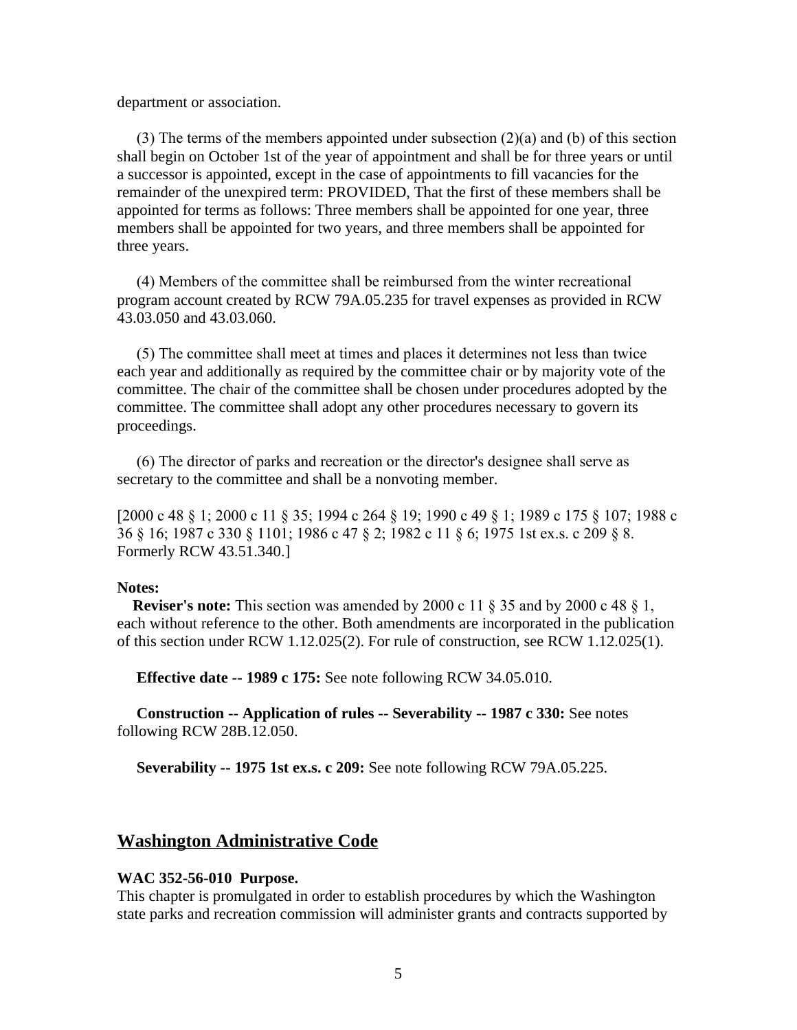department or association.

(3) The terms of the members appointed under subsection (2)(a) and (b) of this section shall begin on October 1st of the year of appointment and shall be for three years or until a successor is appointed, except in the case of appointments to fill vacancies for the remainder of the unexpired term: PROVIDED, That the first of these members shall be appointed for terms as follows: Three members shall be appointed for one year, three members shall be appointed for two years, and three members shall be appointed for three years.

(4) Members of the committee shall be reimbursed from the winter recreational program account created by RCW 79A.05.235 for travel expenses as provided in RCW 43.03.050 and 43.03.060.

(5) The committee shall meet at times and places it determines not less than twice each year and additionally as required by the committee chair or by majority vote of the committee. The chair of the committee shall be chosen under procedures adopted by the committee. The committee shall adopt any other procedures necessary to govern its proceedings.

(6) The director of parks and recreation or the director's designee shall serve as secretary to the committee and shall be a nonvoting member.

[2000 c 48 § 1; 2000 c 11 § 35; 1994 c 264 § 19; 1990 c 49 § 1; 1989 c 175 § 107; 1988 c 36 § 16; 1987 c 330 § 1101; 1986 c 47 § 2; 1982 c 11 § 6; 1975 1st ex.s. c 209 § 8. Formerly RCW 43.51.340.]

**Notes:**

**Reviser's note:** This section was amended by 2000 c 11 § 35 and by 2000 c 48 § 1, each without reference to the other. Both amendments are incorporated in the publication of this section under RCW 1.12.025(2). For rule of construction, see RCW 1.12.025(1).

**Effective date -- 1989 c 175:** See note following RCW 34.05.010.

**Construction -- Application of rules -- Severability -- 1987 c 330:** See notes following RCW 28B.12.050.

**Severability -- 1975 1st ex.s. c 209:** See note following RCW 79A.05.225.

## Washington Administrative Code

**WAC 352-56-010 Purpose.**
This chapter is promulgated in order to establish procedures by which the Washington state parks and recreation commission will administer grants and contracts supported by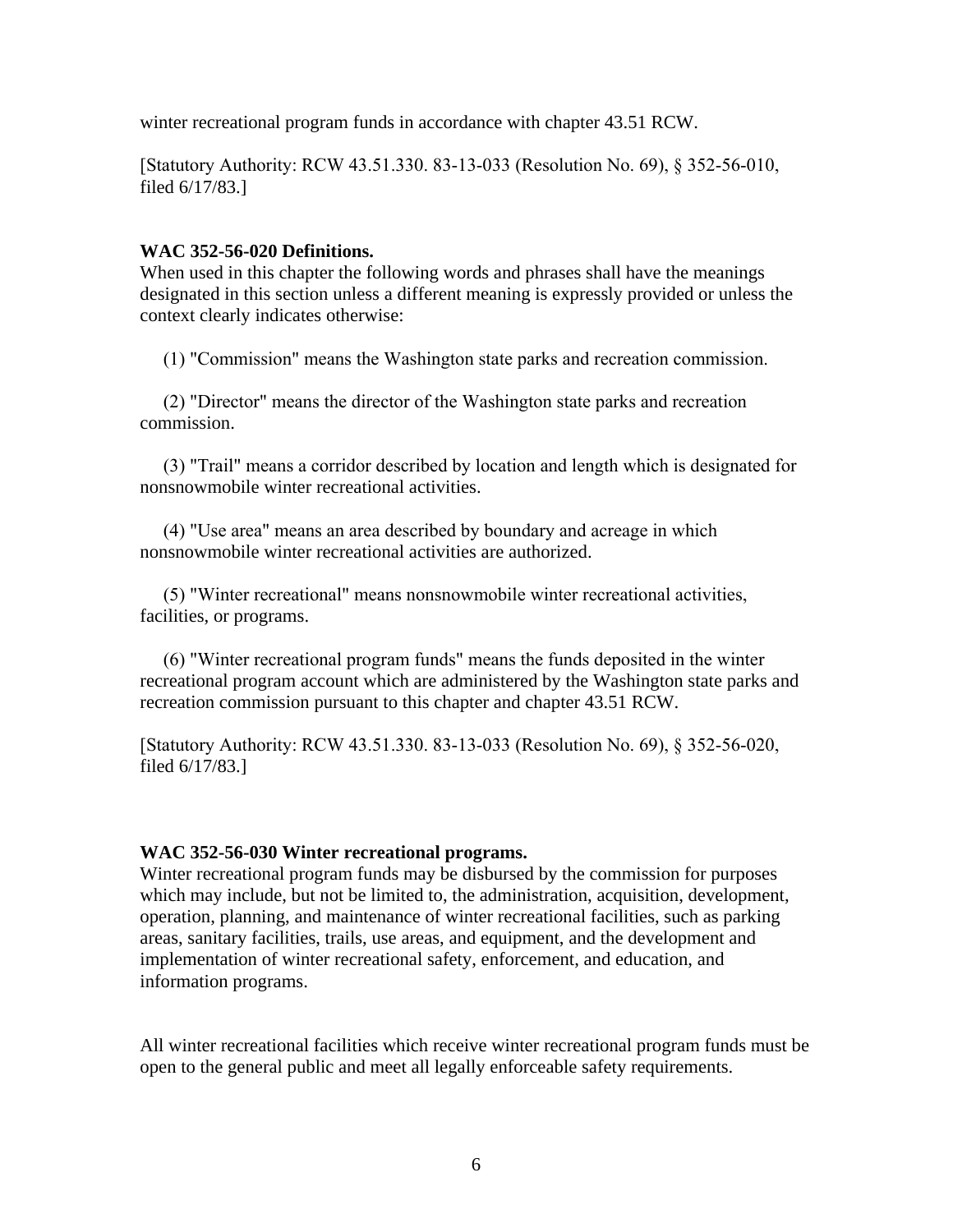winter recreational program funds in accordance with chapter 43.51 RCW.

[Statutory Authority: RCW 43.51.330. 83-13-033 (Resolution No. 69), § 352-56-010, filed 6/17/83.]

**WAC 352-56-020 Definitions.**
When used in this chapter the following words and phrases shall have the meanings designated in this section unless a different meaning is expressly provided or unless the context clearly indicates otherwise:

(1) "Commission" means the Washington state parks and recreation commission.

(2) "Director" means the director of the Washington state parks and recreation commission.

(3) "Trail" means a corridor described by location and length which is designated for nonsnowmobile winter recreational activities.

(4) "Use area" means an area described by boundary and acreage in which nonsnowmobile winter recreational activities are authorized.

(5) "Winter recreational" means nonsnowmobile winter recreational activities, facilities, or programs.

(6) "Winter recreational program funds" means the funds deposited in the winter recreational program account which are administered by the Washington state parks and recreation commission pursuant to this chapter and chapter 43.51 RCW.

[Statutory Authority: RCW 43.51.330. 83-13-033 (Resolution No. 69), § 352-56-020, filed 6/17/83.]

**WAC 352-56-030 Winter recreational programs.**
Winter recreational program funds may be disbursed by the commission for purposes which may include, but not be limited to, the administration, acquisition, development, operation, planning, and maintenance of winter recreational facilities, such as parking areas, sanitary facilities, trails, use areas, and equipment, and the development and implementation of winter recreational safety, enforcement, and education, and information programs.

All winter recreational facilities which receive winter recreational program funds must be open to the general public and meet all legally enforceable safety requirements.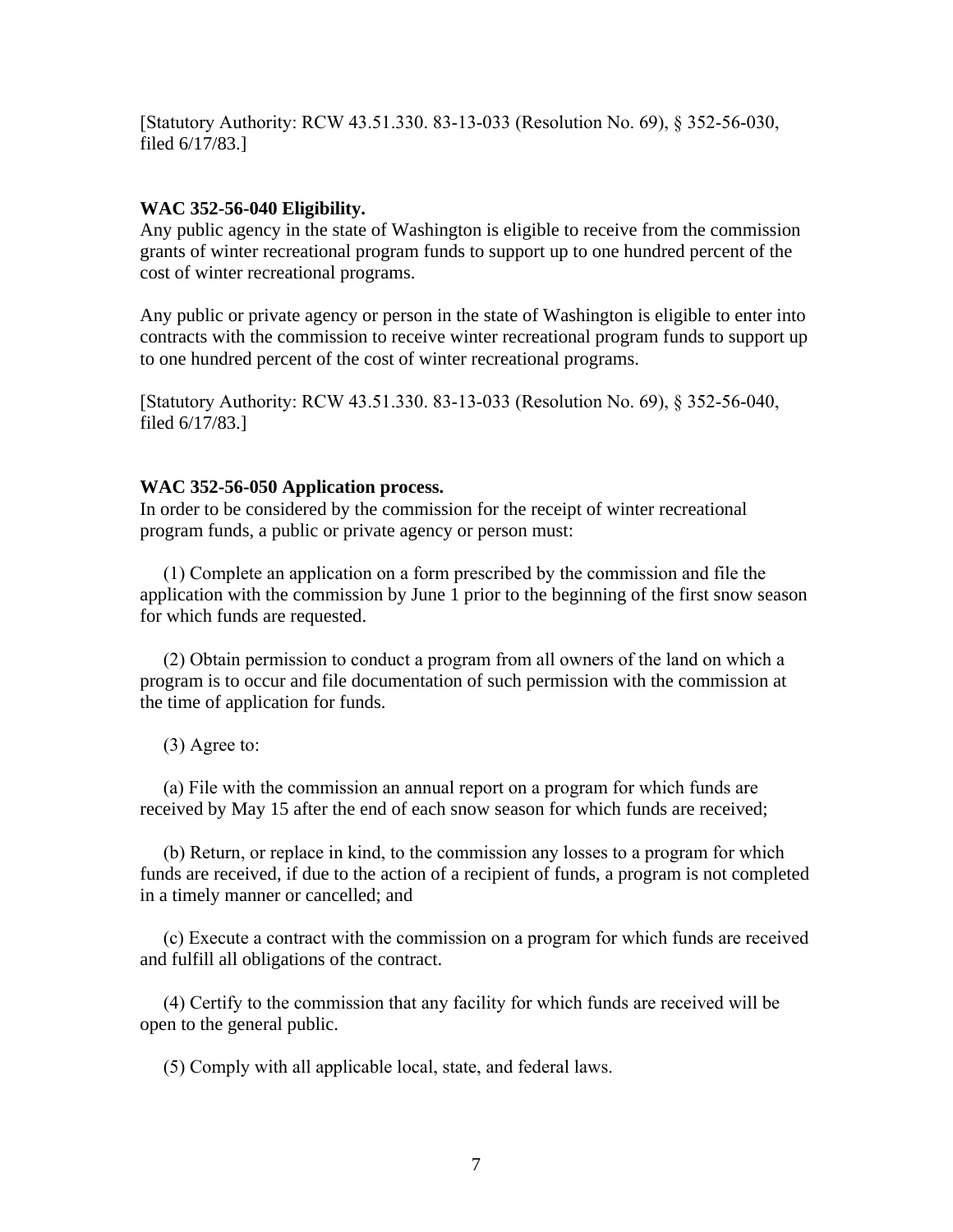[Statutory Authority: RCW 43.51.330. 83-13-033 (Resolution No. 69), § 352-56-030, filed 6/17/83.]

**WAC 352-56-040 Eligibility.**

Any public agency in the state of Washington is eligible to receive from the commission grants of winter recreational program funds to support up to one hundred percent of the cost of winter recreational programs.

Any public or private agency or person in the state of Washington is eligible to enter into contracts with the commission to receive winter recreational program funds to support up to one hundred percent of the cost of winter recreational programs.

[Statutory Authority: RCW 43.51.330. 83-13-033 (Resolution No. 69), § 352-56-040, filed 6/17/83.]

**WAC 352-56-050 Application process.**

In order to be considered by the commission for the receipt of winter recreational program funds, a public or private agency or person must:

(1) Complete an application on a form prescribed by the commission and file the application with the commission by June 1 prior to the beginning of the first snow season for which funds are requested.

(2) Obtain permission to conduct a program from all owners of the land on which a program is to occur and file documentation of such permission with the commission at the time of application for funds.

(3) Agree to:

(a) File with the commission an annual report on a program for which funds are received by May 15 after the end of each snow season for which funds are received;

(b) Return, or replace in kind, to the commission any losses to a program for which funds are received, if due to the action of a recipient of funds, a program is not completed in a timely manner or cancelled; and

(c) Execute a contract with the commission on a program for which funds are received and fulfill all obligations of the contract.

(4) Certify to the commission that any facility for which funds are received will be open to the general public.

(5) Comply with all applicable local, state, and federal laws.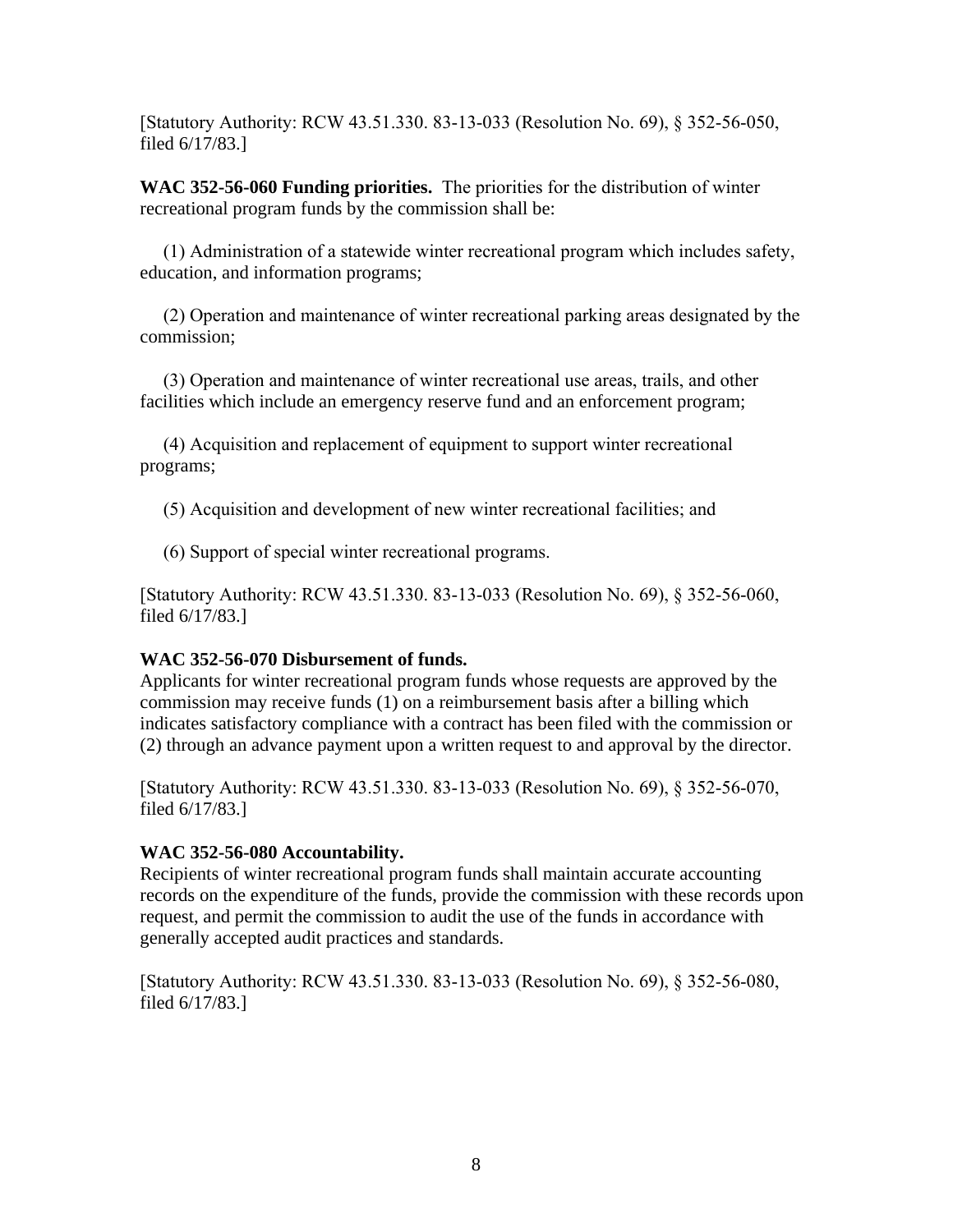[Statutory Authority: RCW 43.51.330. 83-13-033 (Resolution No. 69), § 352-56-050, filed 6/17/83.]

**WAC 352-56-060 Funding priorities.** The priorities for the distribution of winter recreational program funds by the commission shall be:

(1) Administration of a statewide winter recreational program which includes safety, education, and information programs;

(2) Operation and maintenance of winter recreational parking areas designated by the commission;

(3) Operation and maintenance of winter recreational use areas, trails, and other facilities which include an emergency reserve fund and an enforcement program;

(4) Acquisition and replacement of equipment to support winter recreational programs;

(5) Acquisition and development of new winter recreational facilities; and

(6) Support of special winter recreational programs.

[Statutory Authority: RCW 43.51.330. 83-13-033 (Resolution No. 69), § 352-56-060, filed 6/17/83.]

**WAC 352-56-070 Disbursement of funds.**
Applicants for winter recreational program funds whose requests are approved by the commission may receive funds (1) on a reimbursement basis after a billing which indicates satisfactory compliance with a contract has been filed with the commission or (2) through an advance payment upon a written request to and approval by the director.

[Statutory Authority: RCW 43.51.330. 83-13-033 (Resolution No. 69), § 352-56-070, filed 6/17/83.]

**WAC 352-56-080 Accountability.**
Recipients of winter recreational program funds shall maintain accurate accounting records on the expenditure of the funds, provide the commission with these records upon request, and permit the commission to audit the use of the funds in accordance with generally accepted audit practices and standards.

[Statutory Authority: RCW 43.51.330. 83-13-033 (Resolution No. 69), § 352-56-080, filed 6/17/83.]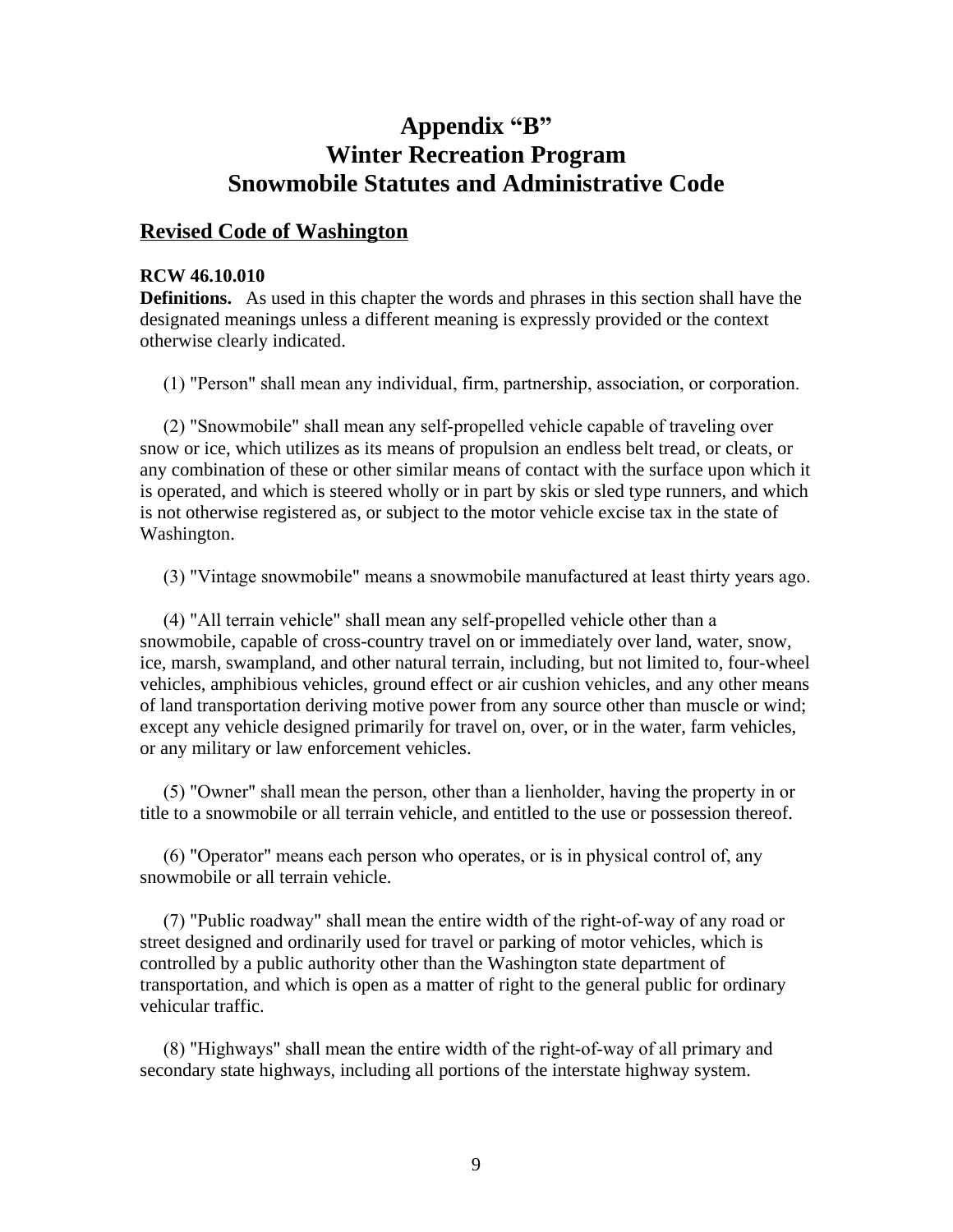# Appendix "B"
# Winter Recreation Program
# Snowmobile Statutes and Administrative Code

## Revised Code of Washington

**RCW 46.10.010**

**Definitions.** As used in this chapter the words and phrases in this section shall have the designated meanings unless a different meaning is expressly provided or the context otherwise clearly indicated.

(1) "Person" shall mean any individual, firm, partnership, association, or corporation.

(2) "Snowmobile" shall mean any self-propelled vehicle capable of traveling over snow or ice, which utilizes as its means of propulsion an endless belt tread, or cleats, or any combination of these or other similar means of contact with the surface upon which it is operated, and which is steered wholly or in part by skis or sled type runners, and which is not otherwise registered as, or subject to the motor vehicle excise tax in the state of Washington.

(3) "Vintage snowmobile" means a snowmobile manufactured at least thirty years ago.

(4) "All terrain vehicle" shall mean any self-propelled vehicle other than a snowmobile, capable of cross-country travel on or immediately over land, water, snow, ice, marsh, swampland, and other natural terrain, including, but not limited to, four-wheel vehicles, amphibious vehicles, ground effect or air cushion vehicles, and any other means of land transportation deriving motive power from any source other than muscle or wind; except any vehicle designed primarily for travel on, over, or in the water, farm vehicles, or any military or law enforcement vehicles.

(5) "Owner" shall mean the person, other than a lienholder, having the property in or title to a snowmobile or all terrain vehicle, and entitled to the use or possession thereof.

(6) "Operator" means each person who operates, or is in physical control of, any snowmobile or all terrain vehicle.

(7) "Public roadway" shall mean the entire width of the right-of-way of any road or street designed and ordinarily used for travel or parking of motor vehicles, which is controlled by a public authority other than the Washington state department of transportation, and which is open as a matter of right to the general public for ordinary vehicular traffic.

(8) "Highways" shall mean the entire width of the right-of-way of all primary and secondary state highways, including all portions of the interstate highway system.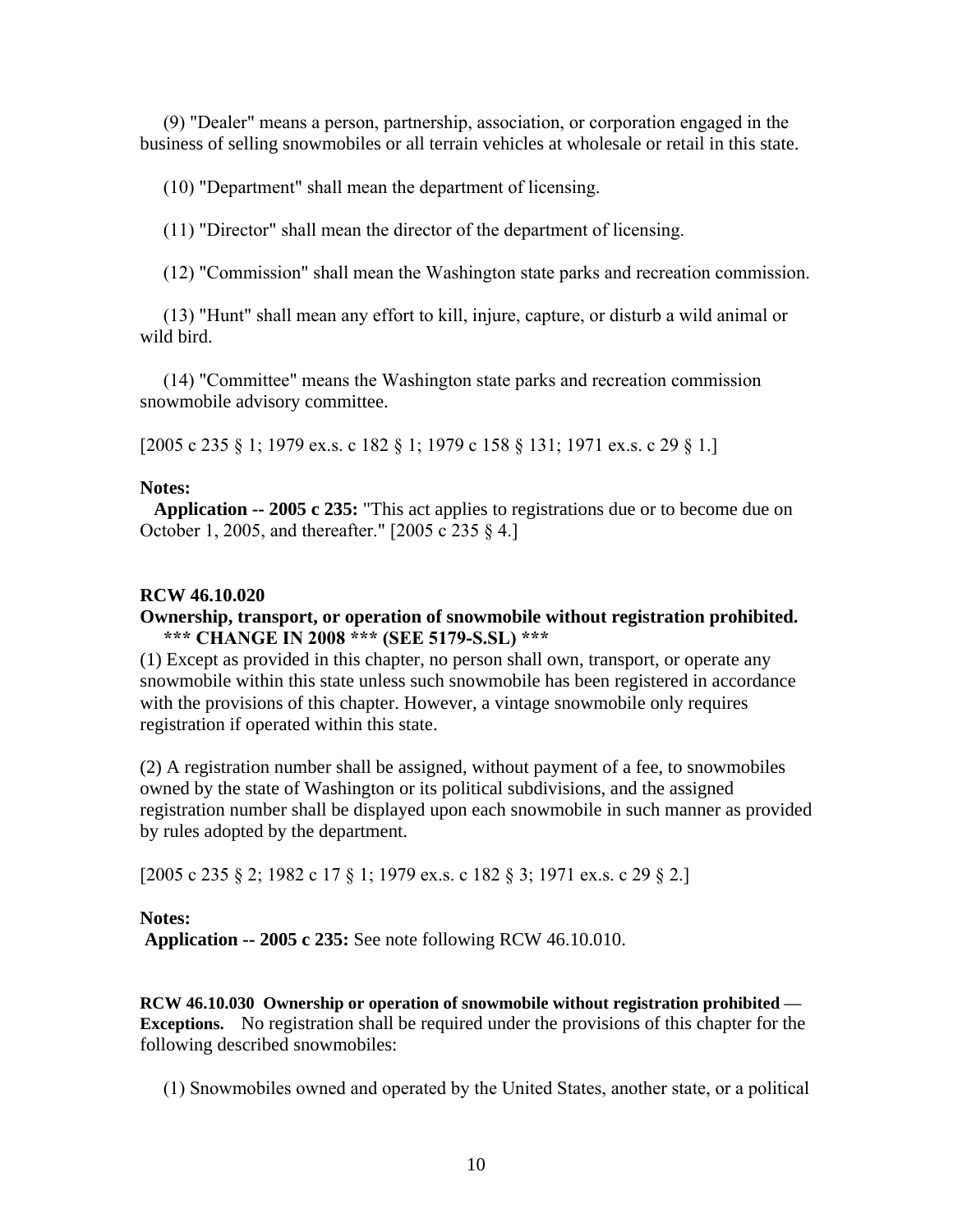(9) "Dealer" means a person, partnership, association, or corporation engaged in the business of selling snowmobiles or all terrain vehicles at wholesale or retail in this state.

(10) "Department" shall mean the department of licensing.

(11) "Director" shall mean the director of the department of licensing.

(12) "Commission" shall mean the Washington state parks and recreation commission.

(13) "Hunt" shall mean any effort to kill, injure, capture, or disturb a wild animal or wild bird.

(14) "Committee" means the Washington state parks and recreation commission snowmobile advisory committee.

[2005 c 235 § 1; 1979 ex.s. c 182 § 1; 1979 c 158 § 131; 1971 ex.s. c 29 § 1.]

**Notes:**

**Application -- 2005 c 235:** "This act applies to registrations due or to become due on October 1, 2005, and thereafter." [2005 c 235 § 4.]

**RCW 46.10.020**

**Ownership, transport, or operation of snowmobile without registration prohibited. \*\*\* CHANGE IN 2008 \*\*\* (SEE 5179-S.SL) \*\*\***

(1) Except as provided in this chapter, no person shall own, transport, or operate any snowmobile within this state unless such snowmobile has been registered in accordance with the provisions of this chapter. However, a vintage snowmobile only requires registration if operated within this state.

(2) A registration number shall be assigned, without payment of a fee, to snowmobiles owned by the state of Washington or its political subdivisions, and the assigned registration number shall be displayed upon each snowmobile in such manner as provided by rules adopted by the department.

[2005 c 235 § 2; 1982 c 17 § 1; 1979 ex.s. c 182 § 3; 1971 ex.s. c 29 § 2.]

**Notes:**

**Application -- 2005 c 235:** See note following RCW 46.10.010.

**RCW 46.10.030 Ownership or operation of snowmobile without registration prohibited — Exceptions.** No registration shall be required under the provisions of this chapter for the following described snowmobiles:

(1) Snowmobiles owned and operated by the United States, another state, or a political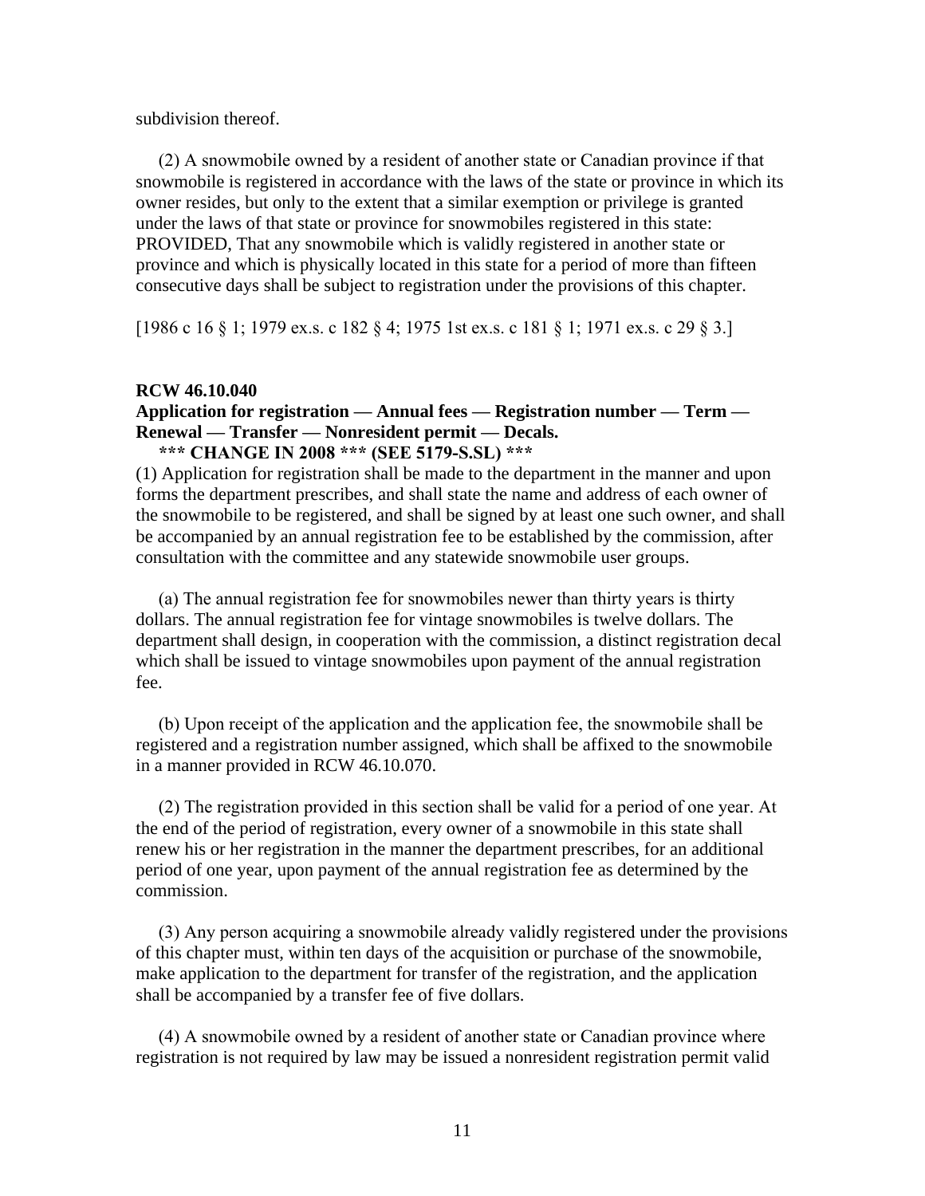subdivision thereof.

(2) A snowmobile owned by a resident of another state or Canadian province if that snowmobile is registered in accordance with the laws of the state or province in which its owner resides, but only to the extent that a similar exemption or privilege is granted under the laws of that state or province for snowmobiles registered in this state: PROVIDED, That any snowmobile which is validly registered in another state or province and which is physically located in this state for a period of more than fifteen consecutive days shall be subject to registration under the provisions of this chapter.

[1986 c 16 § 1; 1979 ex.s. c 182 § 4; 1975 1st ex.s. c 181 § 1; 1971 ex.s. c 29 § 3.]

**RCW 46.10.040**
**Application for registration — Annual fees — Registration number — Term — Renewal — Transfer — Nonresident permit — Decals.**
**\*\*\* CHANGE IN 2008 \*\*\* (SEE 5179-S.SL) \*\*\***

(1) Application for registration shall be made to the department in the manner and upon forms the department prescribes, and shall state the name and address of each owner of the snowmobile to be registered, and shall be signed by at least one such owner, and shall be accompanied by an annual registration fee to be established by the commission, after consultation with the committee and any statewide snowmobile user groups.

(a) The annual registration fee for snowmobiles newer than thirty years is thirty dollars. The annual registration fee for vintage snowmobiles is twelve dollars. The department shall design, in cooperation with the commission, a distinct registration decal which shall be issued to vintage snowmobiles upon payment of the annual registration fee.

(b) Upon receipt of the application and the application fee, the snowmobile shall be registered and a registration number assigned, which shall be affixed to the snowmobile in a manner provided in RCW 46.10.070.

(2) The registration provided in this section shall be valid for a period of one year. At the end of the period of registration, every owner of a snowmobile in this state shall renew his or her registration in the manner the department prescribes, for an additional period of one year, upon payment of the annual registration fee as determined by the commission.

(3) Any person acquiring a snowmobile already validly registered under the provisions of this chapter must, within ten days of the acquisition or purchase of the snowmobile, make application to the department for transfer of the registration, and the application shall be accompanied by a transfer fee of five dollars.

(4) A snowmobile owned by a resident of another state or Canadian province where registration is not required by law may be issued a nonresident registration permit valid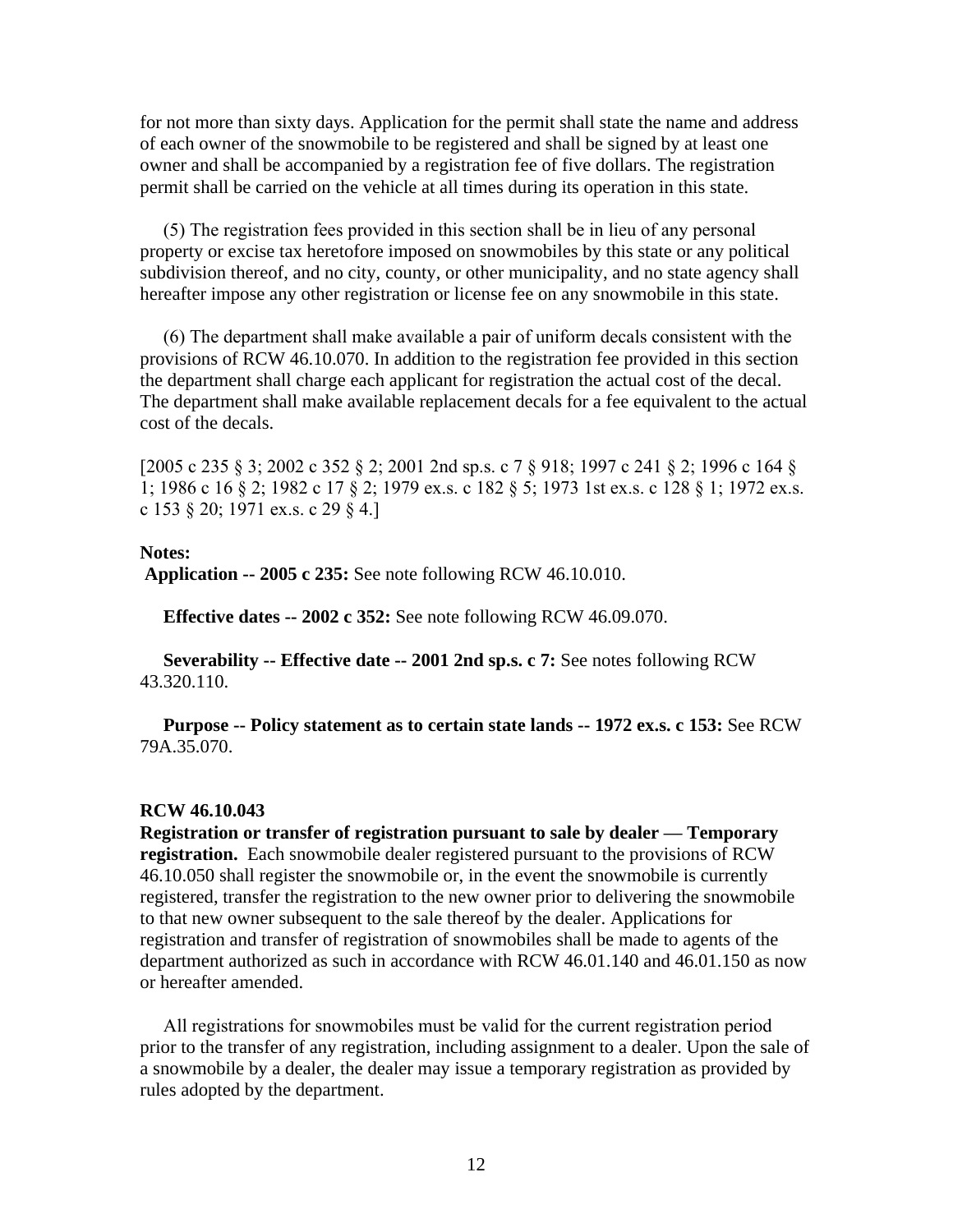for not more than sixty days. Application for the permit shall state the name and address of each owner of the snowmobile to be registered and shall be signed by at least one owner and shall be accompanied by a registration fee of five dollars. The registration permit shall be carried on the vehicle at all times during its operation in this state.

(5) The registration fees provided in this section shall be in lieu of any personal property or excise tax heretofore imposed on snowmobiles by this state or any political subdivision thereof, and no city, county, or other municipality, and no state agency shall hereafter impose any other registration or license fee on any snowmobile in this state.

(6) The department shall make available a pair of uniform decals consistent with the provisions of RCW 46.10.070. In addition to the registration fee provided in this section the department shall charge each applicant for registration the actual cost of the decal. The department shall make available replacement decals for a fee equivalent to the actual cost of the decals.

[2005 c 235 § 3; 2002 c 352 § 2; 2001 2nd sp.s. c 7 § 918; 1997 c 241 § 2; 1996 c 164 § 1; 1986 c 16 § 2; 1982 c 17 § 2; 1979 ex.s. c 182 § 5; 1973 1st ex.s. c 128 § 1; 1972 ex.s. c 153 § 20; 1971 ex.s. c 29 § 4.]

**Notes:**

**Application -- 2005 c 235:** See note following RCW 46.10.010.

**Effective dates -- 2002 c 352:** See note following RCW 46.09.070.

**Severability -- Effective date -- 2001 2nd sp.s. c 7:** See notes following RCW 43.320.110.

**Purpose -- Policy statement as to certain state lands -- 1972 ex.s. c 153:** See RCW 79A.35.070.

**RCW 46.10.043**

**Registration or transfer of registration pursuant to sale by dealer — Temporary registration.** Each snowmobile dealer registered pursuant to the provisions of RCW 46.10.050 shall register the snowmobile or, in the event the snowmobile is currently registered, transfer the registration to the new owner prior to delivering the snowmobile to that new owner subsequent to the sale thereof by the dealer. Applications for registration and transfer of registration of snowmobiles shall be made to agents of the department authorized as such in accordance with RCW 46.01.140 and 46.01.150 as now or hereafter amended.

All registrations for snowmobiles must be valid for the current registration period prior to the transfer of any registration, including assignment to a dealer. Upon the sale of a snowmobile by a dealer, the dealer may issue a temporary registration as provided by rules adopted by the department.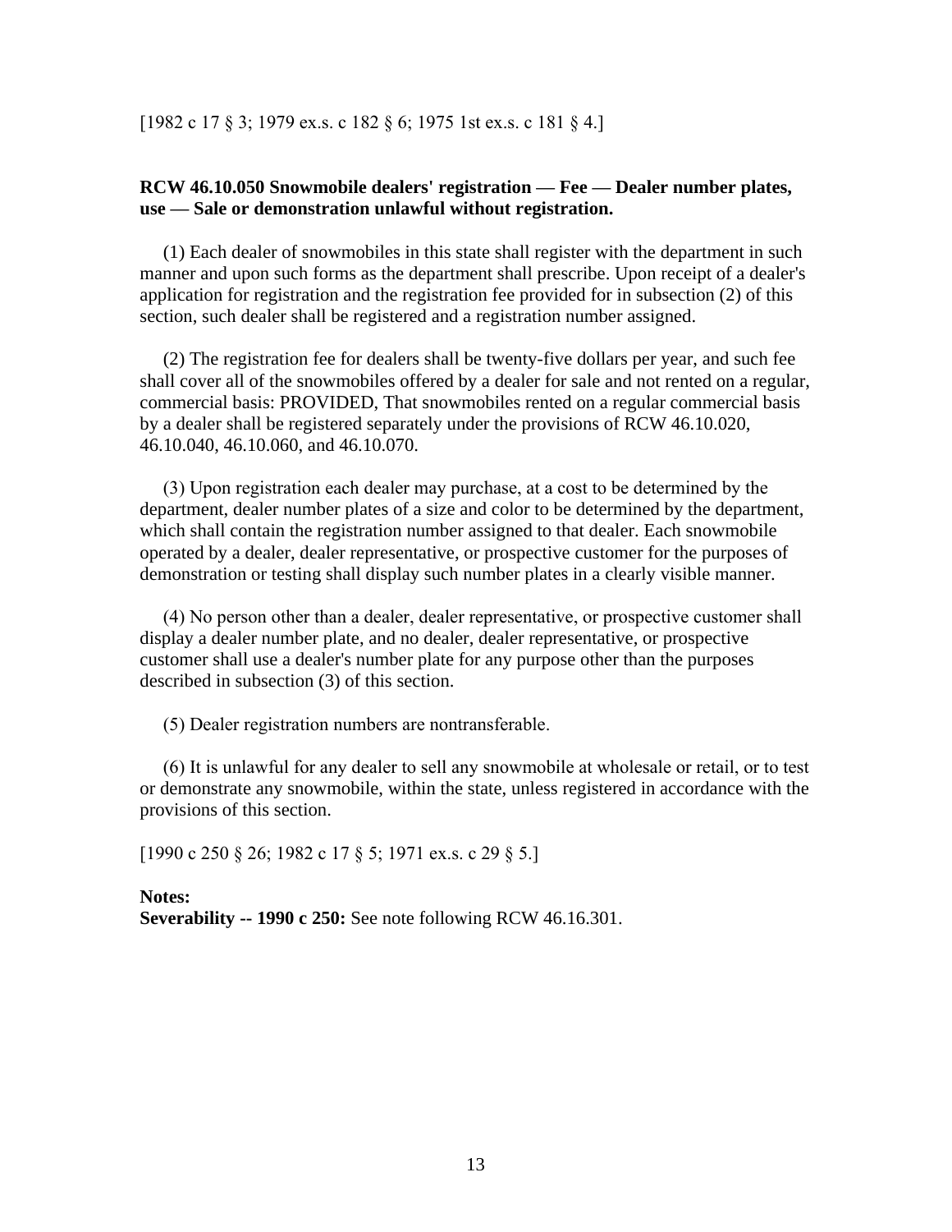[1982 c 17 § 3; 1979 ex.s. c 182 § 6; 1975 1st ex.s. c 181 § 4.]

**RCW 46.10.050 Snowmobile dealers' registration — Fee — Dealer number plates, use — Sale or demonstration unlawful without registration.**

(1) Each dealer of snowmobiles in this state shall register with the department in such manner and upon such forms as the department shall prescribe. Upon receipt of a dealer's application for registration and the registration fee provided for in subsection (2) of this section, such dealer shall be registered and a registration number assigned.

(2) The registration fee for dealers shall be twenty-five dollars per year, and such fee shall cover all of the snowmobiles offered by a dealer for sale and not rented on a regular, commercial basis: PROVIDED, That snowmobiles rented on a regular commercial basis by a dealer shall be registered separately under the provisions of RCW 46.10.020, 46.10.040, 46.10.060, and 46.10.070.

(3) Upon registration each dealer may purchase, at a cost to be determined by the department, dealer number plates of a size and color to be determined by the department, which shall contain the registration number assigned to that dealer. Each snowmobile operated by a dealer, dealer representative, or prospective customer for the purposes of demonstration or testing shall display such number plates in a clearly visible manner.

(4) No person other than a dealer, dealer representative, or prospective customer shall display a dealer number plate, and no dealer, dealer representative, or prospective customer shall use a dealer's number plate for any purpose other than the purposes described in subsection (3) of this section.

(5) Dealer registration numbers are nontransferable.

(6) It is unlawful for any dealer to sell any snowmobile at wholesale or retail, or to test or demonstrate any snowmobile, within the state, unless registered in accordance with the provisions of this section.

[1990 c 250 § 26; 1982 c 17 § 5; 1971 ex.s. c 29 § 5.]

**Notes:**
**Severability -- 1990 c 250:** See note following RCW 46.16.301.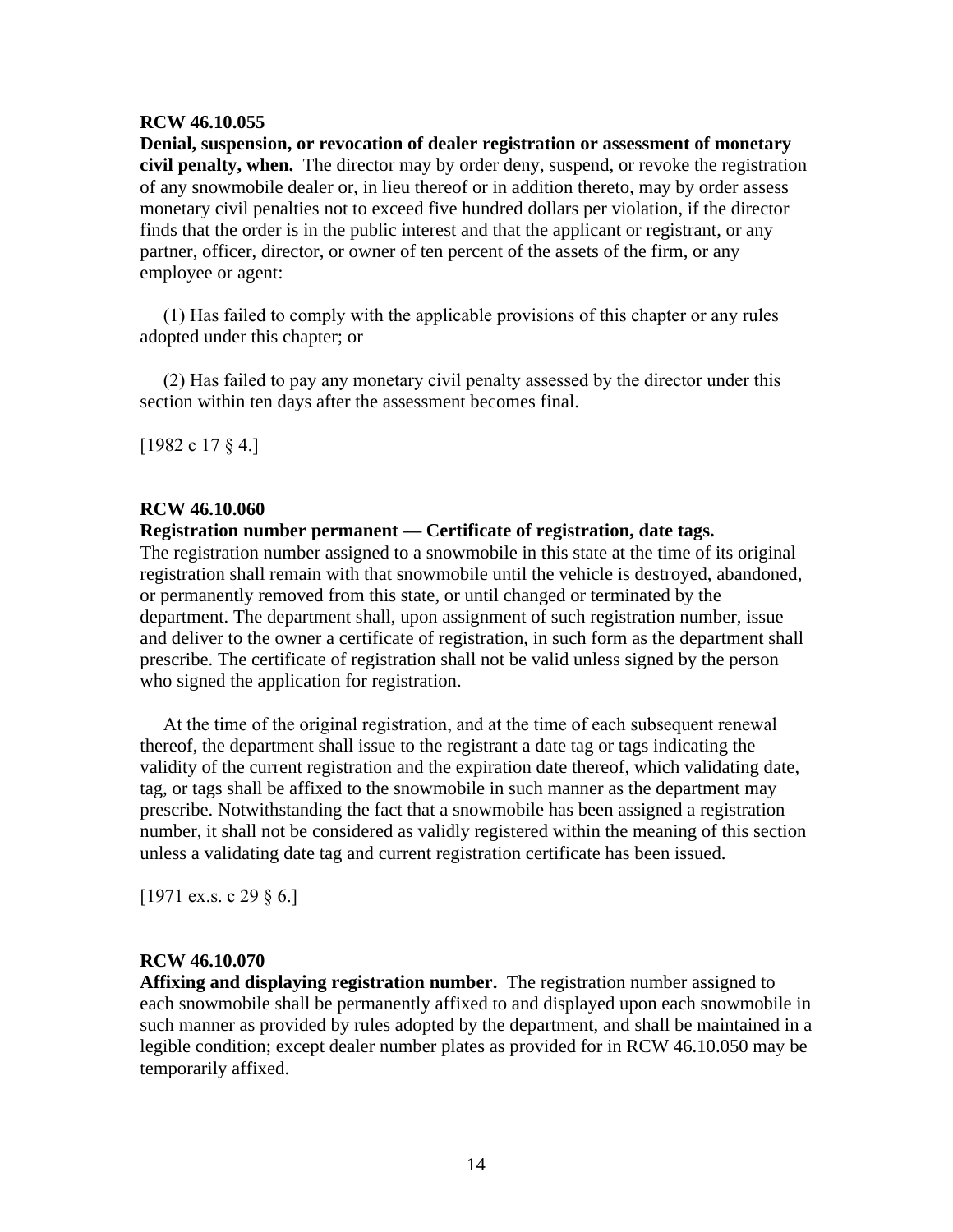**RCW 46.10.055**

**Denial, suspension, or revocation of dealer registration or assessment of monetary civil penalty, when.** The director may by order deny, suspend, or revoke the registration of any snowmobile dealer or, in lieu thereof or in addition thereto, may by order assess monetary civil penalties not to exceed five hundred dollars per violation, if the director finds that the order is in the public interest and that the applicant or registrant, or any partner, officer, director, or owner of ten percent of the assets of the firm, or any employee or agent:

(1) Has failed to comply with the applicable provisions of this chapter or any rules adopted under this chapter; or

(2) Has failed to pay any monetary civil penalty assessed by the director under this section within ten days after the assessment becomes final.

[1982 c 17 § 4.]

**RCW 46.10.060**

**Registration number permanent — Certificate of registration, date tags.** The registration number assigned to a snowmobile in this state at the time of its original registration shall remain with that snowmobile until the vehicle is destroyed, abandoned, or permanently removed from this state, or until changed or terminated by the department. The department shall, upon assignment of such registration number, issue and deliver to the owner a certificate of registration, in such form as the department shall prescribe. The certificate of registration shall not be valid unless signed by the person who signed the application for registration.

At the time of the original registration, and at the time of each subsequent renewal thereof, the department shall issue to the registrant a date tag or tags indicating the validity of the current registration and the expiration date thereof, which validating date, tag, or tags shall be affixed to the snowmobile in such manner as the department may prescribe. Notwithstanding the fact that a snowmobile has been assigned a registration number, it shall not be considered as validly registered within the meaning of this section unless a validating date tag and current registration certificate has been issued.

[1971 ex.s. c 29 § 6.]

**RCW 46.10.070**

**Affixing and displaying registration number.** The registration number assigned to each snowmobile shall be permanently affixed to and displayed upon each snowmobile in such manner as provided by rules adopted by the department, and shall be maintained in a legible condition; except dealer number plates as provided for in RCW 46.10.050 may be temporarily affixed.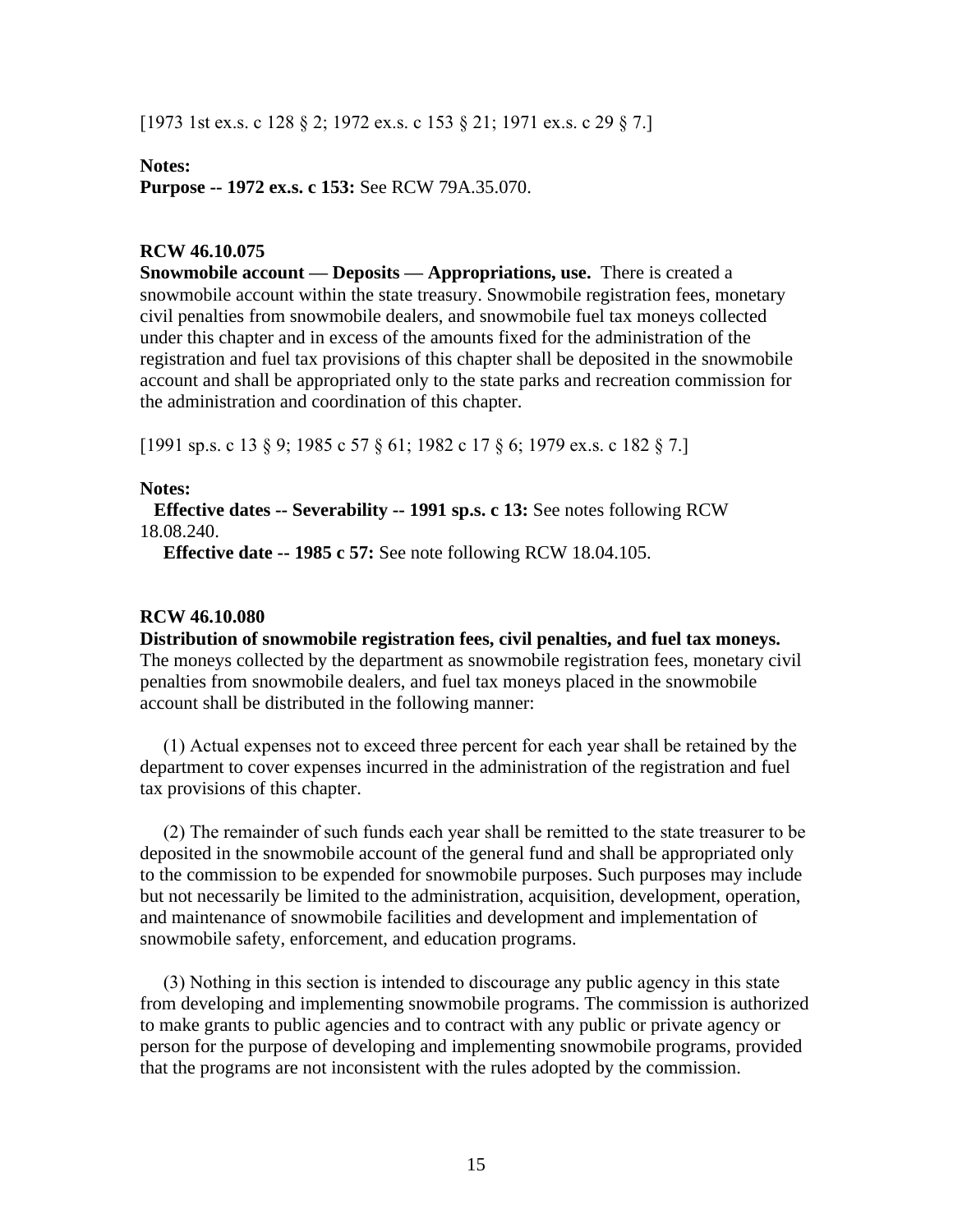[1973 1st ex.s. c 128 § 2; 1972 ex.s. c 153 § 21; 1971 ex.s. c 29 § 7.]

**Notes:**
**Purpose -- 1972 ex.s. c 153:** See RCW 79A.35.070.

**RCW 46.10.075**
**Snowmobile account — Deposits — Appropriations, use.** There is created a snowmobile account within the state treasury. Snowmobile registration fees, monetary civil penalties from snowmobile dealers, and snowmobile fuel tax moneys collected under this chapter and in excess of the amounts fixed for the administration of the registration and fuel tax provisions of this chapter shall be deposited in the snowmobile account and shall be appropriated only to the state parks and recreation commission for the administration and coordination of this chapter.

[1991 sp.s. c 13 § 9; 1985 c 57 § 61; 1982 c 17 § 6; 1979 ex.s. c 182 § 7.]

**Notes:**
**Effective dates -- Severability -- 1991 sp.s. c 13:** See notes following RCW 18.08.240.
**Effective date -- 1985 c 57:** See note following RCW 18.04.105.

**RCW 46.10.080**
**Distribution of snowmobile registration fees, civil penalties, and fuel tax moneys.** The moneys collected by the department as snowmobile registration fees, monetary civil penalties from snowmobile dealers, and fuel tax moneys placed in the snowmobile account shall be distributed in the following manner:

(1) Actual expenses not to exceed three percent for each year shall be retained by the department to cover expenses incurred in the administration of the registration and fuel tax provisions of this chapter.

(2) The remainder of such funds each year shall be remitted to the state treasurer to be deposited in the snowmobile account of the general fund and shall be appropriated only to the commission to be expended for snowmobile purposes. Such purposes may include but not necessarily be limited to the administration, acquisition, development, operation, and maintenance of snowmobile facilities and development and implementation of snowmobile safety, enforcement, and education programs.

(3) Nothing in this section is intended to discourage any public agency in this state from developing and implementing snowmobile programs. The commission is authorized to make grants to public agencies and to contract with any public or private agency or person for the purpose of developing and implementing snowmobile programs, provided that the programs are not inconsistent with the rules adopted by the commission.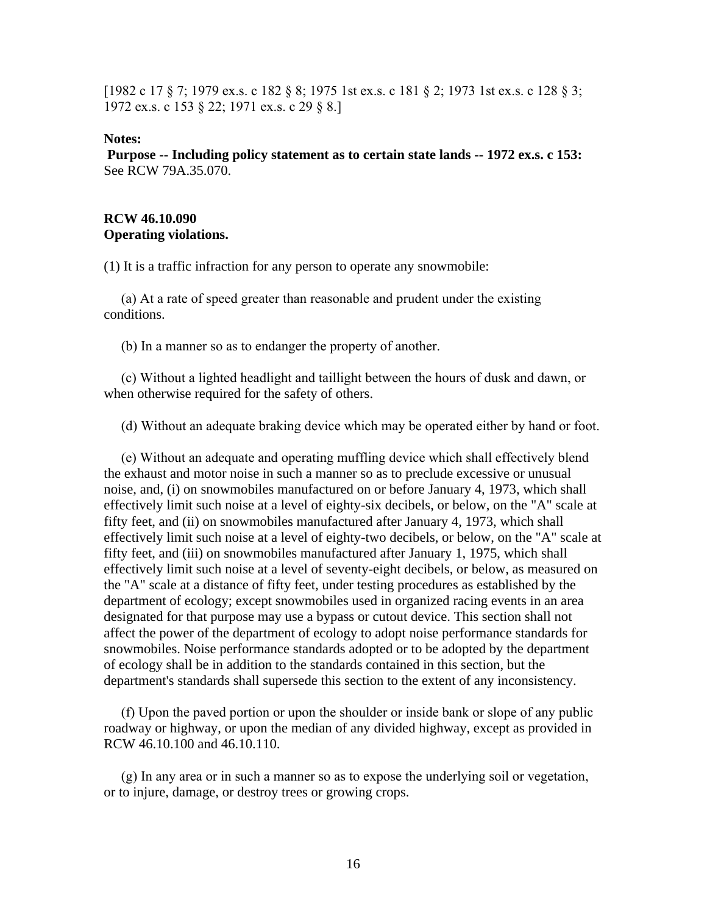[1982 c 17 § 7; 1979 ex.s. c 182 § 8; 1975 1st ex.s. c 181 § 2; 1973 1st ex.s. c 128 § 3; 1972 ex.s. c 153 § 22; 1971 ex.s. c 29 § 8.]

**Notes:**

**Purpose -- Including policy statement as to certain state lands -- 1972 ex.s. c 153:** See RCW 79A.35.070.

**RCW 46.10.090**
**Operating violations.**

(1) It is a traffic infraction for any person to operate any snowmobile:

(a) At a rate of speed greater than reasonable and prudent under the existing conditions.

(b) In a manner so as to endanger the property of another.

(c) Without a lighted headlight and taillight between the hours of dusk and dawn, or when otherwise required for the safety of others.

(d) Without an adequate braking device which may be operated either by hand or foot.

(e) Without an adequate and operating muffling device which shall effectively blend the exhaust and motor noise in such a manner so as to preclude excessive or unusual noise, and, (i) on snowmobiles manufactured on or before January 4, 1973, which shall effectively limit such noise at a level of eighty-six decibels, or below, on the "A" scale at fifty feet, and (ii) on snowmobiles manufactured after January 4, 1973, which shall effectively limit such noise at a level of eighty-two decibels, or below, on the "A" scale at fifty feet, and (iii) on snowmobiles manufactured after January 1, 1975, which shall effectively limit such noise at a level of seventy-eight decibels, or below, as measured on the "A" scale at a distance of fifty feet, under testing procedures as established by the department of ecology; except snowmobiles used in organized racing events in an area designated for that purpose may use a bypass or cutout device. This section shall not affect the power of the department of ecology to adopt noise performance standards for snowmobiles. Noise performance standards adopted or to be adopted by the department of ecology shall be in addition to the standards contained in this section, but the department's standards shall supersede this section to the extent of any inconsistency.

(f) Upon the paved portion or upon the shoulder or inside bank or slope of any public roadway or highway, or upon the median of any divided highway, except as provided in RCW 46.10.100 and 46.10.110.

(g) In any area or in such a manner so as to expose the underlying soil or vegetation, or to injure, damage, or destroy trees or growing crops.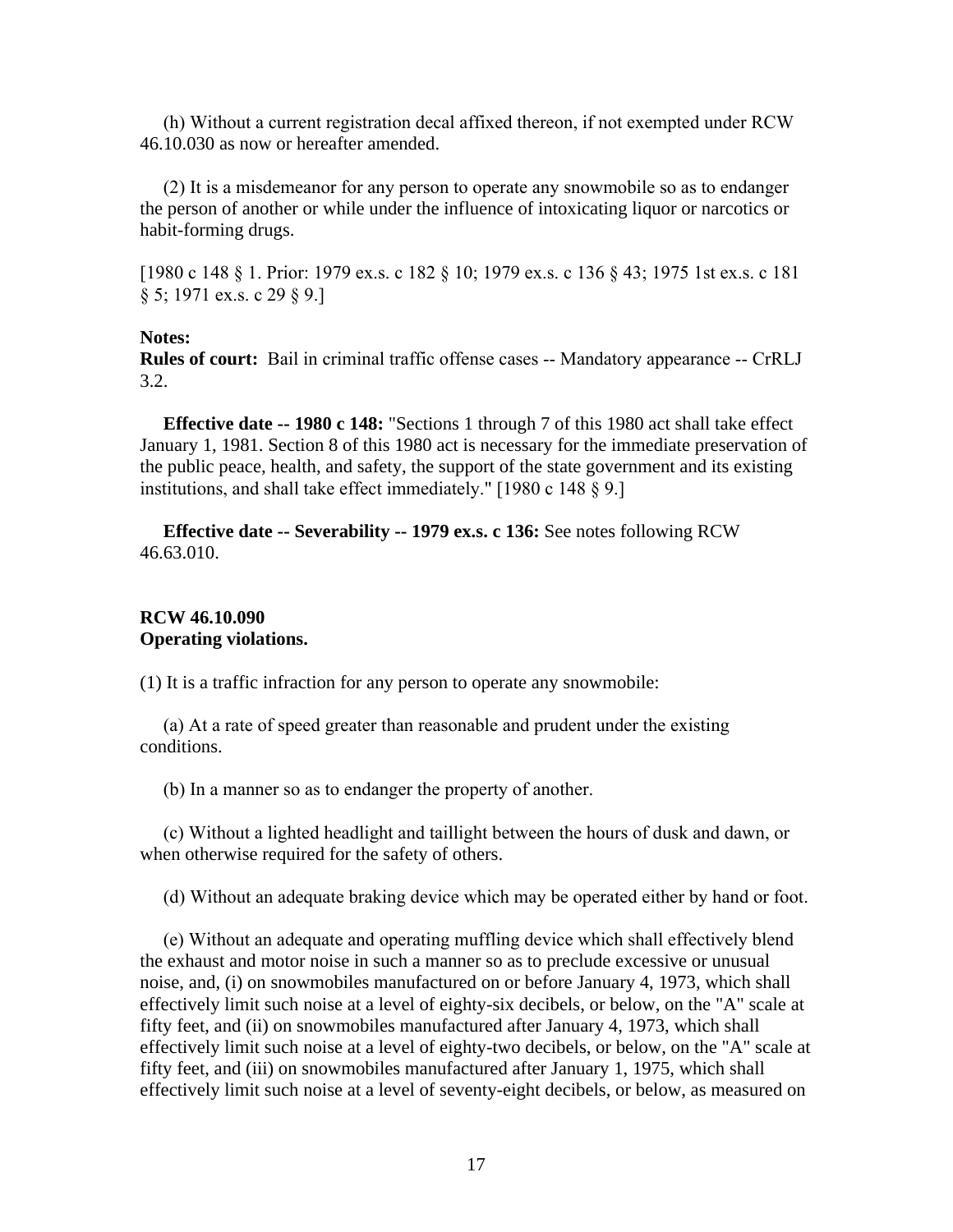(h) Without a current registration decal affixed thereon, if not exempted under RCW 46.10.030 as now or hereafter amended.

(2) It is a misdemeanor for any person to operate any snowmobile so as to endanger the person of another or while under the influence of intoxicating liquor or narcotics or habit-forming drugs.

[1980 c 148 § 1. Prior: 1979 ex.s. c 182 § 10; 1979 ex.s. c 136 § 43; 1975 1st ex.s. c 181 § 5; 1971 ex.s. c 29 § 9.]

**Notes:**
**Rules of court:** Bail in criminal traffic offense cases -- Mandatory appearance -- CrRLJ 3.2.

**Effective date -- 1980 c 148:** "Sections 1 through 7 of this 1980 act shall take effect January 1, 1981. Section 8 of this 1980 act is necessary for the immediate preservation of the public peace, health, and safety, the support of the state government and its existing institutions, and shall take effect immediately." [1980 c 148 § 9.]

**Effective date -- Severability -- 1979 ex.s. c 136:** See notes following RCW 46.63.010.

**RCW 46.10.090**
**Operating violations.**

(1) It is a traffic infraction for any person to operate any snowmobile:

(a) At a rate of speed greater than reasonable and prudent under the existing conditions.

(b) In a manner so as to endanger the property of another.

(c) Without a lighted headlight and taillight between the hours of dusk and dawn, or when otherwise required for the safety of others.

(d) Without an adequate braking device which may be operated either by hand or foot.

(e) Without an adequate and operating muffling device which shall effectively blend the exhaust and motor noise in such a manner so as to preclude excessive or unusual noise, and, (i) on snowmobiles manufactured on or before January 4, 1973, which shall effectively limit such noise at a level of eighty-six decibels, or below, on the "A" scale at fifty feet, and (ii) on snowmobiles manufactured after January 4, 1973, which shall effectively limit such noise at a level of eighty-two decibels, or below, on the "A" scale at fifty feet, and (iii) on snowmobiles manufactured after January 1, 1975, which shall effectively limit such noise at a level of seventy-eight decibels, or below, as measured on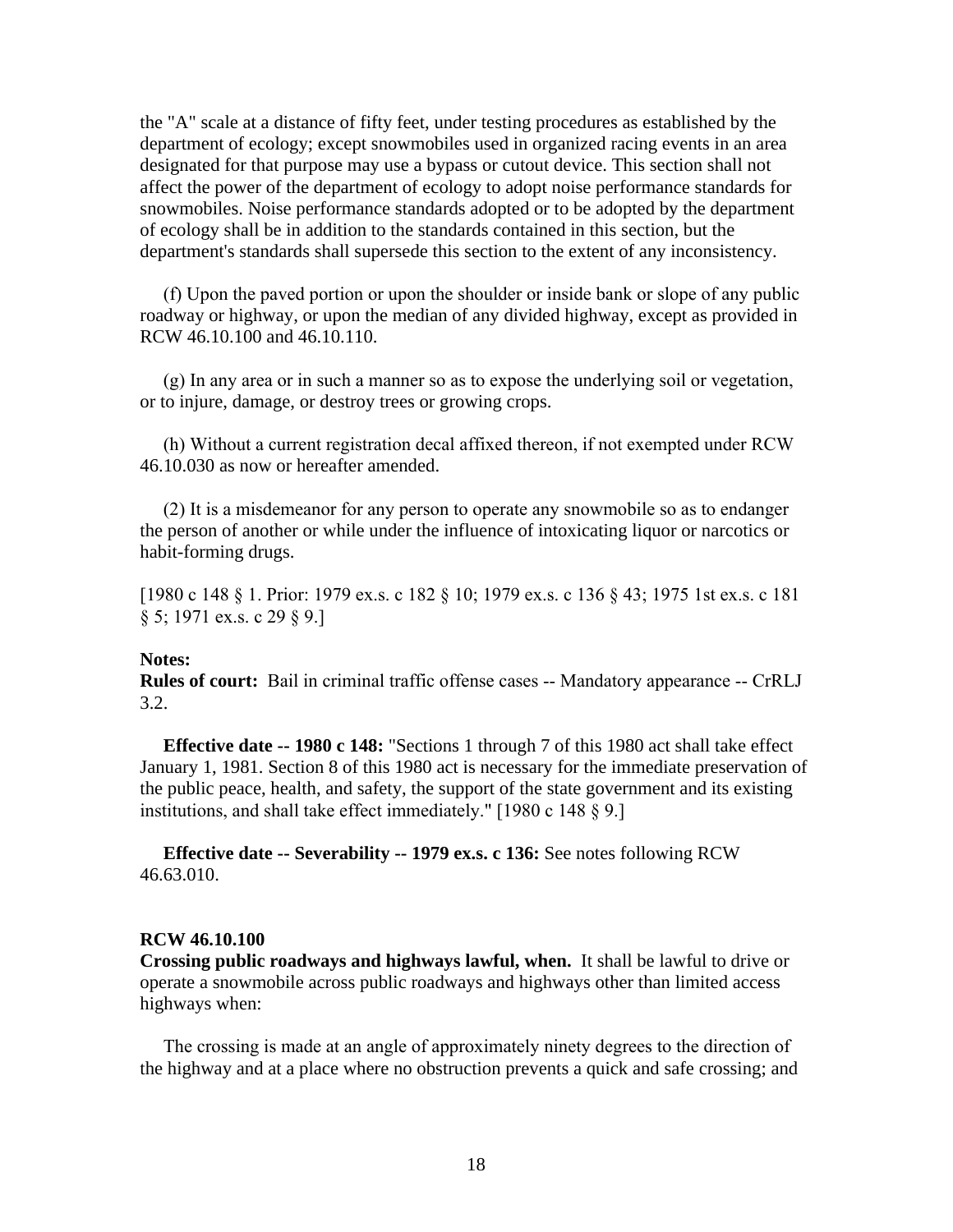the "A" scale at a distance of fifty feet, under testing procedures as established by the department of ecology; except snowmobiles used in organized racing events in an area designated for that purpose may use a bypass or cutout device. This section shall not affect the power of the department of ecology to adopt noise performance standards for snowmobiles. Noise performance standards adopted or to be adopted by the department of ecology shall be in addition to the standards contained in this section, but the department's standards shall supersede this section to the extent of any inconsistency.

(f) Upon the paved portion or upon the shoulder or inside bank or slope of any public roadway or highway, or upon the median of any divided highway, except as provided in RCW 46.10.100 and 46.10.110.

(g) In any area or in such a manner so as to expose the underlying soil or vegetation, or to injure, damage, or destroy trees or growing crops.

(h) Without a current registration decal affixed thereon, if not exempted under RCW 46.10.030 as now or hereafter amended.

(2) It is a misdemeanor for any person to operate any snowmobile so as to endanger the person of another or while under the influence of intoxicating liquor or narcotics or habit-forming drugs.

[1980 c 148 § 1. Prior: 1979 ex.s. c 182 § 10; 1979 ex.s. c 136 § 43; 1975 1st ex.s. c 181 § 5; 1971 ex.s. c 29 § 9.]

**Notes:**
**Rules of court:** Bail in criminal traffic offense cases -- Mandatory appearance -- CrRLJ 3.2.

**Effective date -- 1980 c 148:** "Sections 1 through 7 of this 1980 act shall take effect January 1, 1981. Section 8 of this 1980 act is necessary for the immediate preservation of the public peace, health, and safety, the support of the state government and its existing institutions, and shall take effect immediately." [1980 c 148 § 9.]

**Effective date -- Severability -- 1979 ex.s. c 136:** See notes following RCW 46.63.010.

**RCW 46.10.100**
**Crossing public roadways and highways lawful, when.** It shall be lawful to drive or operate a snowmobile across public roadways and highways other than limited access highways when:

The crossing is made at an angle of approximately ninety degrees to the direction of the highway and at a place where no obstruction prevents a quick and safe crossing; and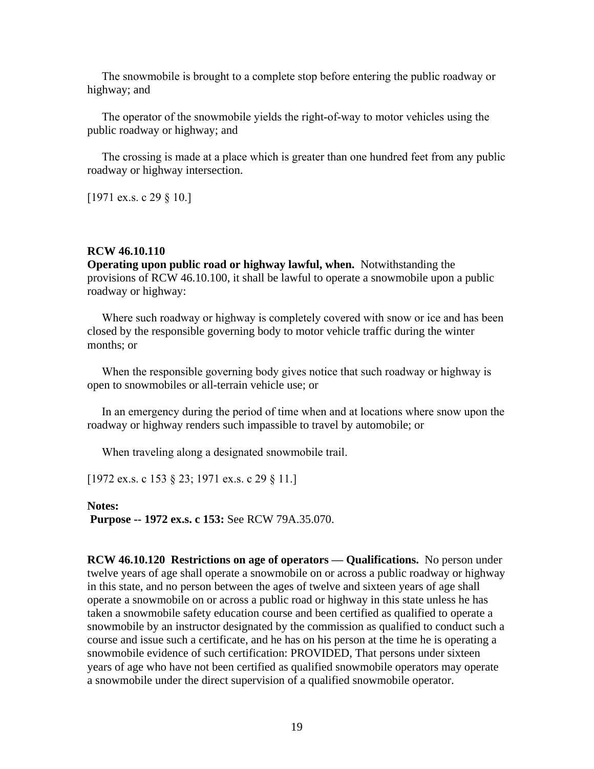The snowmobile is brought to a complete stop before entering the public roadway or highway; and

The operator of the snowmobile yields the right-of-way to motor vehicles using the public roadway or highway; and

The crossing is made at a place which is greater than one hundred feet from any public roadway or highway intersection.

[1971 ex.s. c 29 § 10.]

**RCW 46.10.110**
**Operating upon public road or highway lawful, when.** Notwithstanding the provisions of RCW 46.10.100, it shall be lawful to operate a snowmobile upon a public roadway or highway:

Where such roadway or highway is completely covered with snow or ice and has been closed by the responsible governing body to motor vehicle traffic during the winter months; or

When the responsible governing body gives notice that such roadway or highway is open to snowmobiles or all-terrain vehicle use; or

In an emergency during the period of time when and at locations where snow upon the roadway or highway renders such impassible to travel by automobile; or

When traveling along a designated snowmobile trail.

[1972 ex.s. c 153 § 23; 1971 ex.s. c 29 § 11.]

**Notes:**
**Purpose -- 1972 ex.s. c 153:** See RCW 79A.35.070.

**RCW 46.10.120 Restrictions on age of operators — Qualifications.** No person under twelve years of age shall operate a snowmobile on or across a public roadway or highway in this state, and no person between the ages of twelve and sixteen years of age shall operate a snowmobile on or across a public road or highway in this state unless he has taken a snowmobile safety education course and been certified as qualified to operate a snowmobile by an instructor designated by the commission as qualified to conduct such a course and issue such a certificate, and he has on his person at the time he is operating a snowmobile evidence of such certification: PROVIDED, That persons under sixteen years of age who have not been certified as qualified snowmobile operators may operate a snowmobile under the direct supervision of a qualified snowmobile operator.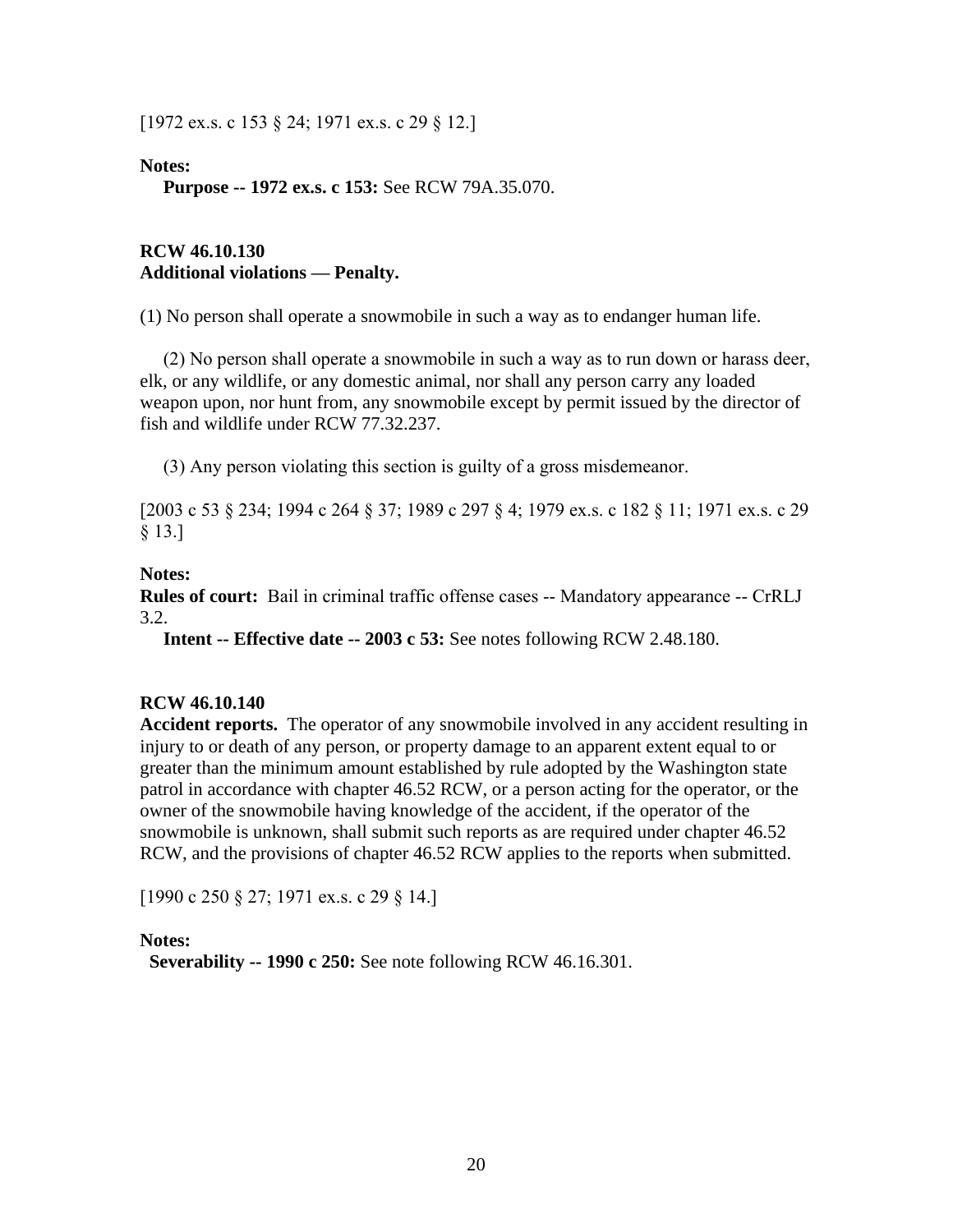[1972 ex.s. c 153 § 24; 1971 ex.s. c 29 § 12.]

**Notes:**

**Purpose -- 1972 ex.s. c 153:** See RCW 79A.35.070.

**RCW 46.10.130**
**Additional violations — Penalty.**

(1) No person shall operate a snowmobile in such a way as to endanger human life.

(2) No person shall operate a snowmobile in such a way as to run down or harass deer, elk, or any wildlife, or any domestic animal, nor shall any person carry any loaded weapon upon, nor hunt from, any snowmobile except by permit issued by the director of fish and wildlife under RCW 77.32.237.

(3) Any person violating this section is guilty of a gross misdemeanor.

[2003 c 53 § 234; 1994 c 264 § 37; 1989 c 297 § 4; 1979 ex.s. c 182 § 11; 1971 ex.s. c 29 § 13.]

**Notes:**

**Rules of court:** Bail in criminal traffic offense cases -- Mandatory appearance -- CrRLJ 3.2.

**Intent -- Effective date -- 2003 c 53:** See notes following RCW 2.48.180.

**RCW 46.10.140**
**Accident reports.** The operator of any snowmobile involved in any accident resulting in injury to or death of any person, or property damage to an apparent extent equal to or greater than the minimum amount established by rule adopted by the Washington state patrol in accordance with chapter 46.52 RCW, or a person acting for the operator, or the owner of the snowmobile having knowledge of the accident, if the operator of the snowmobile is unknown, shall submit such reports as are required under chapter 46.52 RCW, and the provisions of chapter 46.52 RCW applies to the reports when submitted.

[1990 c 250 § 27; 1971 ex.s. c 29 § 14.]

**Notes:**

**Severability -- 1990 c 250:** See note following RCW 46.16.301.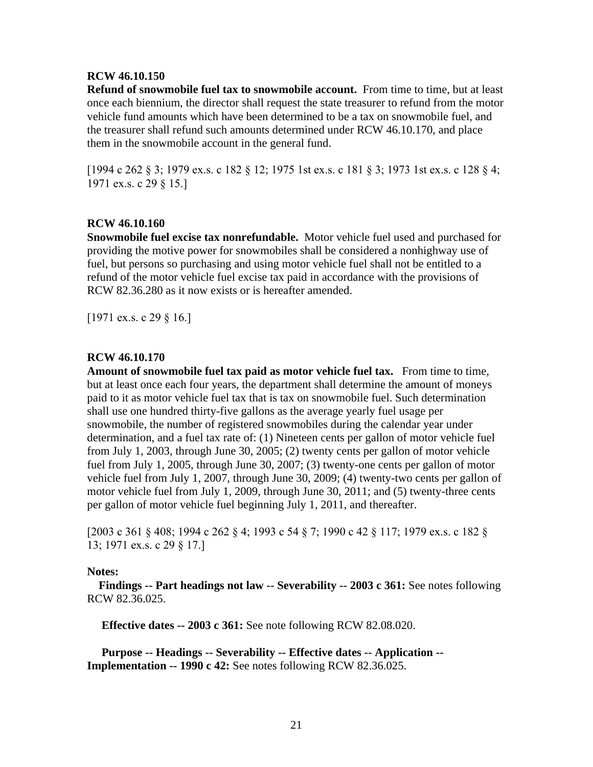**RCW 46.10.150**

**Refund of snowmobile fuel tax to snowmobile account.** From time to time, but at least once each biennium, the director shall request the state treasurer to refund from the motor vehicle fund amounts which have been determined to be a tax on snowmobile fuel, and the treasurer shall refund such amounts determined under RCW 46.10.170, and place them in the snowmobile account in the general fund.

[1994 c 262 § 3; 1979 ex.s. c 182 § 12; 1975 1st ex.s. c 181 § 3; 1973 1st ex.s. c 128 § 4; 1971 ex.s. c 29 § 15.]

**RCW 46.10.160**

**Snowmobile fuel excise tax nonrefundable.** Motor vehicle fuel used and purchased for providing the motive power for snowmobiles shall be considered a nonhighway use of fuel, but persons so purchasing and using motor vehicle fuel shall not be entitled to a refund of the motor vehicle fuel excise tax paid in accordance with the provisions of RCW 82.36.280 as it now exists or is hereafter amended.

[1971 ex.s. c 29 § 16.]

**RCW 46.10.170**

**Amount of snowmobile fuel tax paid as motor vehicle fuel tax.** From time to time, but at least once each four years, the department shall determine the amount of moneys paid to it as motor vehicle fuel tax that is tax on snowmobile fuel. Such determination shall use one hundred thirty-five gallons as the average yearly fuel usage per snowmobile, the number of registered snowmobiles during the calendar year under determination, and a fuel tax rate of: (1) Nineteen cents per gallon of motor vehicle fuel from July 1, 2003, through June 30, 2005; (2) twenty cents per gallon of motor vehicle fuel from July 1, 2005, through June 30, 2007; (3) twenty-one cents per gallon of motor vehicle fuel from July 1, 2007, through June 30, 2009; (4) twenty-two cents per gallon of motor vehicle fuel from July 1, 2009, through June 30, 2011; and (5) twenty-three cents per gallon of motor vehicle fuel beginning July 1, 2011, and thereafter.

[2003 c 361 § 408; 1994 c 262 § 4; 1993 c 54 § 7; 1990 c 42 § 117; 1979 ex.s. c 182 § 13; 1971 ex.s. c 29 § 17.]

**Notes:**

**Findings -- Part headings not law -- Severability -- 2003 c 361:** See notes following RCW 82.36.025.

**Effective dates -- 2003 c 361:** See note following RCW 82.08.020.

**Purpose -- Headings -- Severability -- Effective dates -- Application -- Implementation -- 1990 c 42:** See notes following RCW 82.36.025.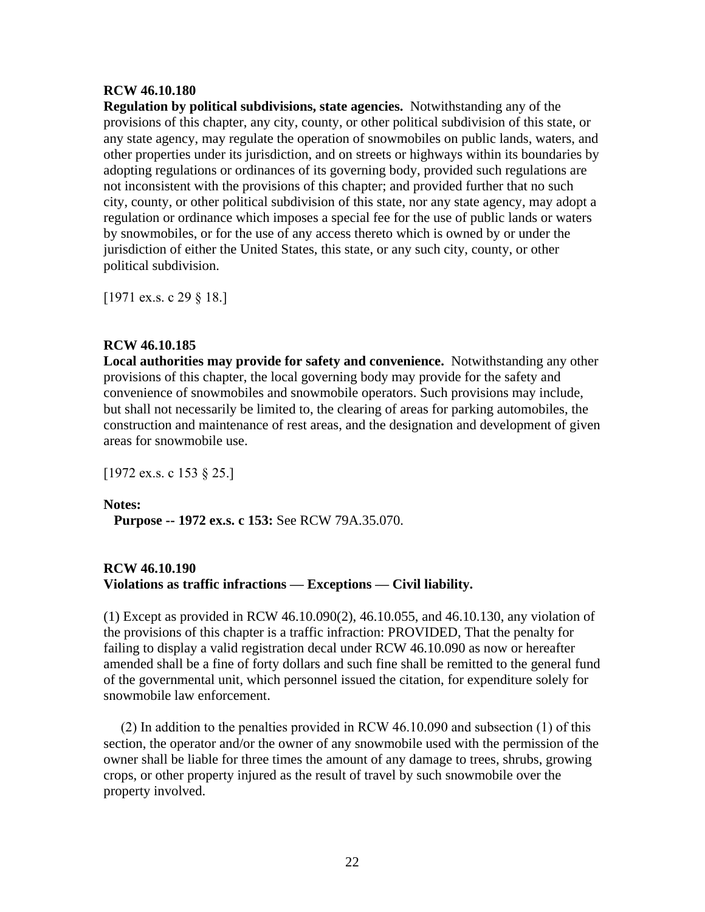**RCW 46.10.180**
**Regulation by political subdivisions, state agencies.** Notwithstanding any of the provisions of this chapter, any city, county, or other political subdivision of this state, or any state agency, may regulate the operation of snowmobiles on public lands, waters, and other properties under its jurisdiction, and on streets or highways within its boundaries by adopting regulations or ordinances of its governing body, provided such regulations are not inconsistent with the provisions of this chapter; and provided further that no such city, county, or other political subdivision of this state, nor any state agency, may adopt a regulation or ordinance which imposes a special fee for the use of public lands or waters by snowmobiles, or for the use of any access thereto which is owned by or under the jurisdiction of either the United States, this state, or any such city, county, or other political subdivision.

[1971 ex.s. c 29 § 18.]

**RCW 46.10.185**
**Local authorities may provide for safety and convenience.** Notwithstanding any other provisions of this chapter, the local governing body may provide for the safety and convenience of snowmobiles and snowmobile operators. Such provisions may include, but shall not necessarily be limited to, the clearing of areas for parking automobiles, the construction and maintenance of rest areas, and the designation and development of given areas for snowmobile use.

[1972 ex.s. c 153 § 25.]

**Notes:**
**Purpose -- 1972 ex.s. c 153:** See RCW 79A.35.070.

**RCW 46.10.190**
**Violations as traffic infractions — Exceptions — Civil liability.**

(1) Except as provided in RCW 46.10.090(2), 46.10.055, and 46.10.130, any violation of the provisions of this chapter is a traffic infraction: PROVIDED, That the penalty for failing to display a valid registration decal under RCW 46.10.090 as now or hereafter amended shall be a fine of forty dollars and such fine shall be remitted to the general fund of the governmental unit, which personnel issued the citation, for expenditure solely for snowmobile law enforcement.

(2) In addition to the penalties provided in RCW 46.10.090 and subsection (1) of this section, the operator and/or the owner of any snowmobile used with the permission of the owner shall be liable for three times the amount of any damage to trees, shrubs, growing crops, or other property injured as the result of travel by such snowmobile over the property involved.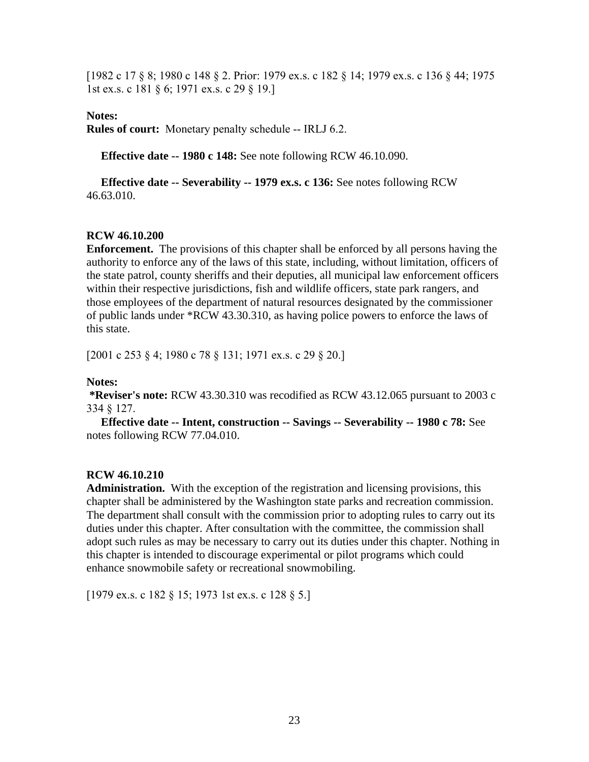[1982 c 17 § 8; 1980 c 148 § 2. Prior: 1979 ex.s. c 182 § 14; 1979 ex.s. c 136 § 44; 1975 1st ex.s. c 181 § 6; 1971 ex.s. c 29 § 19.]

**Notes:**
**Rules of court:** Monetary penalty schedule -- IRLJ 6.2.

**Effective date -- 1980 c 148:** See note following RCW 46.10.090.

**Effective date -- Severability -- 1979 ex.s. c 136:** See notes following RCW 46.63.010.

**RCW 46.10.200**
**Enforcement.** The provisions of this chapter shall be enforced by all persons having the authority to enforce any of the laws of this state, including, without limitation, officers of the state patrol, county sheriffs and their deputies, all municipal law enforcement officers within their respective jurisdictions, fish and wildlife officers, state park rangers, and those employees of the department of natural resources designated by the commissioner of public lands under *RCW 43.30.310, as having police powers to enforce the laws of this state.

[2001 c 253 § 4; 1980 c 78 § 131; 1971 ex.s. c 29 § 20.]

**Notes:**
**\*Reviser's note:** RCW 43.30.310 was recodified as RCW 43.12.065 pursuant to 2003 c 334 § 127.
**Effective date -- Intent, construction -- Savings -- Severability -- 1980 c 78:** See notes following RCW 77.04.010.

**RCW 46.10.210**
**Administration.** With the exception of the registration and licensing provisions, this chapter shall be administered by the Washington state parks and recreation commission. The department shall consult with the commission prior to adopting rules to carry out its duties under this chapter. After consultation with the committee, the commission shall adopt such rules as may be necessary to carry out its duties under this chapter. Nothing in this chapter is intended to discourage experimental or pilot programs which could enhance snowmobile safety or recreational snowmobiling.

[1979 ex.s. c 182 § 15; 1973 1st ex.s. c 128 § 5.]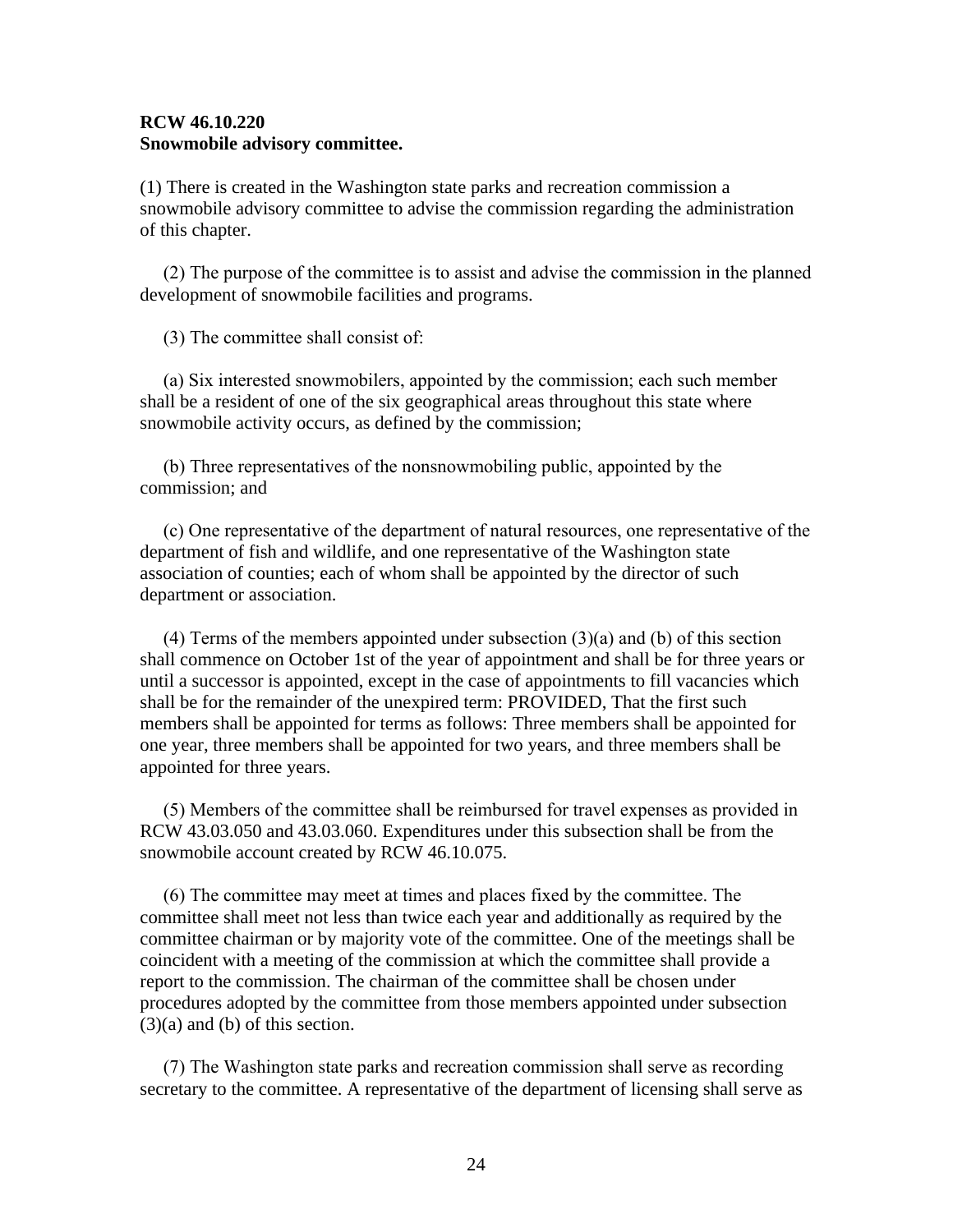**RCW 46.10.220**
**Snowmobile advisory committee.**

(1) There is created in the Washington state parks and recreation commission a snowmobile advisory committee to advise the commission regarding the administration of this chapter.

(2) The purpose of the committee is to assist and advise the commission in the planned development of snowmobile facilities and programs.

(3) The committee shall consist of:

(a) Six interested snowmobilers, appointed by the commission; each such member shall be a resident of one of the six geographical areas throughout this state where snowmobile activity occurs, as defined by the commission;

(b) Three representatives of the nonsnowmobiling public, appointed by the commission; and

(c) One representative of the department of natural resources, one representative of the department of fish and wildlife, and one representative of the Washington state association of counties; each of whom shall be appointed by the director of such department or association.

(4) Terms of the members appointed under subsection (3)(a) and (b) of this section shall commence on October 1st of the year of appointment and shall be for three years or until a successor is appointed, except in the case of appointments to fill vacancies which shall be for the remainder of the unexpired term: PROVIDED, That the first such members shall be appointed for terms as follows: Three members shall be appointed for one year, three members shall be appointed for two years, and three members shall be appointed for three years.

(5) Members of the committee shall be reimbursed for travel expenses as provided in RCW 43.03.050 and 43.03.060. Expenditures under this subsection shall be from the snowmobile account created by RCW 46.10.075.

(6) The committee may meet at times and places fixed by the committee. The committee shall meet not less than twice each year and additionally as required by the committee chairman or by majority vote of the committee. One of the meetings shall be coincident with a meeting of the commission at which the committee shall provide a report to the commission. The chairman of the committee shall be chosen under procedures adopted by the committee from those members appointed under subsection (3)(a) and (b) of this section.

(7) The Washington state parks and recreation commission shall serve as recording secretary to the committee. A representative of the department of licensing shall serve as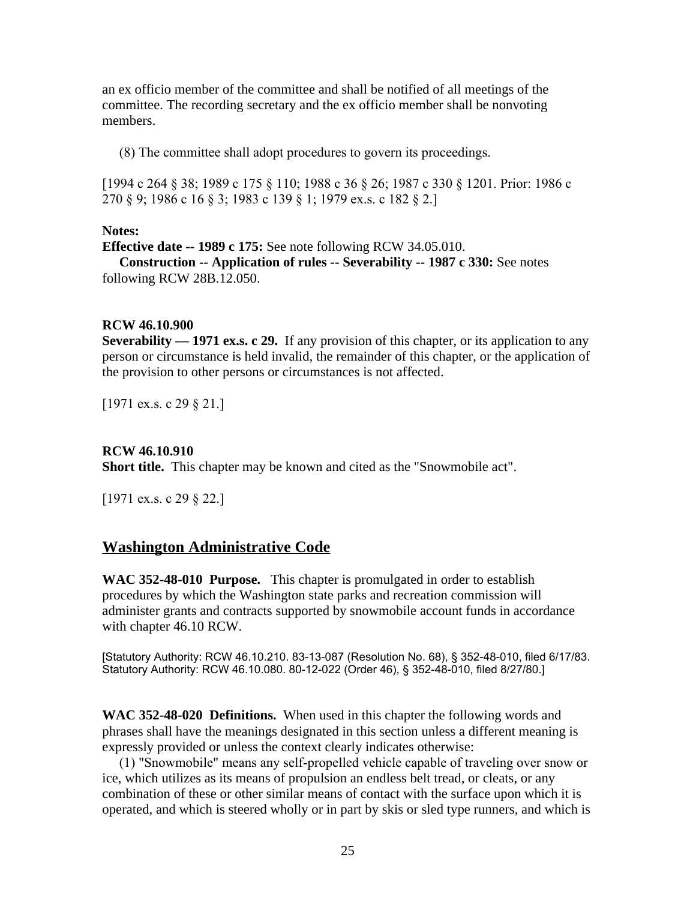an ex officio member of the committee and shall be notified of all meetings of the committee. The recording secretary and the ex officio member shall be nonvoting members.

(8) The committee shall adopt procedures to govern its proceedings.

[1994 c 264 § 38; 1989 c 175 § 110; 1988 c 36 § 26; 1987 c 330 § 1201. Prior: 1986 c 270 § 9; 1986 c 16 § 3; 1983 c 139 § 1; 1979 ex.s. c 182 § 2.]

**Notes:**
**Effective date -- 1989 c 175:** See note following RCW 34.05.010.
**Construction -- Application of rules -- Severability -- 1987 c 330:** See notes following RCW 28B.12.050.

**RCW 46.10.900**
**Severability — 1971 ex.s. c 29.** If any provision of this chapter, or its application to any person or circumstance is held invalid, the remainder of this chapter, or the application of the provision to other persons or circumstances is not affected.

[1971 ex.s. c 29 § 21.]

**RCW 46.10.910**
**Short title.** This chapter may be known and cited as the "Snowmobile act".

[1971 ex.s. c 29 § 22.]

## Washington Administrative Code

**WAC 352-48-010 Purpose.** This chapter is promulgated in order to establish procedures by which the Washington state parks and recreation commission will administer grants and contracts supported by snowmobile account funds in accordance with chapter 46.10 RCW.

[Statutory Authority: RCW 46.10.210. 83-13-087 (Resolution No. 68), § 352-48-010, filed 6/17/83. Statutory Authority: RCW 46.10.080. 80-12-022 (Order 46), § 352-48-010, filed 8/27/80.]

**WAC 352-48-020 Definitions.** When used in this chapter the following words and phrases shall have the meanings designated in this section unless a different meaning is expressly provided or unless the context clearly indicates otherwise:

(1) "Snowmobile" means any self-propelled vehicle capable of traveling over snow or ice, which utilizes as its means of propulsion an endless belt tread, or cleats, or any combination of these or other similar means of contact with the surface upon which it is operated, and which is steered wholly or in part by skis or sled type runners, and which is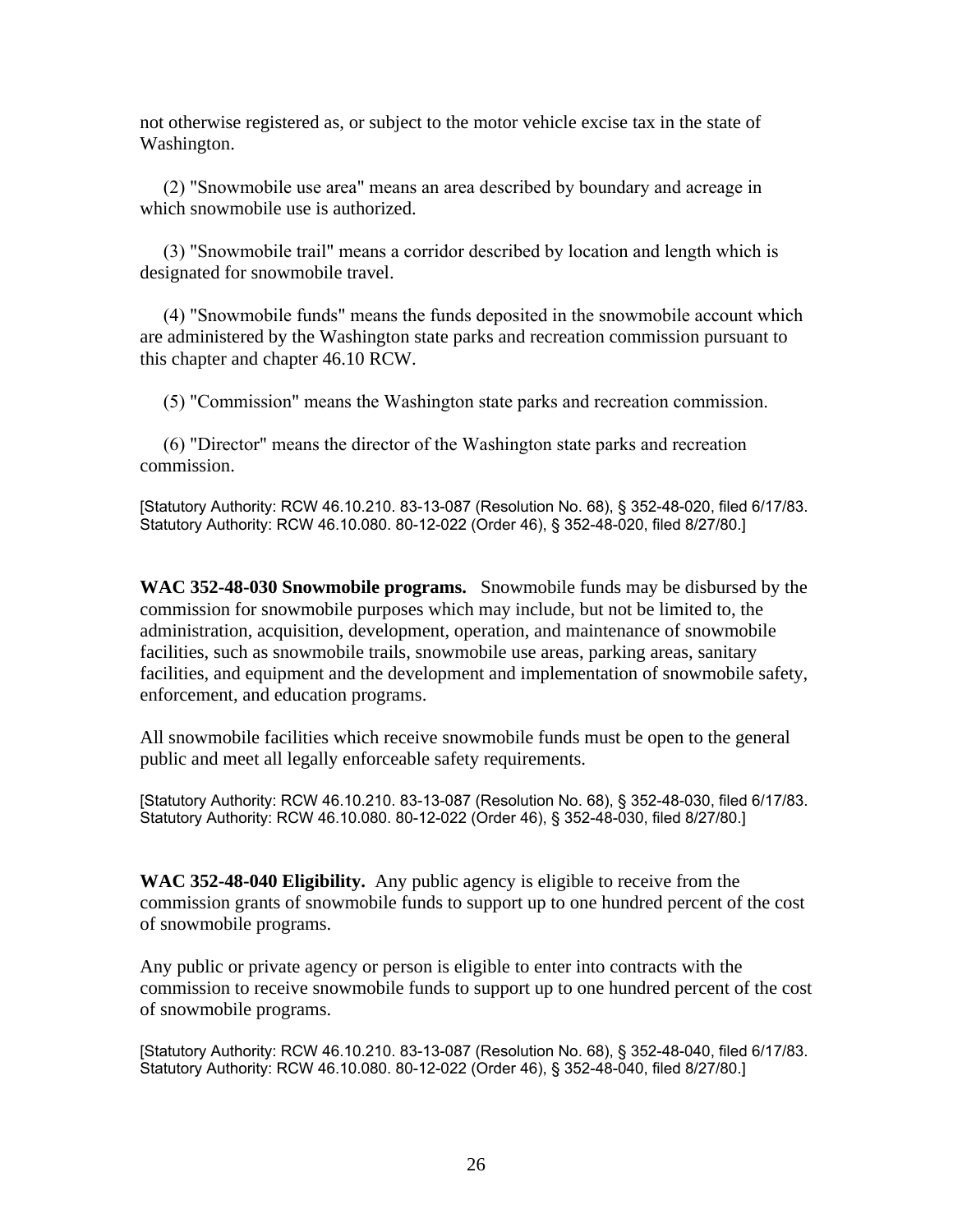not otherwise registered as, or subject to the motor vehicle excise tax in the state of Washington.

(2) "Snowmobile use area" means an area described by boundary and acreage in which snowmobile use is authorized.

(3) "Snowmobile trail" means a corridor described by location and length which is designated for snowmobile travel.

(4) "Snowmobile funds" means the funds deposited in the snowmobile account which are administered by the Washington state parks and recreation commission pursuant to this chapter and chapter 46.10 RCW.

(5) "Commission" means the Washington state parks and recreation commission.

(6) "Director" means the director of the Washington state parks and recreation commission.

[Statutory Authority: RCW 46.10.210. 83-13-087 (Resolution No. 68), § 352-48-020, filed 6/17/83. Statutory Authority: RCW 46.10.080. 80-12-022 (Order 46), § 352-48-020, filed 8/27/80.]

**WAC 352-48-030 Snowmobile programs.** Snowmobile funds may be disbursed by the commission for snowmobile purposes which may include, but not be limited to, the administration, acquisition, development, operation, and maintenance of snowmobile facilities, such as snowmobile trails, snowmobile use areas, parking areas, sanitary facilities, and equipment and the development and implementation of snowmobile safety, enforcement, and education programs.

All snowmobile facilities which receive snowmobile funds must be open to the general public and meet all legally enforceable safety requirements.

[Statutory Authority: RCW 46.10.210. 83-13-087 (Resolution No. 68), § 352-48-030, filed 6/17/83. Statutory Authority: RCW 46.10.080. 80-12-022 (Order 46), § 352-48-030, filed 8/27/80.]

**WAC 352-48-040 Eligibility.** Any public agency is eligible to receive from the commission grants of snowmobile funds to support up to one hundred percent of the cost of snowmobile programs.

Any public or private agency or person is eligible to enter into contracts with the commission to receive snowmobile funds to support up to one hundred percent of the cost of snowmobile programs.

[Statutory Authority: RCW 46.10.210. 83-13-087 (Resolution No. 68), § 352-48-040, filed 6/17/83. Statutory Authority: RCW 46.10.080. 80-12-022 (Order 46), § 352-48-040, filed 8/27/80.]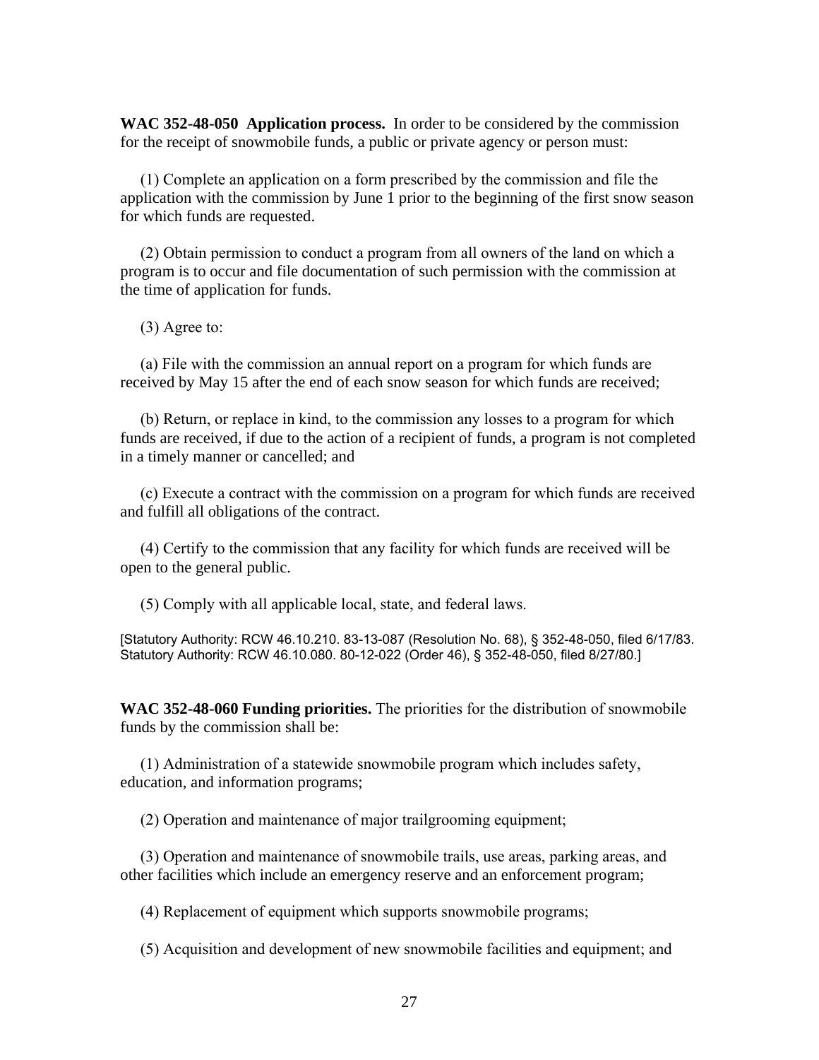**WAC 352-48-050 Application process.** In order to be considered by the commission for the receipt of snowmobile funds, a public or private agency or person must:

(1) Complete an application on a form prescribed by the commission and file the application with the commission by June 1 prior to the beginning of the first snow season for which funds are requested.

(2) Obtain permission to conduct a program from all owners of the land on which a program is to occur and file documentation of such permission with the commission at the time of application for funds.

(3) Agree to:

(a) File with the commission an annual report on a program for which funds are received by May 15 after the end of each snow season for which funds are received;

(b) Return, or replace in kind, to the commission any losses to a program for which funds are received, if due to the action of a recipient of funds, a program is not completed in a timely manner or cancelled; and

(c) Execute a contract with the commission on a program for which funds are received and fulfill all obligations of the contract.

(4) Certify to the commission that any facility for which funds are received will be open to the general public.

(5) Comply with all applicable local, state, and federal laws.

[Statutory Authority: RCW 46.10.210. 83-13-087 (Resolution No. 68), § 352-48-050, filed 6/17/83. Statutory Authority: RCW 46.10.080. 80-12-022 (Order 46), § 352-48-050, filed 8/27/80.]

**WAC 352-48-060 Funding priorities.** The priorities for the distribution of snowmobile funds by the commission shall be:

(1) Administration of a statewide snowmobile program which includes safety, education, and information programs;

(2) Operation and maintenance of major trailgrooming equipment;

(3) Operation and maintenance of snowmobile trails, use areas, parking areas, and other facilities which include an emergency reserve and an enforcement program;

(4) Replacement of equipment which supports snowmobile programs;

(5) Acquisition and development of new snowmobile facilities and equipment; and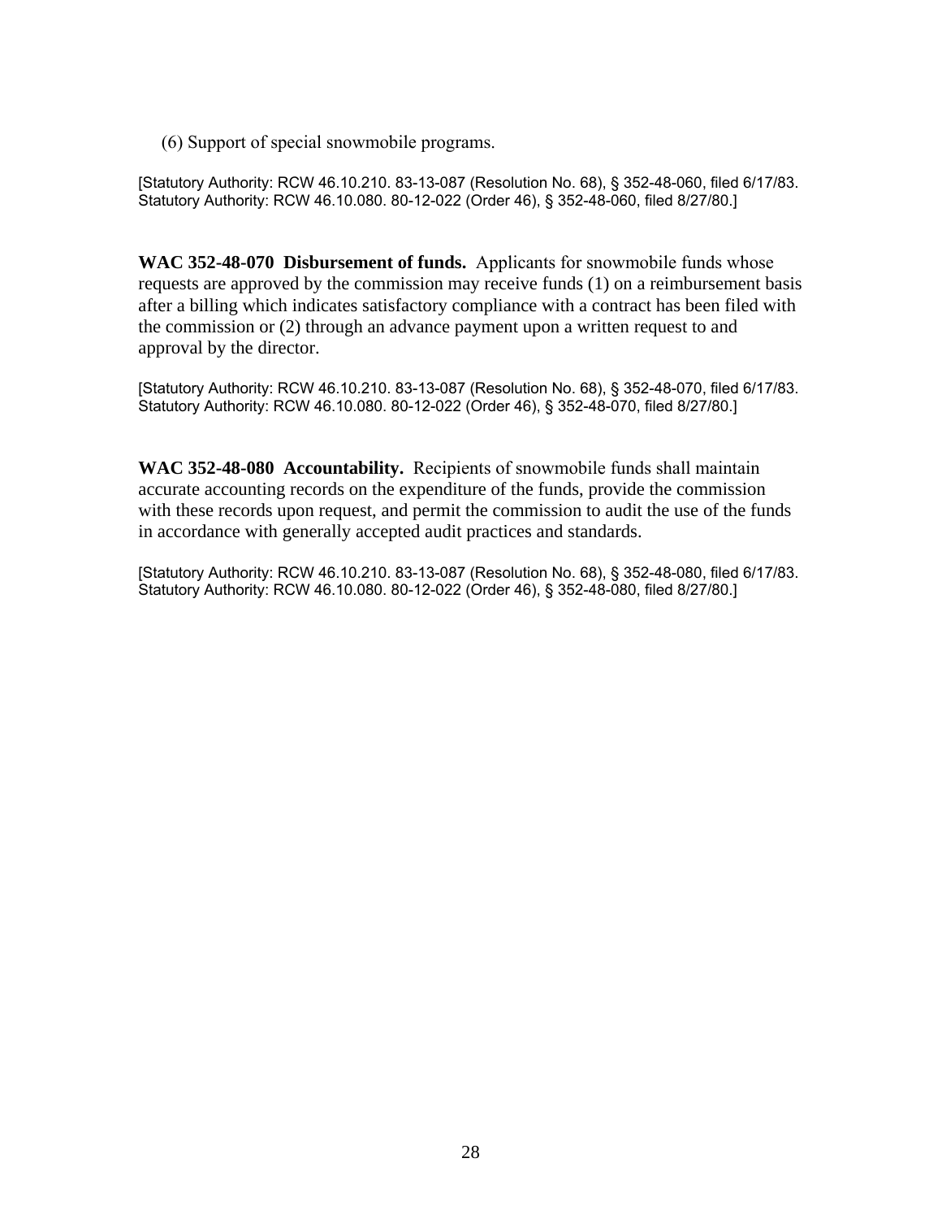(6) Support of special snowmobile programs.

[Statutory Authority: RCW 46.10.210. 83-13-087 (Resolution No. 68), § 352-48-060, filed 6/17/83. Statutory Authority: RCW 46.10.080. 80-12-022 (Order 46), § 352-48-060, filed 8/27/80.]

**WAC 352-48-070 Disbursement of funds.** Applicants for snowmobile funds whose requests are approved by the commission may receive funds (1) on a reimbursement basis after a billing which indicates satisfactory compliance with a contract has been filed with the commission or (2) through an advance payment upon a written request to and approval by the director.

[Statutory Authority: RCW 46.10.210. 83-13-087 (Resolution No. 68), § 352-48-070, filed 6/17/83. Statutory Authority: RCW 46.10.080. 80-12-022 (Order 46), § 352-48-070, filed 8/27/80.]

**WAC 352-48-080 Accountability.** Recipients of snowmobile funds shall maintain accurate accounting records on the expenditure of the funds, provide the commission with these records upon request, and permit the commission to audit the use of the funds in accordance with generally accepted audit practices and standards.

[Statutory Authority: RCW 46.10.210. 83-13-087 (Resolution No. 68), § 352-48-080, filed 6/17/83. Statutory Authority: RCW 46.10.080. 80-12-022 (Order 46), § 352-48-080, filed 8/27/80.]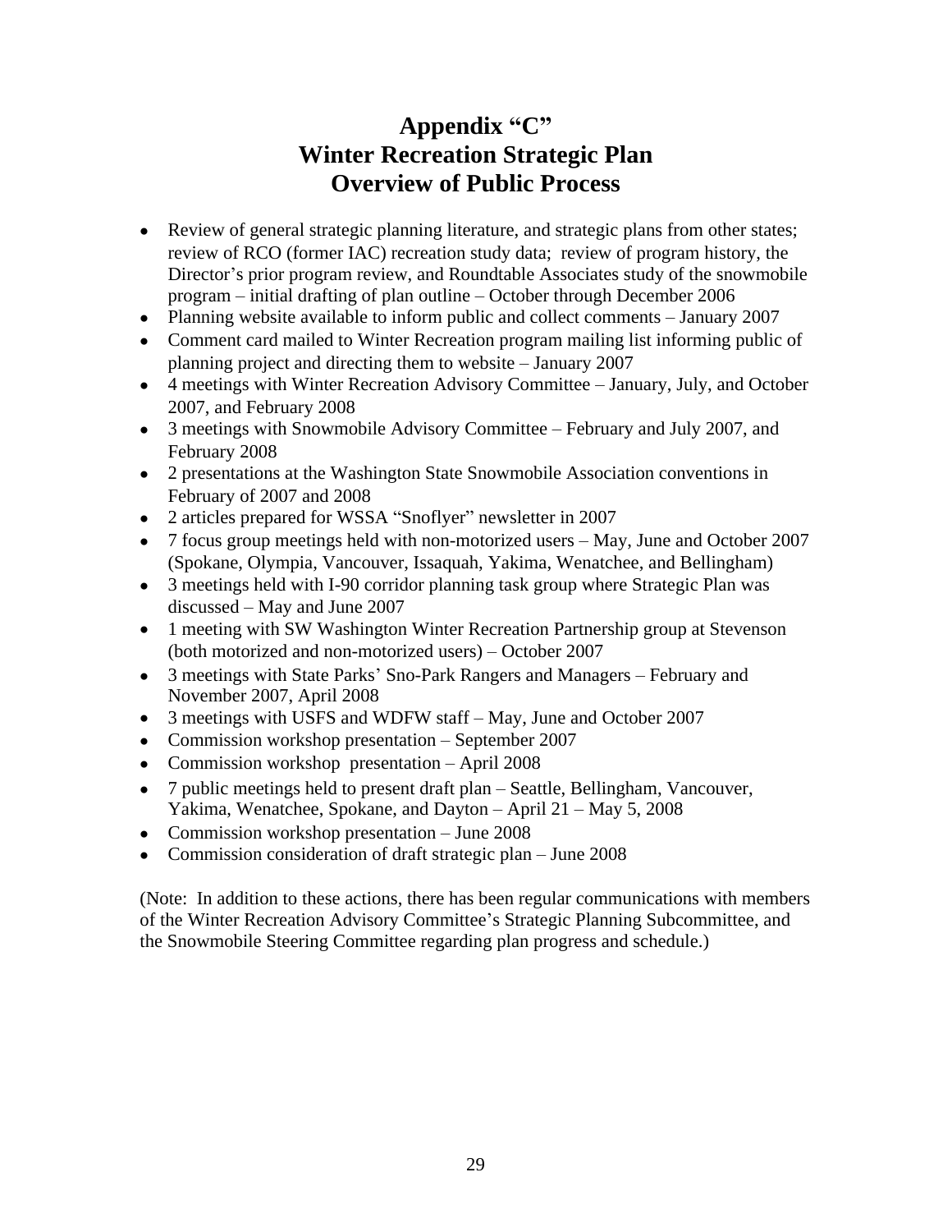# Appendix "C"
# Winter Recreation Strategic Plan
# Overview of Public Process

- Review of general strategic planning literature, and strategic plans from other states; review of RCO (former IAC) recreation study data; review of program history, the Director's prior program review, and Roundtable Associates study of the snowmobile program – initial drafting of plan outline – October through December 2006
- Planning website available to inform public and collect comments – January 2007
- Comment card mailed to Winter Recreation program mailing list informing public of planning project and directing them to website – January 2007
- 4 meetings with Winter Recreation Advisory Committee – January, July, and October 2007, and February 2008
- 3 meetings with Snowmobile Advisory Committee – February and July 2007, and February 2008
- 2 presentations at the Washington State Snowmobile Association conventions in February of 2007 and 2008
- 2 articles prepared for WSSA "Snoflyer" newsletter in 2007
- 7 focus group meetings held with non-motorized users – May, June and October 2007 (Spokane, Olympia, Vancouver, Issaquah, Yakima, Wenatchee, and Bellingham)
- 3 meetings held with I-90 corridor planning task group where Strategic Plan was discussed – May and June 2007
- 1 meeting with SW Washington Winter Recreation Partnership group at Stevenson (both motorized and non-motorized users) – October 2007
- 3 meetings with State Parks' Sno-Park Rangers and Managers – February and November 2007, April 2008
- 3 meetings with USFS and WDFW staff – May, June and October 2007
- Commission workshop presentation – September 2007
- Commission workshop presentation – April 2008
- 7 public meetings held to present draft plan – Seattle, Bellingham, Vancouver, Yakima, Wenatchee, Spokane, and Dayton – April 21 – May 5, 2008
- Commission workshop presentation – June 2008
- Commission consideration of draft strategic plan – June 2008

(Note: In addition to these actions, there has been regular communications with members of the Winter Recreation Advisory Committee's Strategic Planning Subcommittee, and the Snowmobile Steering Committee regarding plan progress and schedule.)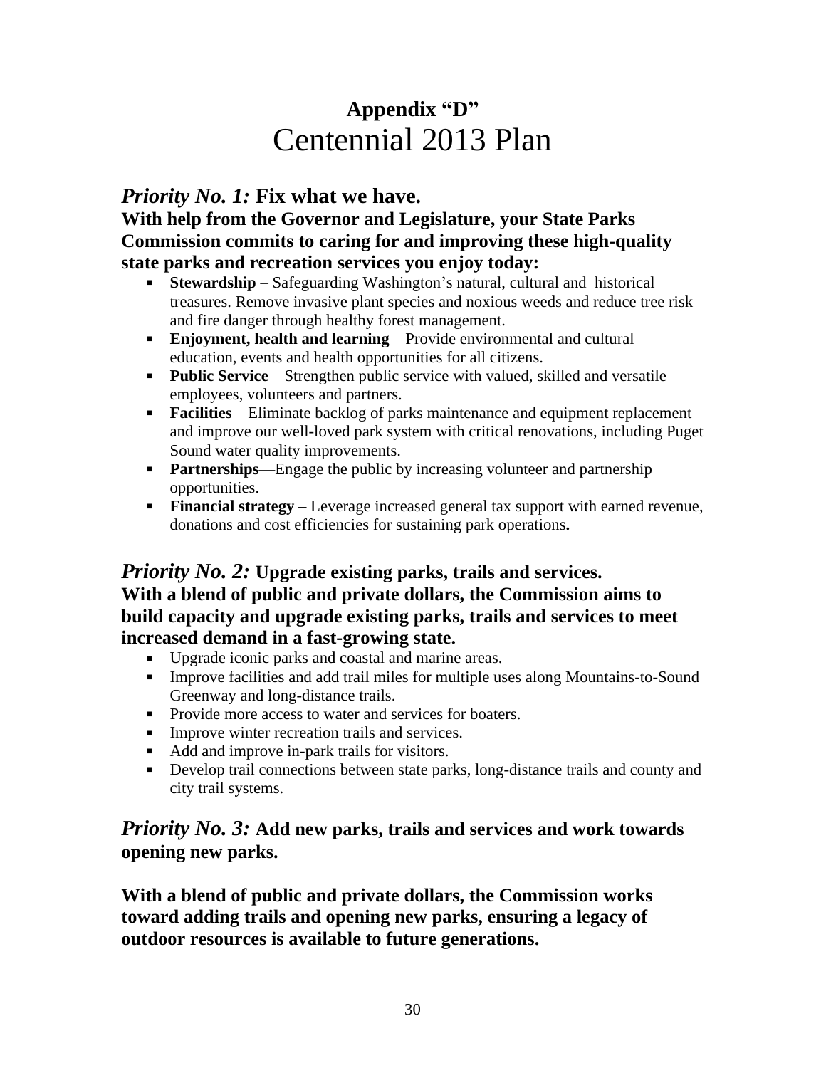# Appendix "D"
# Centennial 2013 Plan

## *Priority No. 1:* Fix what we have.

**With help from the Governor and Legislature, your State Parks Commission commits to caring for and improving these high-quality state parks and recreation services you enjoy today:**

- **Stewardship** – Safeguarding Washington's natural, cultural and historical treasures. Remove invasive plant species and noxious weeds and reduce tree risk and fire danger through healthy forest management.
- **Enjoyment, health and learning** – Provide environmental and cultural education, events and health opportunities for all citizens.
- **Public Service** – Strengthen public service with valued, skilled and versatile employees, volunteers and partners.
- **Facilities** – Eliminate backlog of parks maintenance and equipment replacement and improve our well-loved park system with critical renovations, including Puget Sound water quality improvements.
- **Partnerships**—Engage the public by increasing volunteer and partnership opportunities.
- **Financial strategy –** Leverage increased general tax support with earned revenue, donations and cost efficiencies for sustaining park operations**.**

## *Priority No. 2:* Upgrade existing parks, trails and services.

**With a blend of public and private dollars, the Commission aims to build capacity and upgrade existing parks, trails and services to meet increased demand in a fast-growing state.**

- Upgrade iconic parks and coastal and marine areas.
- Improve facilities and add trail miles for multiple uses along Mountains-to-Sound Greenway and long-distance trails.
- Provide more access to water and services for boaters.
- Improve winter recreation trails and services.
- Add and improve in-park trails for visitors.
- Develop trail connections between state parks, long-distance trails and county and city trail systems.

## *Priority No. 3:* Add new parks, trails and services and work towards opening new parks.

**With a blend of public and private dollars, the Commission works toward adding trails and opening new parks, ensuring a legacy of outdoor resources is available to future generations.**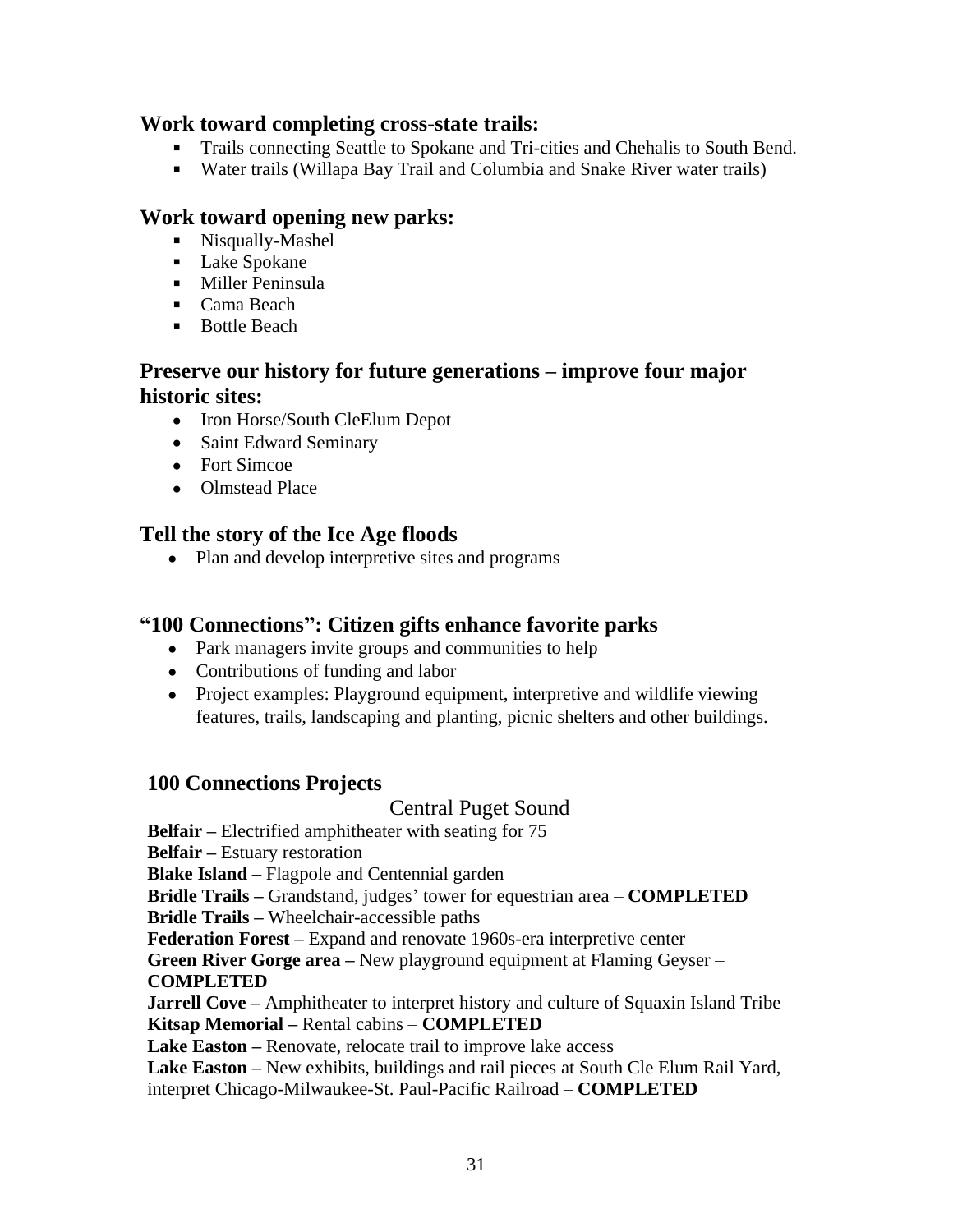## Work toward completing cross-state trails:

- Trails connecting Seattle to Spokane and Tri-cities and Chehalis to South Bend.
- Water trails (Willapa Bay Trail and Columbia and Snake River water trails)

## Work toward opening new parks:

- Nisqually-Mashel
- Lake Spokane
- Miller Peninsula
- Cama Beach
- Bottle Beach

## Preserve our history for future generations – improve four major historic sites:

- Iron Horse/South CleElum Depot
- Saint Edward Seminary
- Fort Simcoe
- Olmstead Place

## Tell the story of the Ice Age floods

- Plan and develop interpretive sites and programs

## "100 Connections": Citizen gifts enhance favorite parks

- Park managers invite groups and communities to help
- Contributions of funding and labor
- Project examples: Playground equipment, interpretive and wildlife viewing features, trails, landscaping and planting, picnic shelters and other buildings.

### 100 Connections Projects

Central Puget Sound

**Belfair –** Electrified amphitheater with seating for 75
**Belfair –** Estuary restoration
**Blake Island –** Flagpole and Centennial garden
**Bridle Trails –** Grandstand, judges' tower for equestrian area – **COMPLETED**
**Bridle Trails –** Wheelchair-accessible paths
**Federation Forest –** Expand and renovate 1960s-era interpretive center
**Green River Gorge area –** New playground equipment at Flaming Geyser – **COMPLETED**
**Jarrell Cove –** Amphitheater to interpret history and culture of Squaxin Island Tribe
**Kitsap Memorial –** Rental cabins – **COMPLETED**
**Lake Easton –** Renovate, relocate trail to improve lake access
**Lake Easton –** New exhibits, buildings and rail pieces at South Cle Elum Rail Yard, interpret Chicago-Milwaukee-St. Paul-Pacific Railroad – **COMPLETED**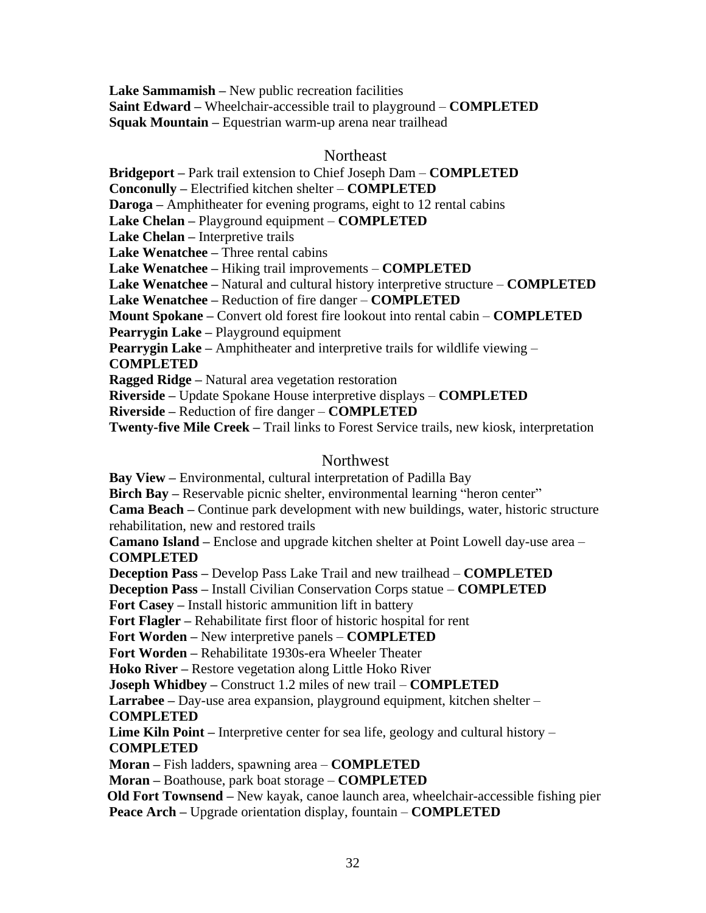**Lake Sammamish –** New public recreation facilities
**Saint Edward –** Wheelchair-accessible trail to playground – **COMPLETED**
**Squak Mountain –** Equestrian warm-up arena near trailhead

## Northeast

**Bridgeport –** Park trail extension to Chief Joseph Dam – **COMPLETED**
**Conconully –** Electrified kitchen shelter – **COMPLETED**
**Daroga –** Amphitheater for evening programs, eight to 12 rental cabins
**Lake Chelan –** Playground equipment – **COMPLETED**
**Lake Chelan –** Interpretive trails
**Lake Wenatchee –** Three rental cabins
**Lake Wenatchee –** Hiking trail improvements – **COMPLETED**
**Lake Wenatchee –** Natural and cultural history interpretive structure – **COMPLETED**
**Lake Wenatchee –** Reduction of fire danger – **COMPLETED**
**Mount Spokane –** Convert old forest fire lookout into rental cabin – **COMPLETED**
**Pearrygin Lake –** Playground equipment
**Pearrygin Lake –** Amphitheater and interpretive trails for wildlife viewing – **COMPLETED**
**Ragged Ridge –** Natural area vegetation restoration
**Riverside –** Update Spokane House interpretive displays – **COMPLETED**
**Riverside –** Reduction of fire danger – **COMPLETED**
**Twenty-five Mile Creek –** Trail links to Forest Service trails, new kiosk, interpretation

## Northwest

**Bay View –** Environmental, cultural interpretation of Padilla Bay
**Birch Bay –** Reservable picnic shelter, environmental learning "heron center"
**Cama Beach –** Continue park development with new buildings, water, historic structure rehabilitation, new and restored trails
**Camano Island –** Enclose and upgrade kitchen shelter at Point Lowell day-use area – **COMPLETED**
**Deception Pass –** Develop Pass Lake Trail and new trailhead – **COMPLETED**
**Deception Pass –** Install Civilian Conservation Corps statue – **COMPLETED**
**Fort Casey –** Install historic ammunition lift in battery
**Fort Flagler –** Rehabilitate first floor of historic hospital for rent
**Fort Worden –** New interpretive panels – **COMPLETED**
**Fort Worden –** Rehabilitate 1930s-era Wheeler Theater
**Hoko River –** Restore vegetation along Little Hoko River
**Joseph Whidbey –** Construct 1.2 miles of new trail – **COMPLETED**
**Larrabee –** Day-use area expansion, playground equipment, kitchen shelter – **COMPLETED**
**Lime Kiln Point –** Interpretive center for sea life, geology and cultural history – **COMPLETED**
**Moran –** Fish ladders, spawning area – **COMPLETED**
**Moran –** Boathouse, park boat storage – **COMPLETED**
**Old Fort Townsend –** New kayak, canoe launch area, wheelchair-accessible fishing pier
**Peace Arch –** Upgrade orientation display, fountain – **COMPLETED**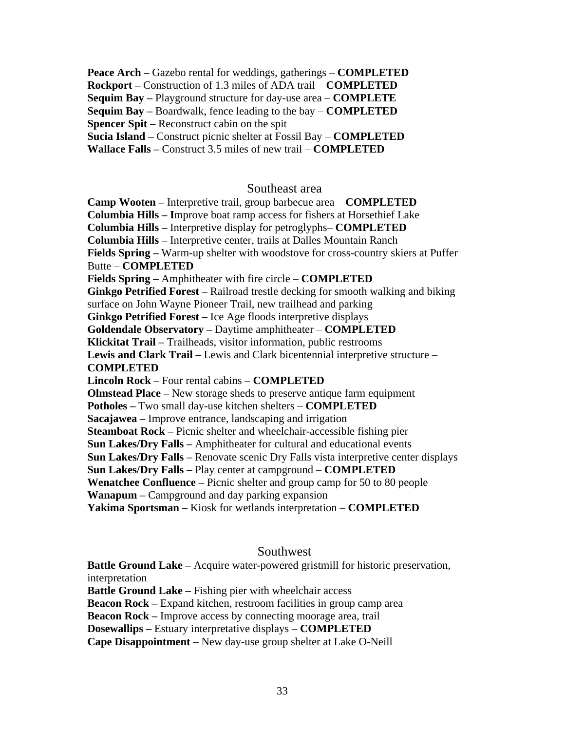**Peace Arch –** Gazebo rental for weddings, gatherings – **COMPLETED**
**Rockport –** Construction of 1.3 miles of ADA trail – **COMPLETED**
**Sequim Bay –** Playground structure for day-use area – **COMPLETE**
**Sequim Bay –** Boardwalk, fence leading to the bay – **COMPLETED**
**Spencer Spit –** Reconstruct cabin on the spit
**Sucia Island –** Construct picnic shelter at Fossil Bay – **COMPLETED**
**Wallace Falls –** Construct 3.5 miles of new trail – **COMPLETED**

## Southeast area

**Camp Wooten –** Interpretive trail, group barbecue area – **COMPLETED**
**Columbia Hills – I**mprove boat ramp access for fishers at Horsethief Lake
**Columbia Hills –** Interpretive display for petroglyphs– **COMPLETED**
**Columbia Hills –** Interpretive center, trails at Dalles Mountain Ranch
**Fields Spring –** Warm-up shelter with woodstove for cross-country skiers at Puffer Butte – **COMPLETED**
**Fields Spring –** Amphitheater with fire circle – **COMPLETED**
**Ginkgo Petrified Forest –** Railroad trestle decking for smooth walking and biking surface on John Wayne Pioneer Trail, new trailhead and parking
**Ginkgo Petrified Forest –** Ice Age floods interpretive displays
**Goldendale Observatory –** Daytime amphitheater – **COMPLETED**
**Klickitat Trail –** Trailheads, visitor information, public restrooms
**Lewis and Clark Trail –** Lewis and Clark bicentennial interpretive structure – **COMPLETED**
**Lincoln Rock** – Four rental cabins – **COMPLETED**
**Olmstead Place –** New storage sheds to preserve antique farm equipment
**Potholes –** Two small day-use kitchen shelters – **COMPLETED**
**Sacajawea –** Improve entrance, landscaping and irrigation
**Steamboat Rock –** Picnic shelter and wheelchair-accessible fishing pier
**Sun Lakes/Dry Falls –** Amphitheater for cultural and educational events
**Sun Lakes/Dry Falls –** Renovate scenic Dry Falls vista interpretive center displays
**Sun Lakes/Dry Falls –** Play center at campground – **COMPLETED**
**Wenatchee Confluence –** Picnic shelter and group camp for 50 to 80 people
**Wanapum –** Campground and day parking expansion
**Yakima Sportsman –** Kiosk for wetlands interpretation – **COMPLETED**

## Southwest

**Battle Ground Lake –** Acquire water-powered gristmill for historic preservation, interpretation
**Battle Ground Lake –** Fishing pier with wheelchair access
**Beacon Rock –** Expand kitchen, restroom facilities in group camp area
**Beacon Rock –** Improve access by connecting moorage area, trail
**Dosewallips –** Estuary interpretative displays – **COMPLETED**
**Cape Disappointment –** New day-use group shelter at Lake O-Neill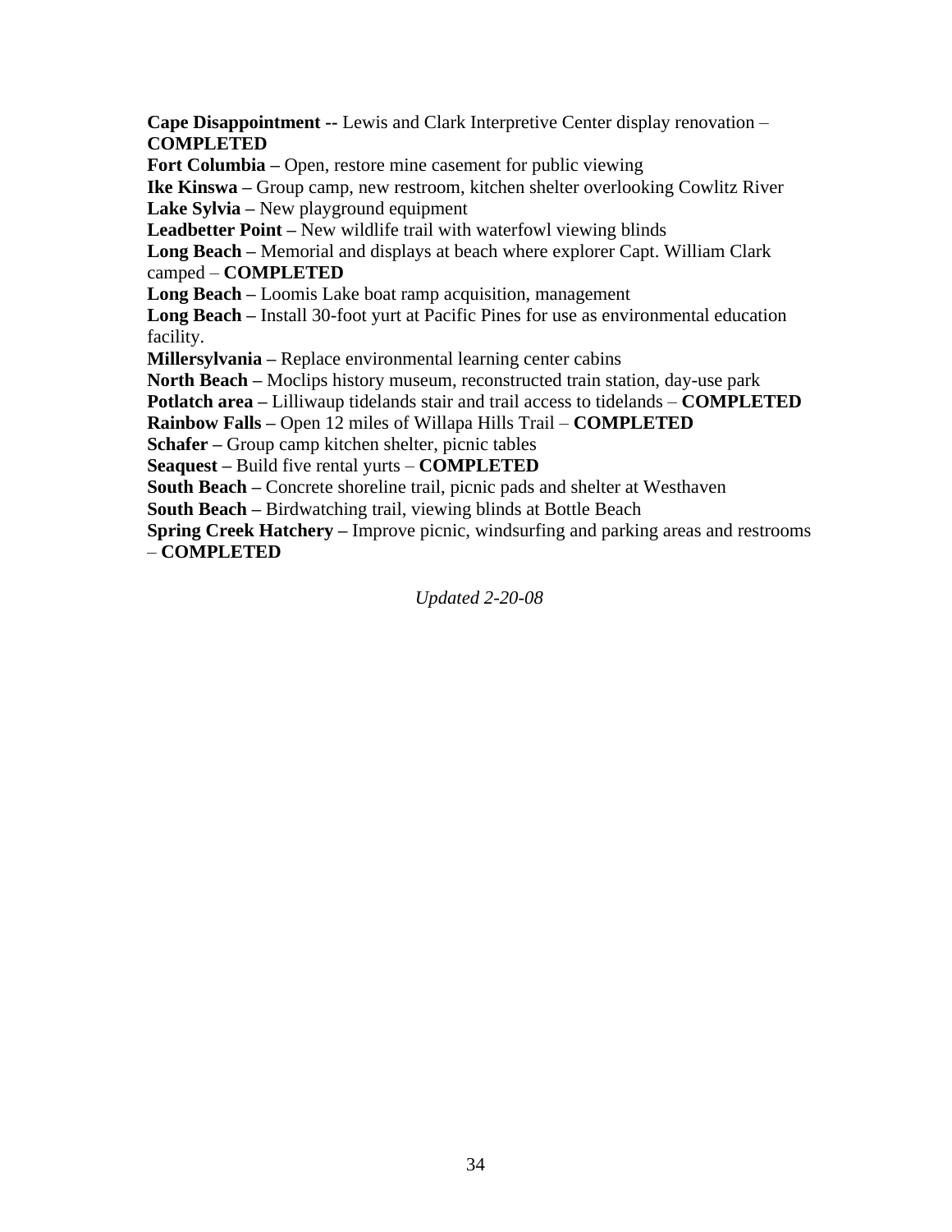**Cape Disappointment --** Lewis and Clark Interpretive Center display renovation – **COMPLETED**
**Fort Columbia –** Open, restore mine casement for public viewing
**Ike Kinswa –** Group camp, new restroom, kitchen shelter overlooking Cowlitz River
**Lake Sylvia –** New playground equipment
**Leadbetter Point –** New wildlife trail with waterfowl viewing blinds
**Long Beach –** Memorial and displays at beach where explorer Capt. William Clark camped – **COMPLETED**
**Long Beach –** Loomis Lake boat ramp acquisition, management
**Long Beach –** Install 30-foot yurt at Pacific Pines for use as environmental education facility.
**Millersylvania –** Replace environmental learning center cabins
**North Beach –** Moclips history museum, reconstructed train station, day-use park
**Potlatch area –** Lilliwaup tidelands stair and trail access to tidelands – **COMPLETED**
**Rainbow Falls –** Open 12 miles of Willapa Hills Trail – **COMPLETED**
**Schafer –** Group camp kitchen shelter, picnic tables
**Seaquest –** Build five rental yurts – **COMPLETED**
**South Beach –** Concrete shoreline trail, picnic pads and shelter at Westhaven
**South Beach –** Birdwatching trail, viewing blinds at Bottle Beach
**Spring Creek Hatchery –** Improve picnic, windsurfing and parking areas and restrooms – **COMPLETED**

*Updated 2-20-08*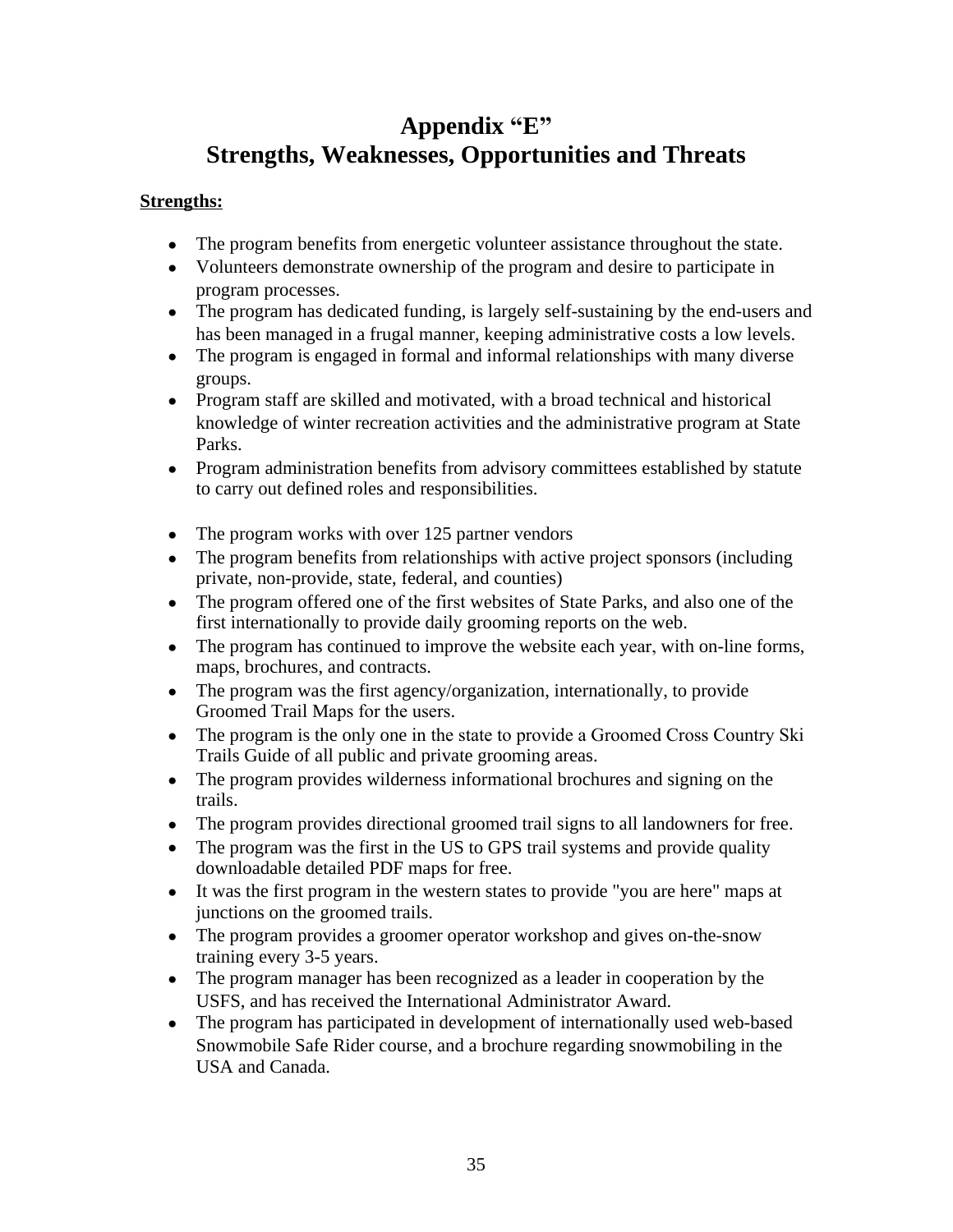# Appendix "E"
# Strengths, Weaknesses, Opportunities and Threats

**Strengths:**

- The program benefits from energetic volunteer assistance throughout the state.
- Volunteers demonstrate ownership of the program and desire to participate in program processes.
- The program has dedicated funding, is largely self-sustaining by the end-users and has been managed in a frugal manner, keeping administrative costs a low levels.
- The program is engaged in formal and informal relationships with many diverse groups.
- Program staff are skilled and motivated, with a broad technical and historical knowledge of winter recreation activities and the administrative program at State Parks.
- Program administration benefits from advisory committees established by statute to carry out defined roles and responsibilities.

- The program works with over 125 partner vendors
- The program benefits from relationships with active project sponsors (including private, non-provide, state, federal, and counties)
- The program offered one of the first websites of State Parks, and also one of the first internationally to provide daily grooming reports on the web.
- The program has continued to improve the website each year, with on-line forms, maps, brochures, and contracts.
- The program was the first agency/organization, internationally, to provide Groomed Trail Maps for the users.
- The program is the only one in the state to provide a Groomed Cross Country Ski Trails Guide of all public and private grooming areas.
- The program provides wilderness informational brochures and signing on the trails.
- The program provides directional groomed trail signs to all landowners for free.
- The program was the first in the US to GPS trail systems and provide quality downloadable detailed PDF maps for free.
- It was the first program in the western states to provide "you are here" maps at junctions on the groomed trails.
- The program provides a groomer operator workshop and gives on-the-snow training every 3-5 years.
- The program manager has been recognized as a leader in cooperation by the USFS, and has received the International Administrator Award.
- The program has participated in development of internationally used web-based Snowmobile Safe Rider course, and a brochure regarding snowmobiling in the USA and Canada.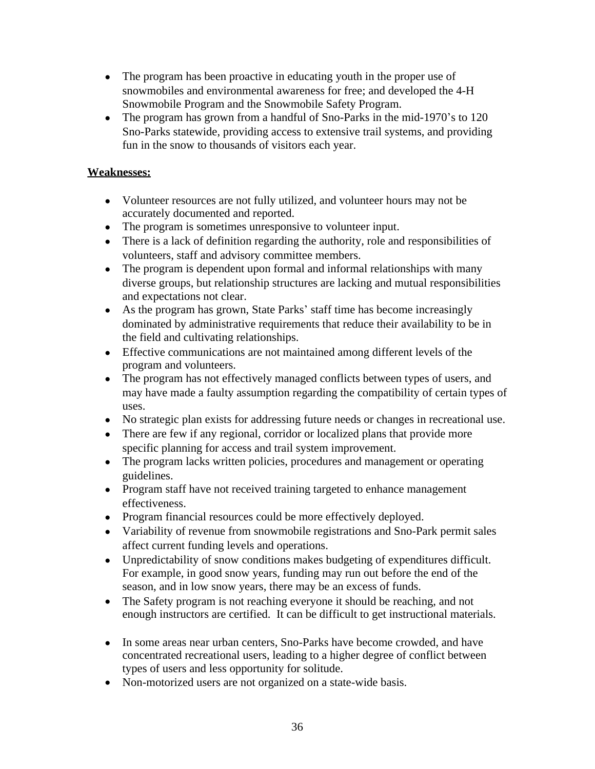- The program has been proactive in educating youth in the proper use of snowmobiles and environmental awareness for free; and developed the 4-H Snowmobile Program and the Snowmobile Safety Program.
- The program has grown from a handful of Sno-Parks in the mid-1970's to 120 Sno-Parks statewide, providing access to extensive trail systems, and providing fun in the snow to thousands of visitors each year.

**Weaknesses:**

- Volunteer resources are not fully utilized, and volunteer hours may not be accurately documented and reported.
- The program is sometimes unresponsive to volunteer input.
- There is a lack of definition regarding the authority, role and responsibilities of volunteers, staff and advisory committee members.
- The program is dependent upon formal and informal relationships with many diverse groups, but relationship structures are lacking and mutual responsibilities and expectations not clear.
- As the program has grown, State Parks' staff time has become increasingly dominated by administrative requirements that reduce their availability to be in the field and cultivating relationships.
- Effective communications are not maintained among different levels of the program and volunteers.
- The program has not effectively managed conflicts between types of users, and may have made a faulty assumption regarding the compatibility of certain types of uses.
- No strategic plan exists for addressing future needs or changes in recreational use.
- There are few if any regional, corridor or localized plans that provide more specific planning for access and trail system improvement.
- The program lacks written policies, procedures and management or operating guidelines.
- Program staff have not received training targeted to enhance management effectiveness.
- Program financial resources could be more effectively deployed.
- Variability of revenue from snowmobile registrations and Sno-Park permit sales affect current funding levels and operations.
- Unpredictability of snow conditions makes budgeting of expenditures difficult. For example, in good snow years, funding may run out before the end of the season, and in low snow years, there may be an excess of funds.
- The Safety program is not reaching everyone it should be reaching, and not enough instructors are certified. It can be difficult to get instructional materials.
- In some areas near urban centers, Sno-Parks have become crowded, and have concentrated recreational users, leading to a higher degree of conflict between types of users and less opportunity for solitude.
- Non-motorized users are not organized on a state-wide basis.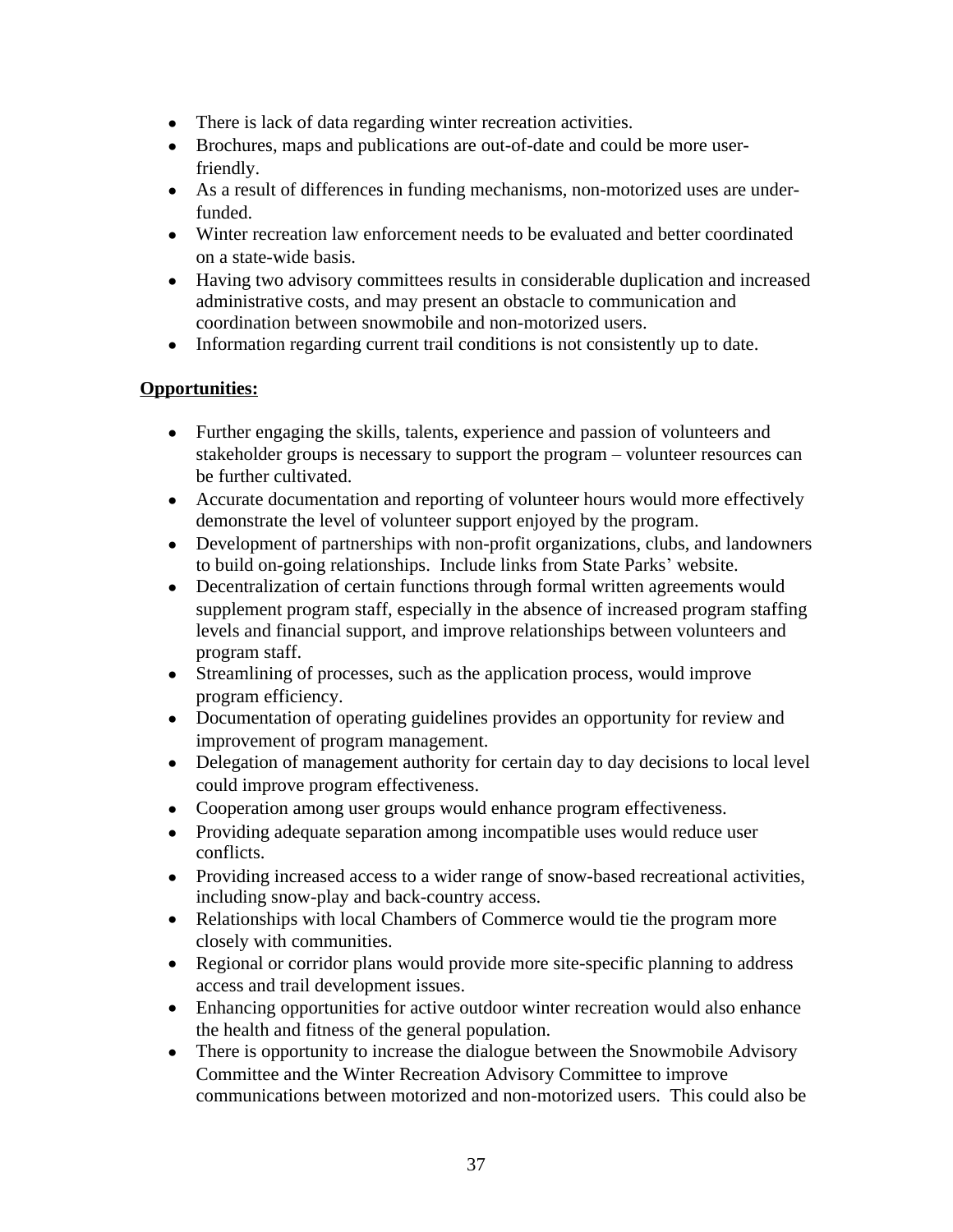- There is lack of data regarding winter recreation activities.
- Brochures, maps and publications are out-of-date and could be more user-friendly.
- As a result of differences in funding mechanisms, non-motorized uses are under-funded.
- Winter recreation law enforcement needs to be evaluated and better coordinated on a state-wide basis.
- Having two advisory committees results in considerable duplication and increased administrative costs, and may present an obstacle to communication and coordination between snowmobile and non-motorized users.
- Information regarding current trail conditions is not consistently up to date.

**Opportunities:**

- Further engaging the skills, talents, experience and passion of volunteers and stakeholder groups is necessary to support the program – volunteer resources can be further cultivated.
- Accurate documentation and reporting of volunteer hours would more effectively demonstrate the level of volunteer support enjoyed by the program.
- Development of partnerships with non-profit organizations, clubs, and landowners to build on-going relationships. Include links from State Parks' website.
- Decentralization of certain functions through formal written agreements would supplement program staff, especially in the absence of increased program staffing levels and financial support, and improve relationships between volunteers and program staff.
- Streamlining of processes, such as the application process, would improve program efficiency.
- Documentation of operating guidelines provides an opportunity for review and improvement of program management.
- Delegation of management authority for certain day to day decisions to local level could improve program effectiveness.
- Cooperation among user groups would enhance program effectiveness.
- Providing adequate separation among incompatible uses would reduce user conflicts.
- Providing increased access to a wider range of snow-based recreational activities, including snow-play and back-country access.
- Relationships with local Chambers of Commerce would tie the program more closely with communities.
- Regional or corridor plans would provide more site-specific planning to address access and trail development issues.
- Enhancing opportunities for active outdoor winter recreation would also enhance the health and fitness of the general population.
- There is opportunity to increase the dialogue between the Snowmobile Advisory Committee and the Winter Recreation Advisory Committee to improve communications between motorized and non-motorized users. This could also be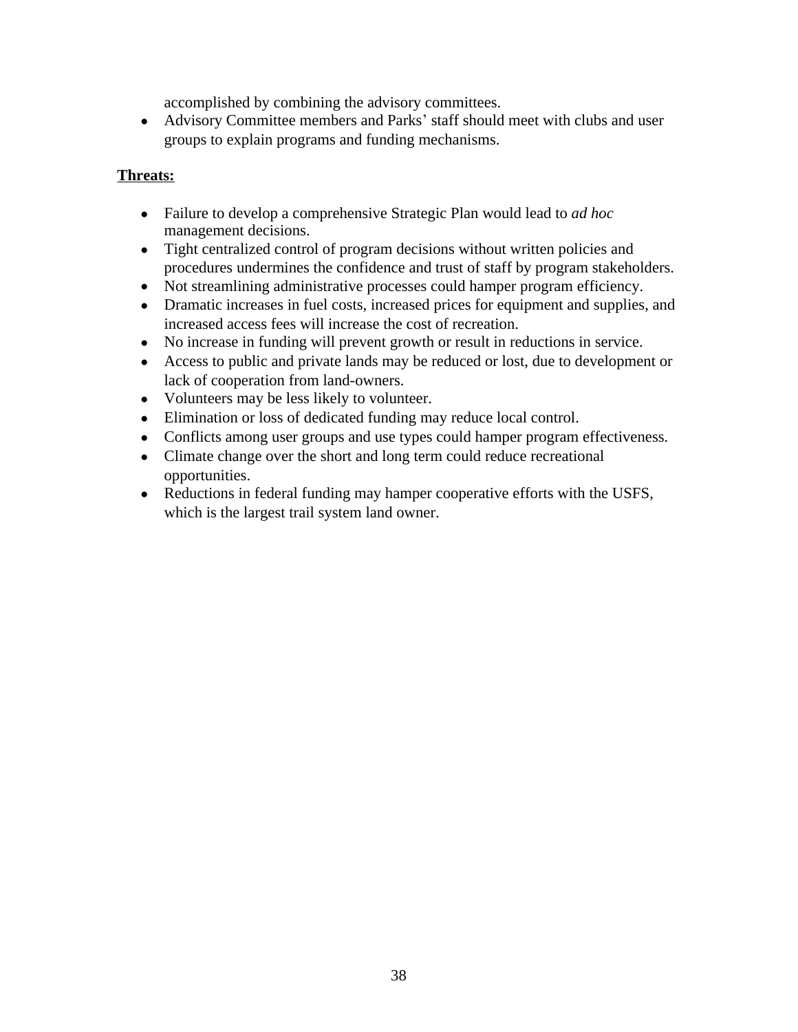accomplished by combining the advisory committees.

- Advisory Committee members and Parks' staff should meet with clubs and user groups to explain programs and funding mechanisms.

**Threats:**

- Failure to develop a comprehensive Strategic Plan would lead to *ad hoc* management decisions.
- Tight centralized control of program decisions without written policies and procedures undermines the confidence and trust of staff by program stakeholders.
- Not streamlining administrative processes could hamper program efficiency.
- Dramatic increases in fuel costs, increased prices for equipment and supplies, and increased access fees will increase the cost of recreation.
- No increase in funding will prevent growth or result in reductions in service.
- Access to public and private lands may be reduced or lost, due to development or lack of cooperation from land-owners.
- Volunteers may be less likely to volunteer.
- Elimination or loss of dedicated funding may reduce local control.
- Conflicts among user groups and use types could hamper program effectiveness.
- Climate change over the short and long term could reduce recreational opportunities.
- Reductions in federal funding may hamper cooperative efforts with the USFS, which is the largest trail system land owner.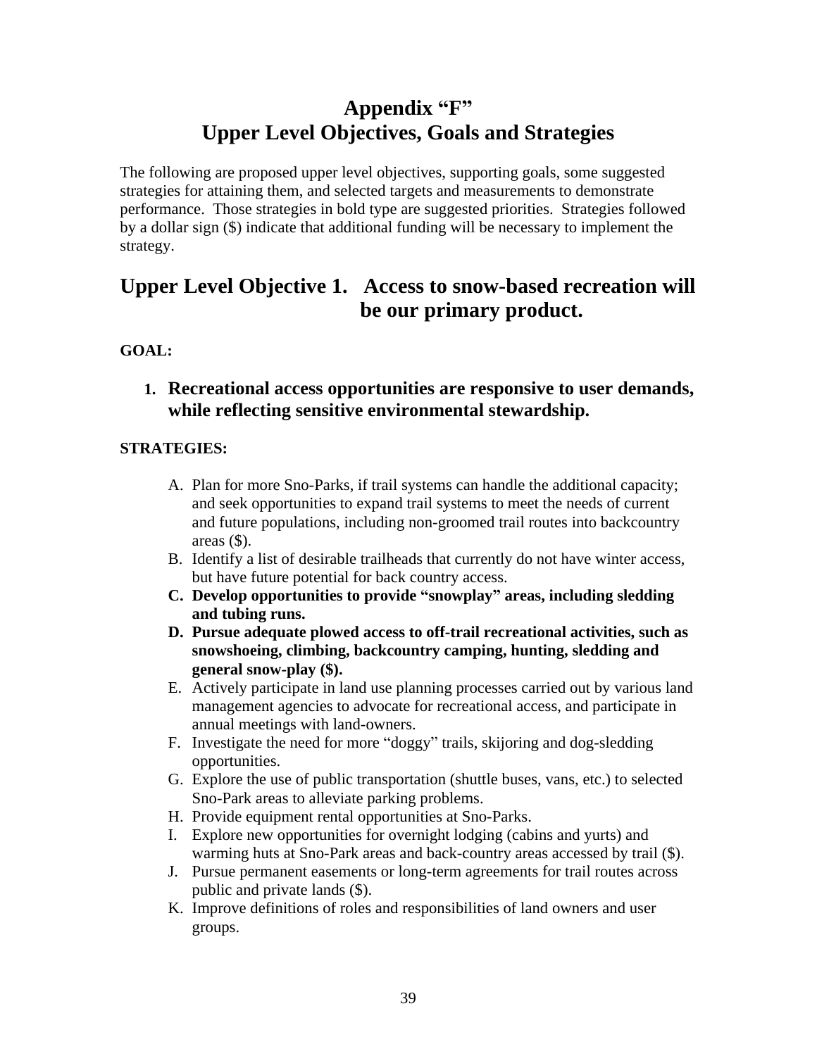# Appendix "F"
# Upper Level Objectives, Goals and Strategies

The following are proposed upper level objectives, supporting goals, some suggested strategies for attaining them, and selected targets and measurements to demonstrate performance. Those strategies in bold type are suggested priorities. Strategies followed by a dollar sign ($) indicate that additional funding will be necessary to implement the strategy.

## Upper Level Objective 1. Access to snow-based recreation will be our primary product.

**GOAL:**

1. **Recreational access opportunities are responsive to user demands, while reflecting sensitive environmental stewardship.**

**STRATEGIES:**

A. Plan for more Sno-Parks, if trail systems can handle the additional capacity; and seek opportunities to expand trail systems to meet the needs of current and future populations, including non-groomed trail routes into backcountry areas ($).

B. Identify a list of desirable trailheads that currently do not have winter access, but have future potential for back country access.

C. **Develop opportunities to provide "snowplay" areas, including sledding and tubing runs.**

D. **Pursue adequate plowed access to off-trail recreational activities, such as snowshoeing, climbing, backcountry camping, hunting, sledding and general snow-play ($).**

E. Actively participate in land use planning processes carried out by various land management agencies to advocate for recreational access, and participate in annual meetings with land-owners.

F. Investigate the need for more "doggy" trails, skijoring and dog-sledding opportunities.

G. Explore the use of public transportation (shuttle buses, vans, etc.) to selected Sno-Park areas to alleviate parking problems.

H. Provide equipment rental opportunities at Sno-Parks.

I. Explore new opportunities for overnight lodging (cabins and yurts) and warming huts at Sno-Park areas and back-country areas accessed by trail ($).

J. Pursue permanent easements or long-term agreements for trail routes across public and private lands ($).

K. Improve definitions of roles and responsibilities of land owners and user groups.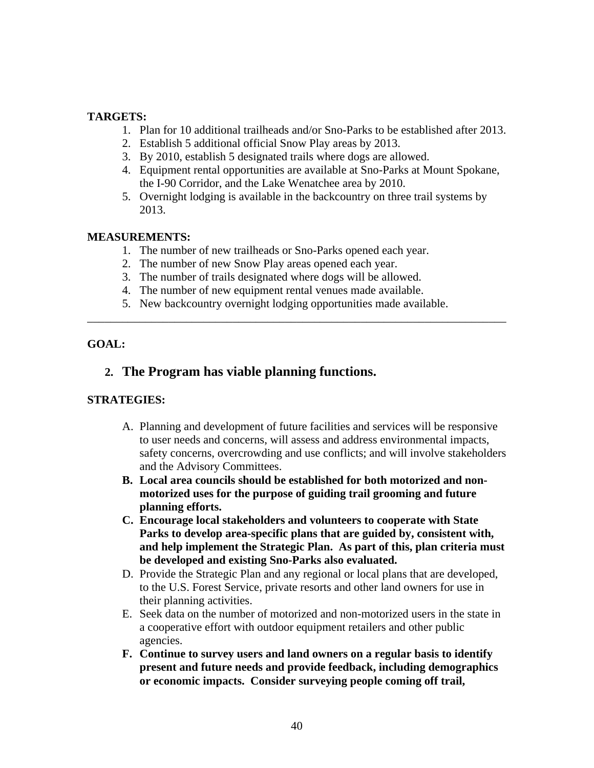**TARGETS:**

1. Plan for 10 additional trailheads and/or Sno-Parks to be established after 2013.
2. Establish 5 additional official Snow Play areas by 2013.
3. By 2010, establish 5 designated trails where dogs are allowed.
4. Equipment rental opportunities are available at Sno-Parks at Mount Spokane, the I-90 Corridor, and the Lake Wenatchee area by 2010.
5. Overnight lodging is available in the backcountry on three trail systems by 2013.

**MEASUREMENTS:**

1. The number of new trailheads or Sno-Parks opened each year.
2. The number of new Snow Play areas opened each year.
3. The number of trails designated where dogs will be allowed.
4. The number of new equipment rental venues made available.
5. New backcountry overnight lodging opportunities made available.

---

**GOAL:**

## 2. The Program has viable planning functions.

**STRATEGIES:**

A. Planning and development of future facilities and services will be responsive to user needs and concerns, will assess and address environmental impacts, safety concerns, overcrowding and use conflicts; and will involve stakeholders and the Advisory Committees.

**B. Local area councils should be established for both motorized and non-motorized uses for the purpose of guiding trail grooming and future planning efforts.**

**C. Encourage local stakeholders and volunteers to cooperate with State Parks to develop area-specific plans that are guided by, consistent with, and help implement the Strategic Plan. As part of this, plan criteria must be developed and existing Sno-Parks also evaluated.**

D. Provide the Strategic Plan and any regional or local plans that are developed, to the U.S. Forest Service, private resorts and other land owners for use in their planning activities.

E. Seek data on the number of motorized and non-motorized users in the state in a cooperative effort with outdoor equipment retailers and other public agencies.

**F. Continue to survey users and land owners on a regular basis to identify present and future needs and provide feedback, including demographics or economic impacts. Consider surveying people coming off trail,**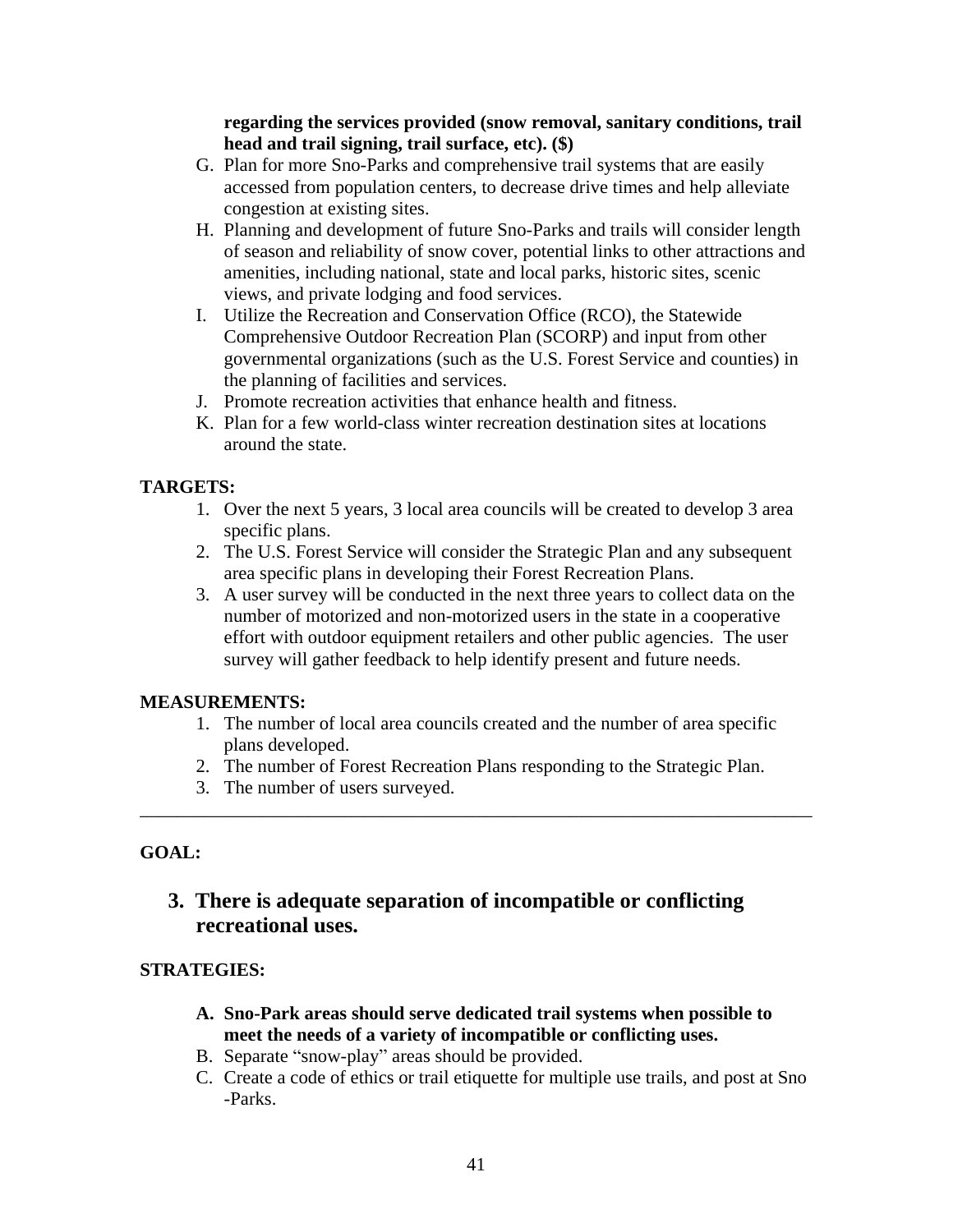**regarding the services provided (snow removal, sanitary conditions, trail head and trail signing, trail surface, etc). ($)**

G. Plan for more Sno-Parks and comprehensive trail systems that are easily accessed from population centers, to decrease drive times and help alleviate congestion at existing sites.
H. Planning and development of future Sno-Parks and trails will consider length of season and reliability of snow cover, potential links to other attractions and amenities, including national, state and local parks, historic sites, scenic views, and private lodging and food services.
I. Utilize the Recreation and Conservation Office (RCO), the Statewide Comprehensive Outdoor Recreation Plan (SCORP) and input from other governmental organizations (such as the U.S. Forest Service and counties) in the planning of facilities and services.
J. Promote recreation activities that enhance health and fitness.
K. Plan for a few world-class winter recreation destination sites at locations around the state.

**TARGETS:**

1. Over the next 5 years, 3 local area councils will be created to develop 3 area specific plans.
2. The U.S. Forest Service will consider the Strategic Plan and any subsequent area specific plans in developing their Forest Recreation Plans.
3. A user survey will be conducted in the next three years to collect data on the number of motorized and non-motorized users in the state in a cooperative effort with outdoor equipment retailers and other public agencies. The user survey will gather feedback to help identify present and future needs.

**MEASUREMENTS:**

1. The number of local area councils created and the number of area specific plans developed.
2. The number of Forest Recreation Plans responding to the Strategic Plan.
3. The number of users surveyed.

---

**GOAL:**

## 3. There is adequate separation of incompatible or conflicting recreational uses.

**STRATEGIES:**

A. **Sno-Park areas should serve dedicated trail systems when possible to meet the needs of a variety of incompatible or conflicting uses.**
B. Separate "snow-play" areas should be provided.
C. Create a code of ethics or trail etiquette for multiple use trails, and post at Sno -Parks.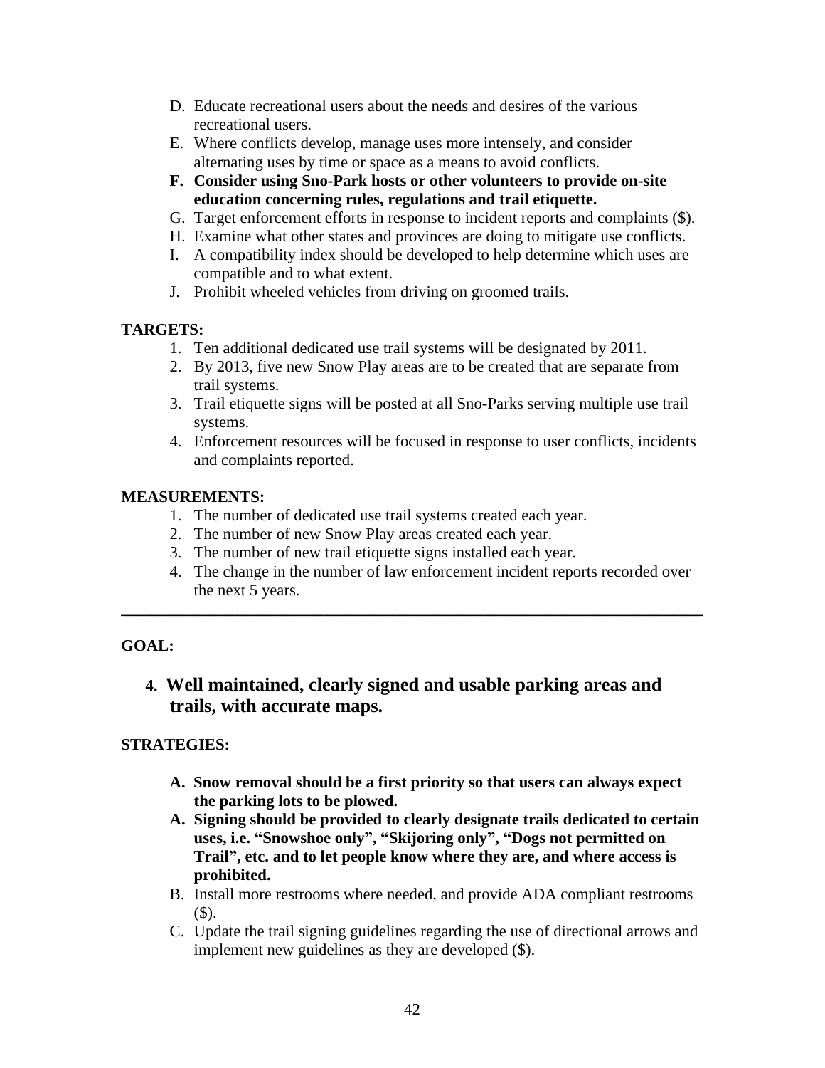D. Educate recreational users about the needs and desires of the various recreational users.
E. Where conflicts develop, manage uses more intensely, and consider alternating uses by time or space as a means to avoid conflicts.
**F. Consider using Sno-Park hosts or other volunteers to provide on-site education concerning rules, regulations and trail etiquette.**
G. Target enforcement efforts in response to incident reports and complaints ($).
H. Examine what other states and provinces are doing to mitigate use conflicts.
I. A compatibility index should be developed to help determine which uses are compatible and to what extent.
J. Prohibit wheeled vehicles from driving on groomed trails.

**TARGETS:**

1. Ten additional dedicated use trail systems will be designated by 2011.
2. By 2013, five new Snow Play areas are to be created that are separate from trail systems.
3. Trail etiquette signs will be posted at all Sno-Parks serving multiple use trail systems.
4. Enforcement resources will be focused in response to user conflicts, incidents and complaints reported.

**MEASUREMENTS:**

1. The number of dedicated use trail systems created each year.
2. The number of new Snow Play areas created each year.
3. The number of new trail etiquette signs installed each year.
4. The change in the number of law enforcement incident reports recorded over the next 5 years.

---

**GOAL:**

### 4. Well maintained, clearly signed and usable parking areas and trails, with accurate maps.

**STRATEGIES:**

**A. Snow removal should be a first priority so that users can always expect the parking lots to be plowed.**
**A. Signing should be provided to clearly designate trails dedicated to certain uses, i.e. "Snowshoe only", "Skijoring only", "Dogs not permitted on Trail", etc. and to let people know where they are, and where access is prohibited.**
B. Install more restrooms where needed, and provide ADA compliant restrooms ($).
C. Update the trail signing guidelines regarding the use of directional arrows and implement new guidelines as they are developed ($).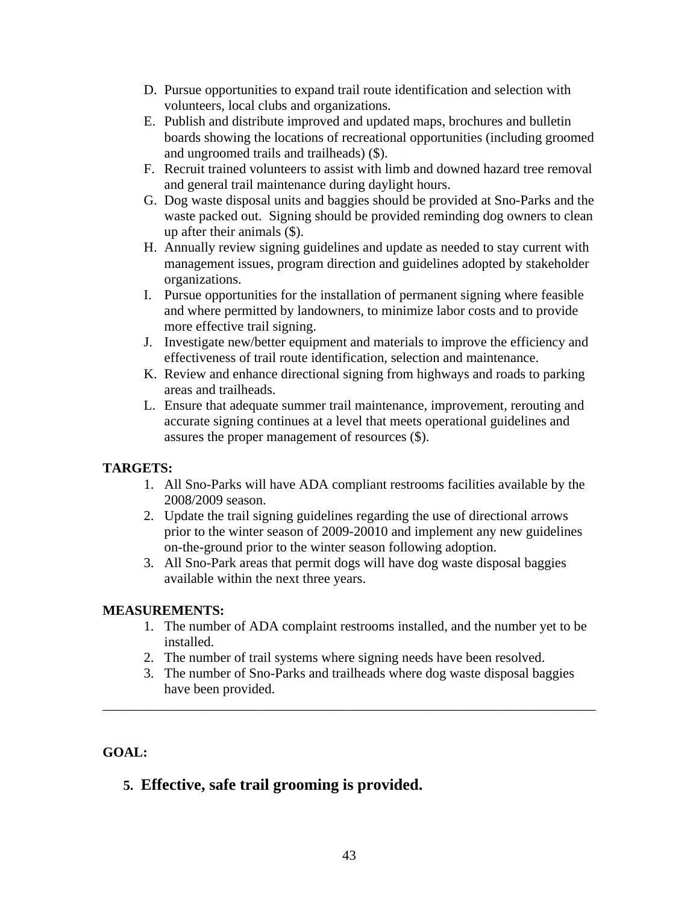D. Pursue opportunities to expand trail route identification and selection with volunteers, local clubs and organizations.
E. Publish and distribute improved and updated maps, brochures and bulletin boards showing the locations of recreational opportunities (including groomed and ungroomed trails and trailheads) ($).
F. Recruit trained volunteers to assist with limb and downed hazard tree removal and general trail maintenance during daylight hours.
G. Dog waste disposal units and baggies should be provided at Sno-Parks and the waste packed out. Signing should be provided reminding dog owners to clean up after their animals ($).
H. Annually review signing guidelines and update as needed to stay current with management issues, program direction and guidelines adopted by stakeholder organizations.
I. Pursue opportunities for the installation of permanent signing where feasible and where permitted by landowners, to minimize labor costs and to provide more effective trail signing.
J. Investigate new/better equipment and materials to improve the efficiency and effectiveness of trail route identification, selection and maintenance.
K. Review and enhance directional signing from highways and roads to parking areas and trailheads.
L. Ensure that adequate summer trail maintenance, improvement, rerouting and accurate signing continues at a level that meets operational guidelines and assures the proper management of resources ($).

**TARGETS:**

1. All Sno-Parks will have ADA compliant restrooms facilities available by the 2008/2009 season.
2. Update the trail signing guidelines regarding the use of directional arrows prior to the winter season of 2009-20010 and implement any new guidelines on-the-ground prior to the winter season following adoption.
3. All Sno-Park areas that permit dogs will have dog waste disposal baggies available within the next three years.

**MEASUREMENTS:**

1. The number of ADA complaint restrooms installed, and the number yet to be installed.
2. The number of trail systems where signing needs have been resolved.
3. The number of Sno-Parks and trailheads where dog waste disposal baggies have been provided.

---

**GOAL:**

## 5. Effective, safe trail grooming is provided.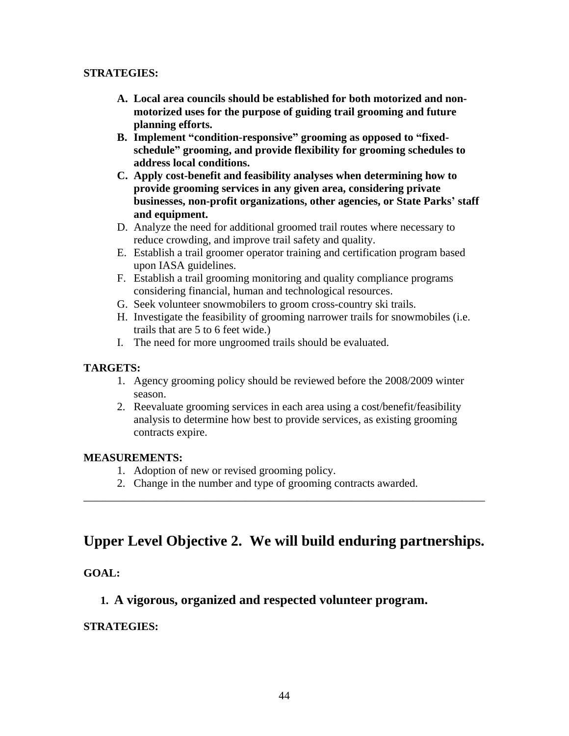**STRATEGIES:**

A. **Local area councils should be established for both motorized and non-motorized uses for the purpose of guiding trail grooming and future planning efforts.**
B. **Implement "condition-responsive" grooming as opposed to "fixed-schedule" grooming, and provide flexibility for grooming schedules to address local conditions.**
C. **Apply cost-benefit and feasibility analyses when determining how to provide grooming services in any given area, considering private businesses, non-profit organizations, other agencies, or State Parks' staff and equipment.**
D. Analyze the need for additional groomed trail routes where necessary to reduce crowding, and improve trail safety and quality.
E. Establish a trail groomer operator training and certification program based upon IASA guidelines.
F. Establish a trail grooming monitoring and quality compliance programs considering financial, human and technological resources.
G. Seek volunteer snowmobilers to groom cross-country ski trails.
H. Investigate the feasibility of grooming narrower trails for snowmobiles (i.e. trails that are 5 to 6 feet wide.)
I. The need for more ungroomed trails should be evaluated.

**TARGETS:**

1. Agency grooming policy should be reviewed before the 2008/2009 winter season.
2. Reevaluate grooming services in each area using a cost/benefit/feasibility analysis to determine how best to provide services, as existing grooming contracts expire.

**MEASUREMENTS:**

1. Adoption of new or revised grooming policy.
2. Change in the number and type of grooming contracts awarded.

---

## Upper Level Objective 2. We will build enduring partnerships.

**GOAL:**

### 1. A vigorous, organized and respected volunteer program.

**STRATEGIES:**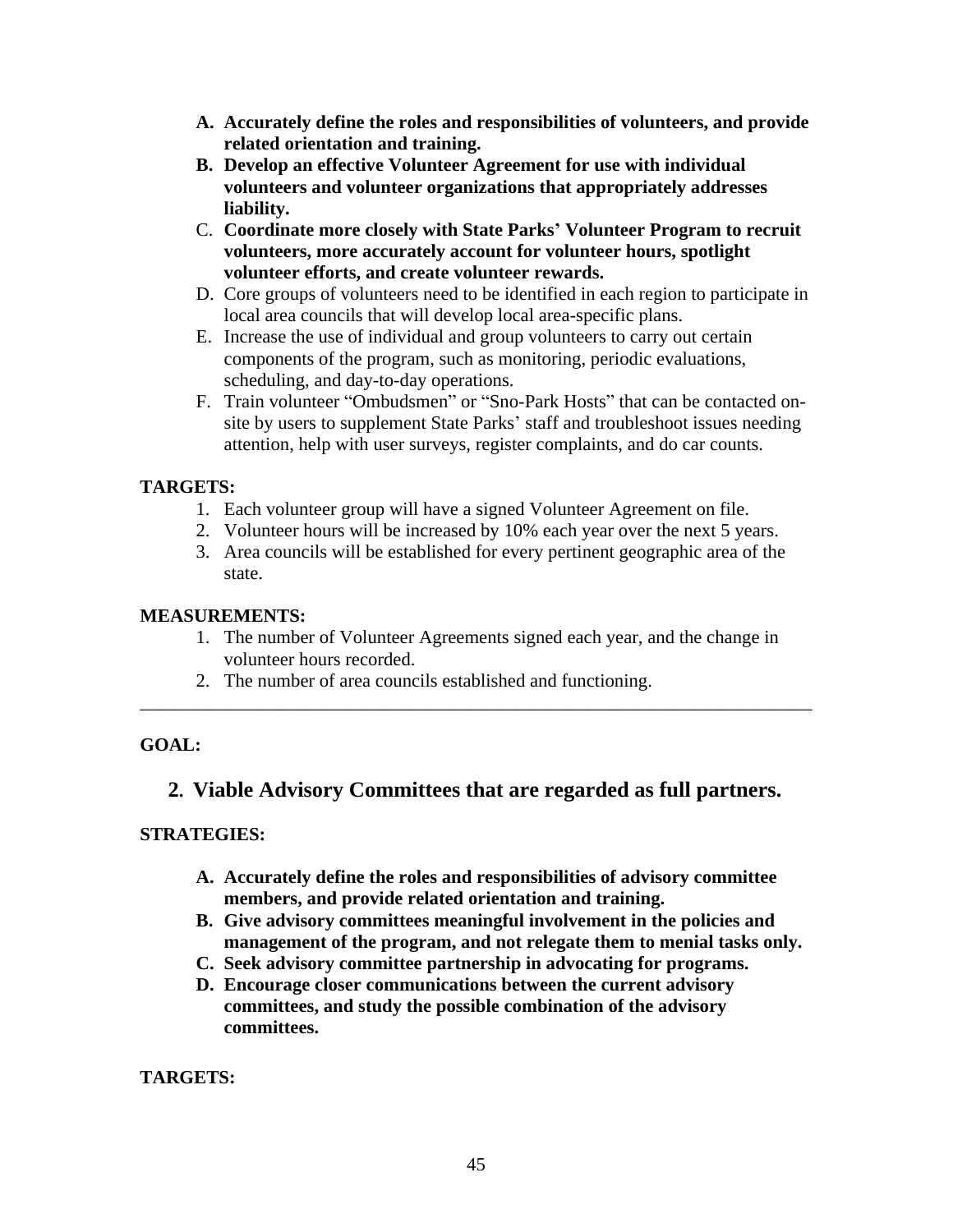A. **Accurately define the roles and responsibilities of volunteers, and provide related orientation and training.**
B. **Develop an effective Volunteer Agreement for use with individual volunteers and volunteer organizations that appropriately addresses liability.**
C. **Coordinate more closely with State Parks' Volunteer Program to recruit volunteers, more accurately account for volunteer hours, spotlight volunteer efforts, and create volunteer rewards.**
D. Core groups of volunteers need to be identified in each region to participate in local area councils that will develop local area-specific plans.
E. Increase the use of individual and group volunteers to carry out certain components of the program, such as monitoring, periodic evaluations, scheduling, and day-to-day operations.
F. Train volunteer "Ombudsmen" or "Sno-Park Hosts" that can be contacted on-site by users to supplement State Parks' staff and troubleshoot issues needing attention, help with user surveys, register complaints, and do car counts.

**TARGETS:**

1. Each volunteer group will have a signed Volunteer Agreement on file.
2. Volunteer hours will be increased by 10% each year over the next 5 years.
3. Area councils will be established for every pertinent geographic area of the state.

**MEASUREMENTS:**

1. The number of Volunteer Agreements signed each year, and the change in volunteer hours recorded.
2. The number of area councils established and functioning.

---

**GOAL:**

## 2. Viable Advisory Committees that are regarded as full partners.

**STRATEGIES:**

A. **Accurately define the roles and responsibilities of advisory committee members, and provide related orientation and training.**
B. **Give advisory committees meaningful involvement in the policies and management of the program, and not relegate them to menial tasks only.**
C. **Seek advisory committee partnership in advocating for programs.**
D. **Encourage closer communications between the current advisory committees, and study the possible combination of the advisory committees.**

**TARGETS:**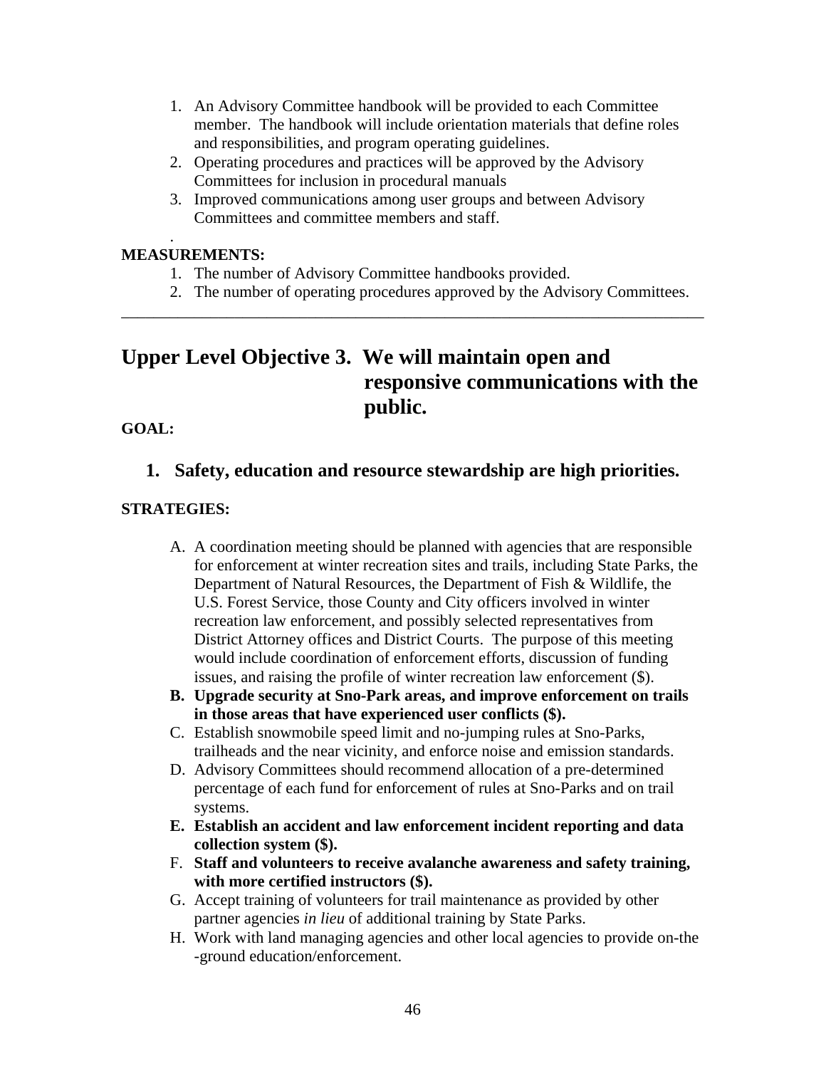1. An Advisory Committee handbook will be provided to each Committee member. The handbook will include orientation materials that define roles and responsibilities, and program operating guidelines.
2. Operating procedures and practices will be approved by the Advisory Committees for inclusion in procedural manuals
3. Improved communications among user groups and between Advisory Committees and committee members and staff.

.

**MEASUREMENTS:**

1. The number of Advisory Committee handbooks provided.
2. The number of operating procedures approved by the Advisory Committees.

---

## Upper Level Objective 3. We will maintain open and responsive communications with the public.

**GOAL:**

1. **Safety, education and resource stewardship are high priorities.**

**STRATEGIES:**

A. A coordination meeting should be planned with agencies that are responsible for enforcement at winter recreation sites and trails, including State Parks, the Department of Natural Resources, the Department of Fish & Wildlife, the U.S. Forest Service, those County and City officers involved in winter recreation law enforcement, and possibly selected representatives from District Attorney offices and District Courts. The purpose of this meeting would include coordination of enforcement efforts, discussion of funding issues, and raising the profile of winter recreation law enforcement ($).

B. **Upgrade security at Sno-Park areas, and improve enforcement on trails in those areas that have experienced user conflicts ($).**

C. Establish snowmobile speed limit and no-jumping rules at Sno-Parks, trailheads and the near vicinity, and enforce noise and emission standards.

D. Advisory Committees should recommend allocation of a pre-determined percentage of each fund for enforcement of rules at Sno-Parks and on trail systems.

E. **Establish an accident and law enforcement incident reporting and data collection system ($).**

F. **Staff and volunteers to receive avalanche awareness and safety training, with more certified instructors ($).**

G. Accept training of volunteers for trail maintenance as provided by other partner agencies *in lieu* of additional training by State Parks.

H. Work with land managing agencies and other local agencies to provide on-the -ground education/enforcement.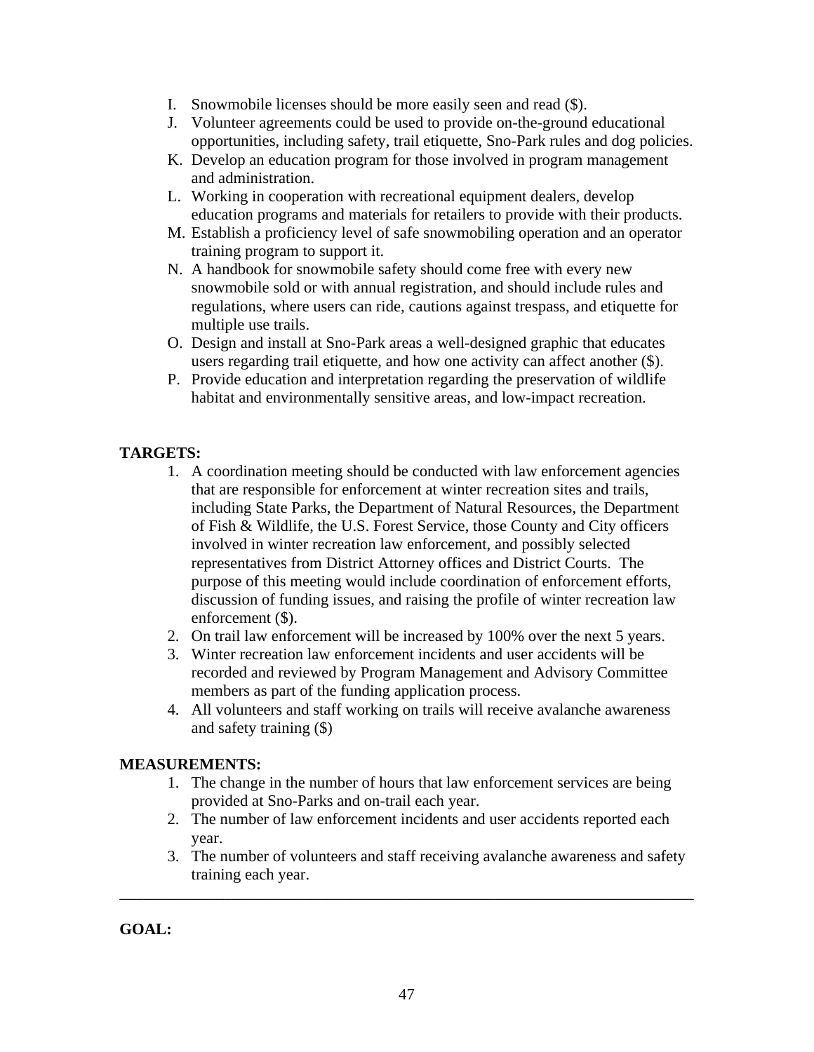I. Snowmobile licenses should be more easily seen and read ($).
J. Volunteer agreements could be used to provide on-the-ground educational opportunities, including safety, trail etiquette, Sno-Park rules and dog policies.
K. Develop an education program for those involved in program management and administration.
L. Working in cooperation with recreational equipment dealers, develop education programs and materials for retailers to provide with their products.
M. Establish a proficiency level of safe snowmobiling operation and an operator training program to support it.
N. A handbook for snowmobile safety should come free with every new snowmobile sold or with annual registration, and should include rules and regulations, where users can ride, cautions against trespass, and etiquette for multiple use trails.
O. Design and install at Sno-Park areas a well-designed graphic that educates users regarding trail etiquette, and how one activity can affect another ($).
P. Provide education and interpretation regarding the preservation of wildlife habitat and environmentally sensitive areas, and low-impact recreation.

**TARGETS:**

1. A coordination meeting should be conducted with law enforcement agencies that are responsible for enforcement at winter recreation sites and trails, including State Parks, the Department of Natural Resources, the Department of Fish & Wildlife, the U.S. Forest Service, those County and City officers involved in winter recreation law enforcement, and possibly selected representatives from District Attorney offices and District Courts. The purpose of this meeting would include coordination of enforcement efforts, discussion of funding issues, and raising the profile of winter recreation law enforcement ($).
2. On trail law enforcement will be increased by 100% over the next 5 years.
3. Winter recreation law enforcement incidents and user accidents will be recorded and reviewed by Program Management and Advisory Committee members as part of the funding application process.
4. All volunteers and staff working on trails will receive avalanche awareness and safety training ($)

**MEASUREMENTS:**

1. The change in the number of hours that law enforcement services are being provided at Sno-Parks and on-trail each year.
2. The number of law enforcement incidents and user accidents reported each year.
3. The number of volunteers and staff receiving avalanche awareness and safety training each year.

---

**GOAL:**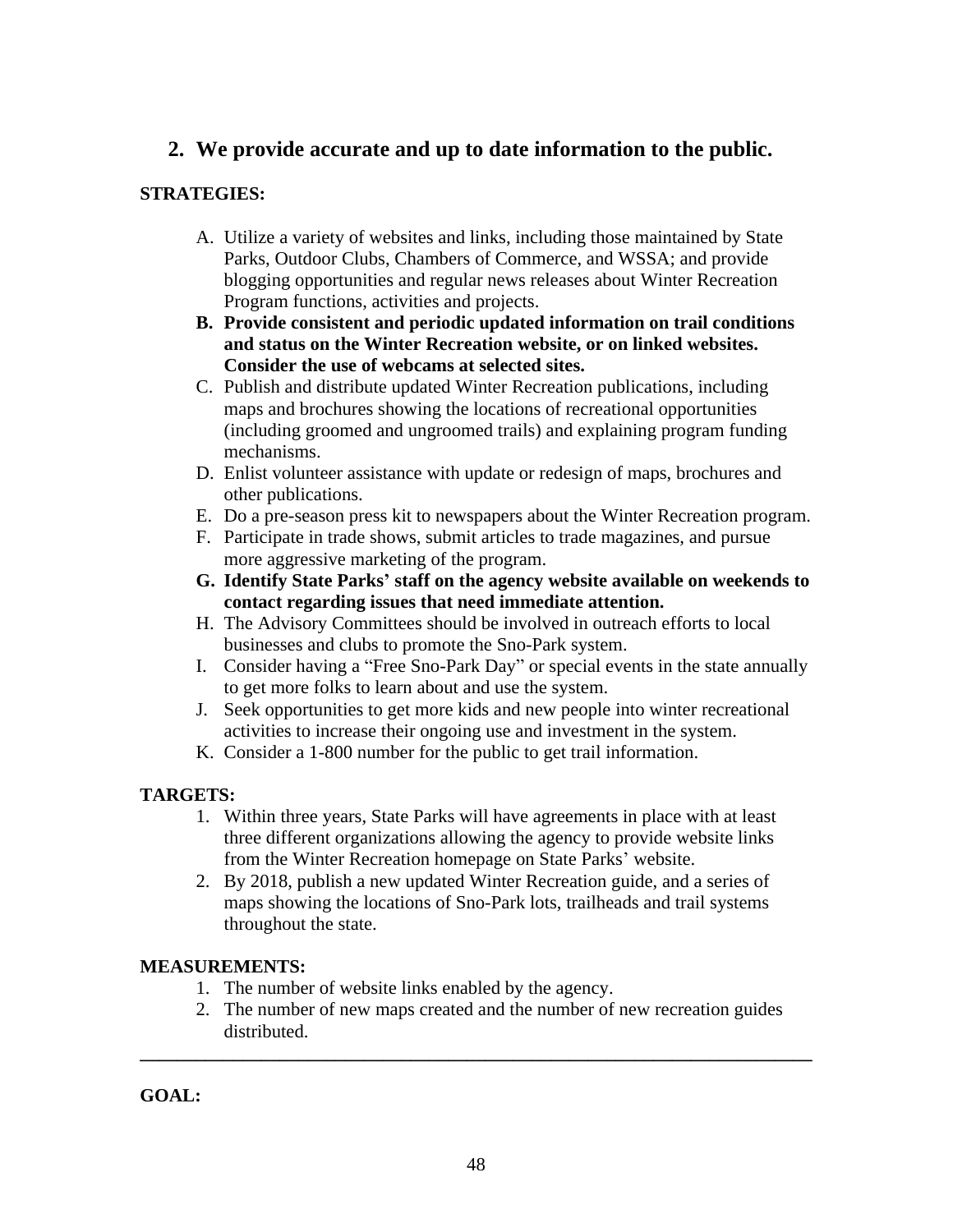## 2. We provide accurate and up to date information to the public.

**STRATEGIES:**

A. Utilize a variety of websites and links, including those maintained by State Parks, Outdoor Clubs, Chambers of Commerce, and WSSA; and provide blogging opportunities and regular news releases about Winter Recreation Program functions, activities and projects.
**B. Provide consistent and periodic updated information on trail conditions and status on the Winter Recreation website, or on linked websites. Consider the use of webcams at selected sites.**
C. Publish and distribute updated Winter Recreation publications, including maps and brochures showing the locations of recreational opportunities (including groomed and ungroomed trails) and explaining program funding mechanisms.
D. Enlist volunteer assistance with update or redesign of maps, brochures and other publications.
E. Do a pre-season press kit to newspapers about the Winter Recreation program.
F. Participate in trade shows, submit articles to trade magazines, and pursue more aggressive marketing of the program.
**G. Identify State Parks' staff on the agency website available on weekends to contact regarding issues that need immediate attention.**
H. The Advisory Committees should be involved in outreach efforts to local businesses and clubs to promote the Sno-Park system.
I. Consider having a "Free Sno-Park Day" or special events in the state annually to get more folks to learn about and use the system.
J. Seek opportunities to get more kids and new people into winter recreational activities to increase their ongoing use and investment in the system.
K. Consider a 1-800 number for the public to get trail information.

**TARGETS:**

1. Within three years, State Parks will have agreements in place with at least three different organizations allowing the agency to provide website links from the Winter Recreation homepage on State Parks' website.
2. By 2018, publish a new updated Winter Recreation guide, and a series of maps showing the locations of Sno-Park lots, trailheads and trail systems throughout the state.

**MEASUREMENTS:**

1. The number of website links enabled by the agency.
2. The number of new maps created and the number of new recreation guides distributed.

---

**GOAL:**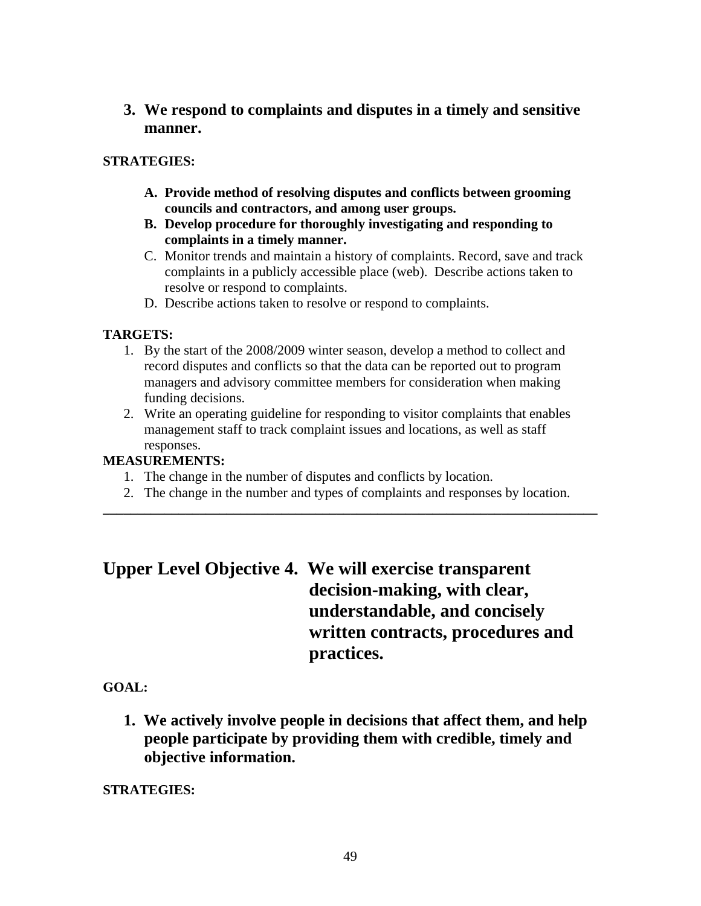### 3. We respond to complaints and disputes in a timely and sensitive manner.

**STRATEGIES:**

- **A. Provide method of resolving disputes and conflicts between grooming councils and contractors, and among user groups.**
- **B. Develop procedure for thoroughly investigating and responding to complaints in a timely manner.**
- C. Monitor trends and maintain a history of complaints. Record, save and track complaints in a publicly accessible place (web). Describe actions taken to resolve or respond to complaints.
- D. Describe actions taken to resolve or respond to complaints.

**TARGETS:**

1. By the start of the 2008/2009 winter season, develop a method to collect and record disputes and conflicts so that the data can be reported out to program managers and advisory committee members for consideration when making funding decisions.
2. Write an operating guideline for responding to visitor complaints that enables management staff to track complaint issues and locations, as well as staff responses.

**MEASUREMENTS:**

1. The change in the number of disputes and conflicts by location.
2. The change in the number and types of complaints and responses by location.

---

## Upper Level Objective 4. We will exercise transparent decision-making, with clear, understandable, and concisely written contracts, procedures and practices.

**GOAL:**

### 1. We actively involve people in decisions that affect them, and help people participate by providing them with credible, timely and objective information.

**STRATEGIES:**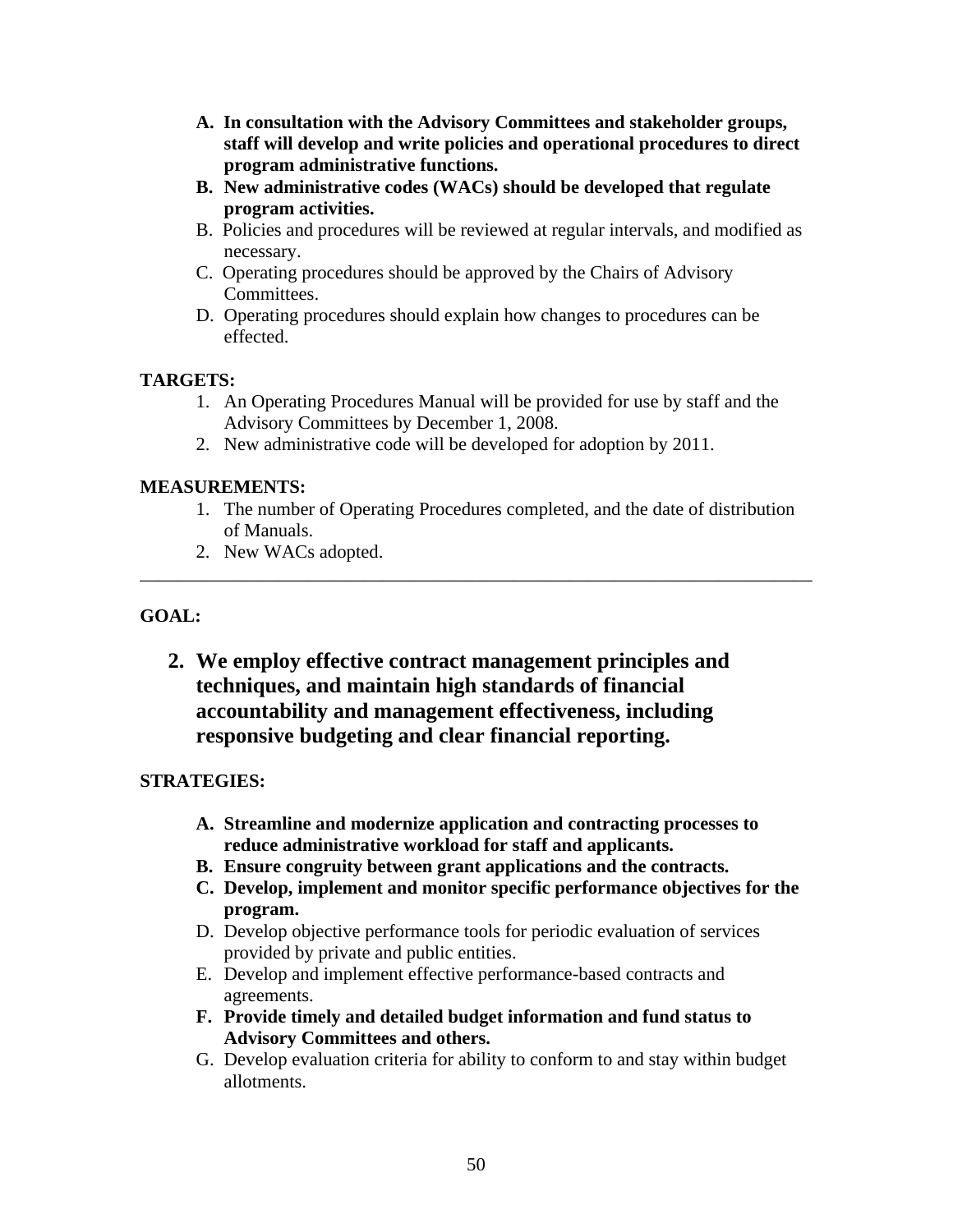A. **In consultation with the Advisory Committees and stakeholder groups, staff will develop and write policies and operational procedures to direct program administrative functions.**

B. **New administrative codes (WACs) should be developed that regulate program activities.**

B. Policies and procedures will be reviewed at regular intervals, and modified as necessary.

C. Operating procedures should be approved by the Chairs of Advisory Committees.

D. Operating procedures should explain how changes to procedures can be effected.

**TARGETS:**

1. An Operating Procedures Manual will be provided for use by staff and the Advisory Committees by December 1, 2008.
2. New administrative code will be developed for adoption by 2011.

**MEASUREMENTS:**

1. The number of Operating Procedures completed, and the date of distribution of Manuals.
2. New WACs adopted.

---

**GOAL:**

## 2. We employ effective contract management principles and techniques, and maintain high standards of financial accountability and management effectiveness, including responsive budgeting and clear financial reporting.

**STRATEGIES:**

A. **Streamline and modernize application and contracting processes to reduce administrative workload for staff and applicants.**

B. **Ensure congruity between grant applications and the contracts.**

C. **Develop, implement and monitor specific performance objectives for the program.**

D. Develop objective performance tools for periodic evaluation of services provided by private and public entities.

E. Develop and implement effective performance-based contracts and agreements.

F. **Provide timely and detailed budget information and fund status to Advisory Committees and others.**

G. Develop evaluation criteria for ability to conform to and stay within budget allotments.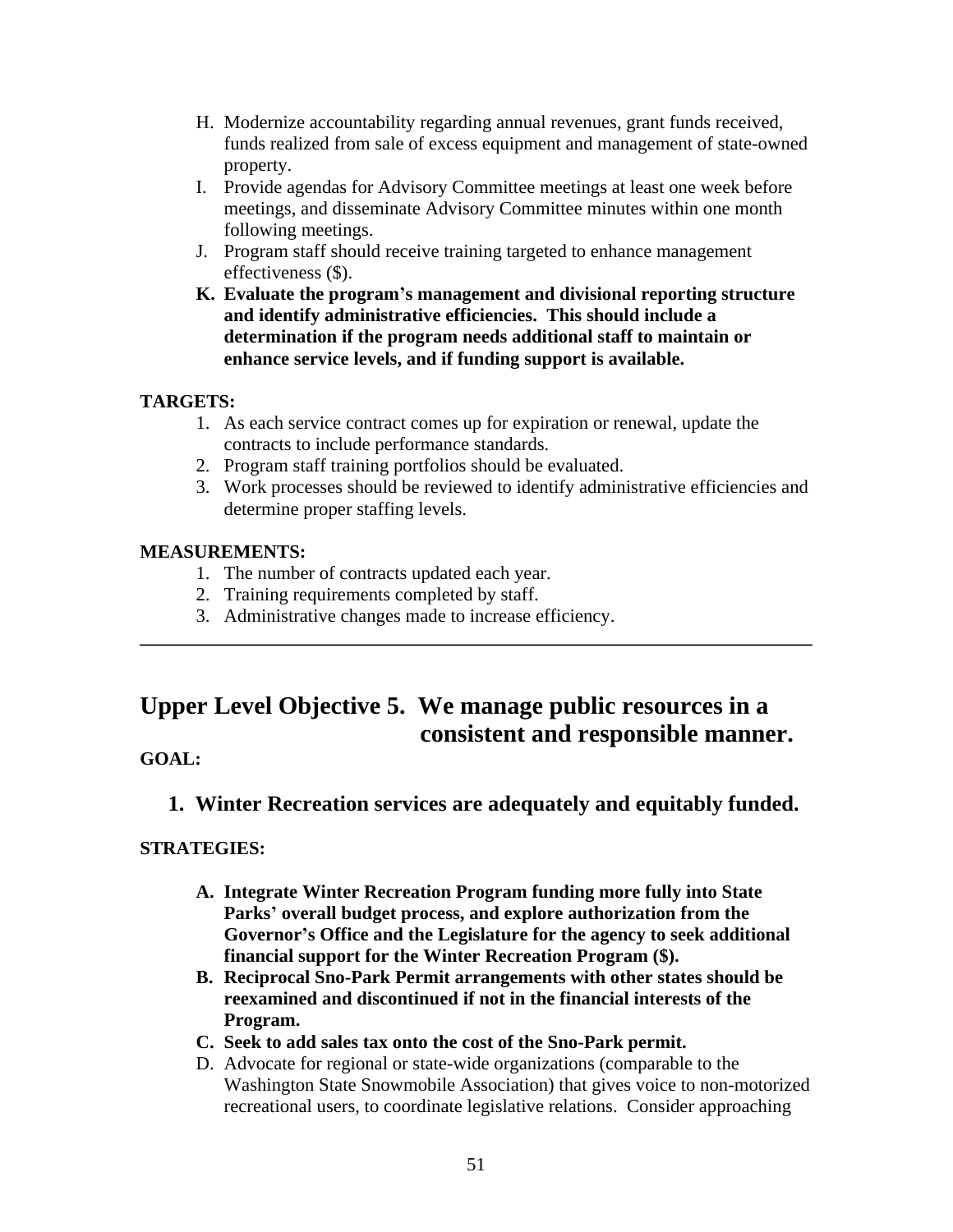H. Modernize accountability regarding annual revenues, grant funds received, funds realized from sale of excess equipment and management of state-owned property.
I. Provide agendas for Advisory Committee meetings at least one week before meetings, and disseminate Advisory Committee minutes within one month following meetings.
J. Program staff should receive training targeted to enhance management effectiveness ($).
**K. Evaluate the program's management and divisional reporting structure and identify administrative efficiencies. This should include a determination if the program needs additional staff to maintain or enhance service levels, and if funding support is available.**

**TARGETS:**

1. As each service contract comes up for expiration or renewal, update the contracts to include performance standards.
2. Program staff training portfolios should be evaluated.
3. Work processes should be reviewed to identify administrative efficiencies and determine proper staffing levels.

**MEASUREMENTS:**

1. The number of contracts updated each year.
2. Training requirements completed by staff.
3. Administrative changes made to increase efficiency.

---

## Upper Level Objective 5. We manage public resources in a consistent and responsible manner.

**GOAL:**

### 1. Winter Recreation services are adequately and equitably funded.

**STRATEGIES:**

**A. Integrate Winter Recreation Program funding more fully into State Parks' overall budget process, and explore authorization from the Governor's Office and the Legislature for the agency to seek additional financial support for the Winter Recreation Program ($).**
**B. Reciprocal Sno-Park Permit arrangements with other states should be reexamined and discontinued if not in the financial interests of the Program.**
**C. Seek to add sales tax onto the cost of the Sno-Park permit.**
D. Advocate for regional or state-wide organizations (comparable to the Washington State Snowmobile Association) that gives voice to non-motorized recreational users, to coordinate legislative relations. Consider approaching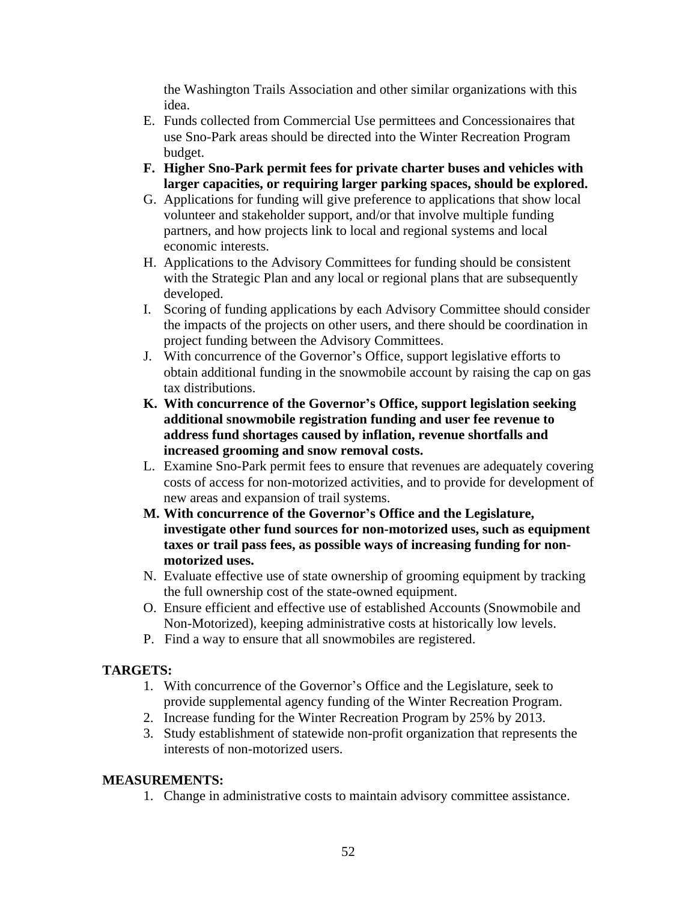the Washington Trails Association and other similar organizations with this idea.

E. Funds collected from Commercial Use permittees and Concessionaires that use Sno-Park areas should be directed into the Winter Recreation Program budget.
F. **Higher Sno-Park permit fees for private charter buses and vehicles with larger capacities, or requiring larger parking spaces, should be explored.**
G. Applications for funding will give preference to applications that show local volunteer and stakeholder support, and/or that involve multiple funding partners, and how projects link to local and regional systems and local economic interests.
H. Applications to the Advisory Committees for funding should be consistent with the Strategic Plan and any local or regional plans that are subsequently developed.
I. Scoring of funding applications by each Advisory Committee should consider the impacts of the projects on other users, and there should be coordination in project funding between the Advisory Committees.
J. With concurrence of the Governor's Office, support legislative efforts to obtain additional funding in the snowmobile account by raising the cap on gas tax distributions.
K. **With concurrence of the Governor's Office, support legislation seeking additional snowmobile registration funding and user fee revenue to address fund shortages caused by inflation, revenue shortfalls and increased grooming and snow removal costs.**
L. Examine Sno-Park permit fees to ensure that revenues are adequately covering costs of access for non-motorized activities, and to provide for development of new areas and expansion of trail systems.
M. **With concurrence of the Governor's Office and the Legislature, investigate other fund sources for non-motorized uses, such as equipment taxes or trail pass fees, as possible ways of increasing funding for non-motorized uses.**
N. Evaluate effective use of state ownership of grooming equipment by tracking the full ownership cost of the state-owned equipment.
O. Ensure efficient and effective use of established Accounts (Snowmobile and Non-Motorized), keeping administrative costs at historically low levels.
P. Find a way to ensure that all snowmobiles are registered.

**TARGETS:**

1. With concurrence of the Governor's Office and the Legislature, seek to provide supplemental agency funding of the Winter Recreation Program.
2. Increase funding for the Winter Recreation Program by 25% by 2013.
3. Study establishment of statewide non-profit organization that represents the interests of non-motorized users.

**MEASUREMENTS:**

1. Change in administrative costs to maintain advisory committee assistance.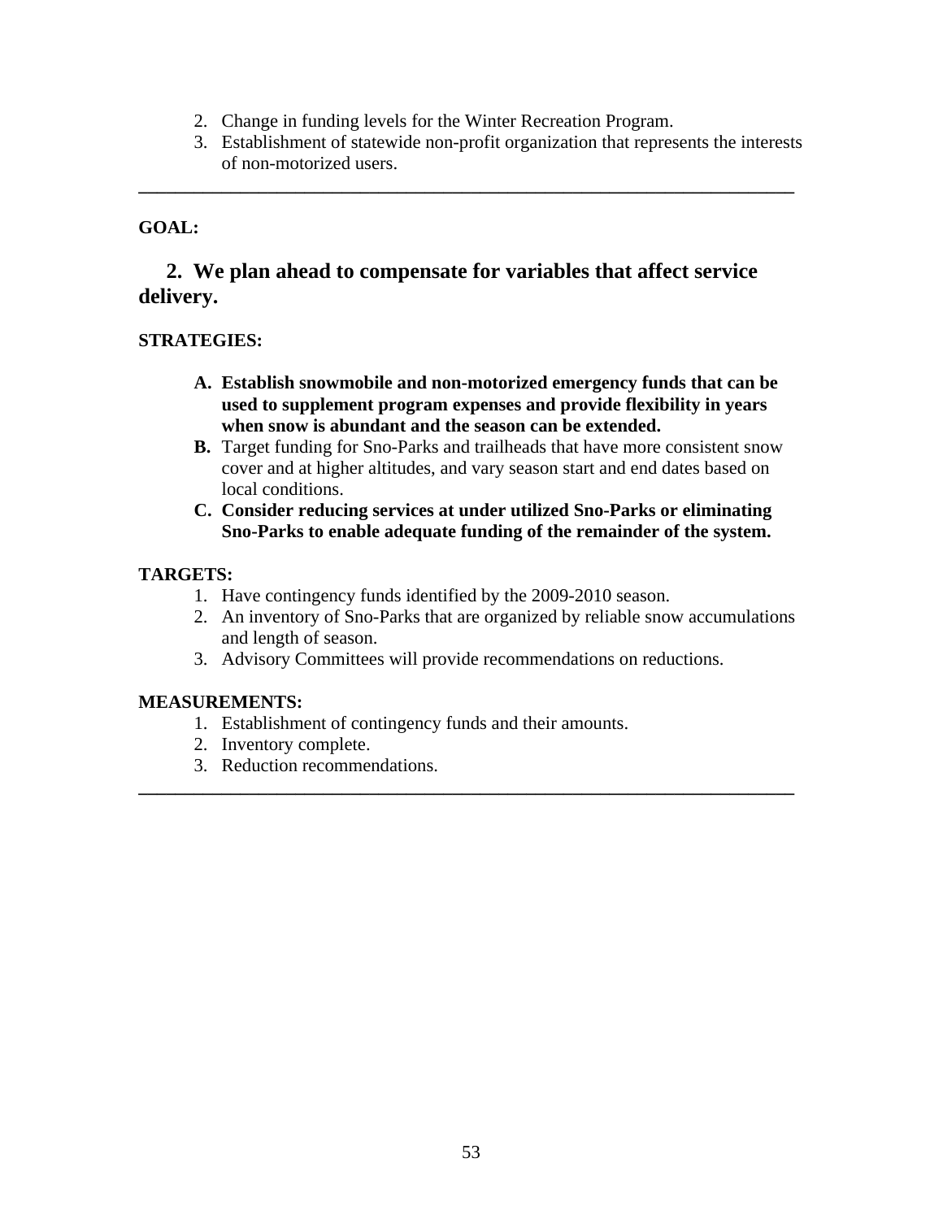2. Change in funding levels for the Winter Recreation Program.
3. Establishment of statewide non-profit organization that represents the interests of non-motorized users.

---

**GOAL:**

## 2. We plan ahead to compensate for variables that affect service delivery.

**STRATEGIES:**

- **A. Establish snowmobile and non-motorized emergency funds that can be used to supplement program expenses and provide flexibility in years when snow is abundant and the season can be extended.**
- **B.** Target funding for Sno-Parks and trailheads that have more consistent snow cover and at higher altitudes, and vary season start and end dates based on local conditions.
- **C. Consider reducing services at under utilized Sno-Parks or eliminating Sno-Parks to enable adequate funding of the remainder of the system.**

**TARGETS:**

1. Have contingency funds identified by the 2009-2010 season.
2. An inventory of Sno-Parks that are organized by reliable snow accumulations and length of season.
3. Advisory Committees will provide recommendations on reductions.

**MEASUREMENTS:**

1. Establishment of contingency funds and their amounts.
2. Inventory complete.
3. Reduction recommendations.

---